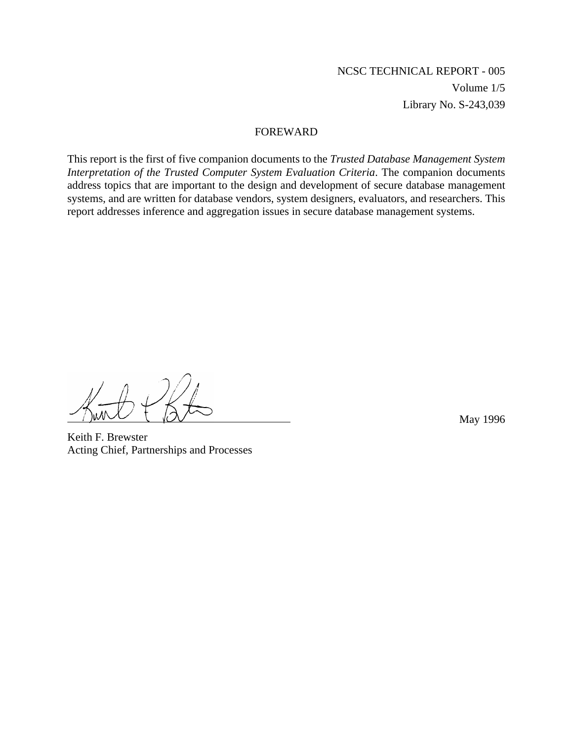NCSC TECHNICAL REPORT - 005

Volume 1/5

Library No. S-243,039

## FOREWARD

This report is the first of five companion documents to the *Trusted Database Management System Interpretation of the Trusted Computer System Evaluation Criteria*. The companion documents address topics that are important to the design and development of secure database management systems, and are written for database vendors, system designers, evaluators, and researchers. This report addresses inference and aggregation issues in secure database management systems.

May 1996

Keith F. Brewster
Acting Chief, Partnerships and Processes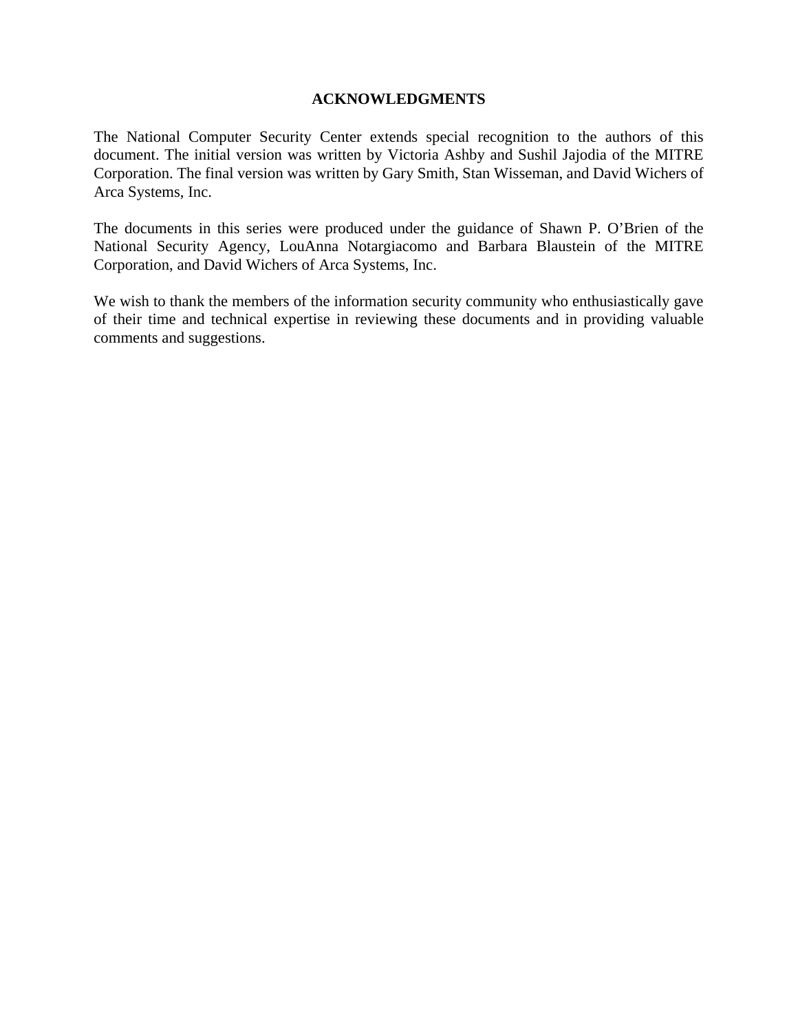# ACKNOWLEDGMENTS

The National Computer Security Center extends special recognition to the authors of this document. The initial version was written by Victoria Ashby and Sushil Jajodia of the MITRE Corporation. The final version was written by Gary Smith, Stan Wisseman, and David Wichers of Arca Systems, Inc.

The documents in this series were produced under the guidance of Shawn P. O'Brien of the National Security Agency, LouAnna Notargiacomo and Barbara Blaustein of the MITRE Corporation, and David Wichers of Arca Systems, Inc.

We wish to thank the members of the information security community who enthusiastically gave of their time and technical expertise in reviewing these documents and in providing valuable comments and suggestions.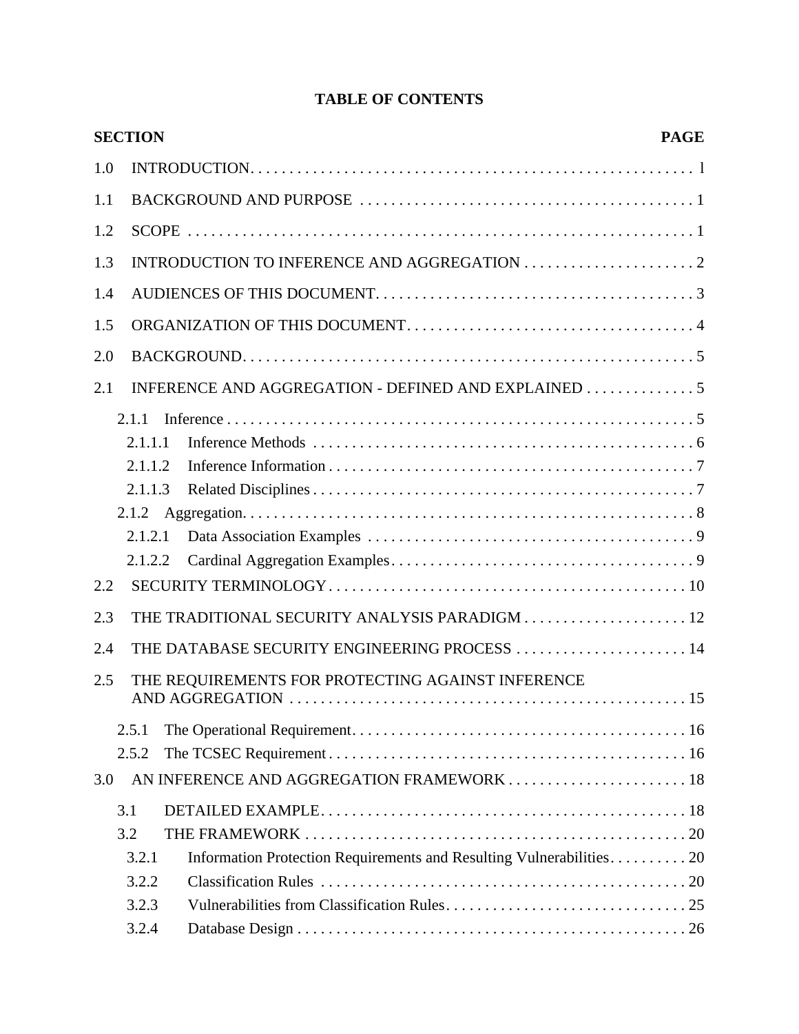# TABLE OF CONTENTS

| SECTION | | PAGE |
|---|---|---|
| 1.0 | INTRODUCTION | l |
| 1.1 | BACKGROUND AND PURPOSE | 1 |
| 1.2 | SCOPE | 1 |
| 1.3 | INTRODUCTION TO INFERENCE AND AGGREGATION | 2 |
| 1.4 | AUDIENCES OF THIS DOCUMENT | 3 |
| 1.5 | ORGANIZATION OF THIS DOCUMENT | 4 |
| 2.0 | BACKGROUND | 5 |
| 2.1 | INFERENCE AND AGGREGATION - DEFINED AND EXPLAINED | 5 |
| 2.1.1 | Inference | 5 |
| 2.1.1.1 | Inference Methods | 6 |
| 2.1.1.2 | Inference Information | 7 |
| 2.1.1.3 | Related Disciplines | 7 |
| 2.1.2 | Aggregation | 8 |
| 2.1.2.1 | Data Association Examples | 9 |
| 2.1.2.2 | Cardinal Aggregation Examples | 9 |
| 2.2 | SECURITY TERMINOLOGY | 10 |
| 2.3 | THE TRADITIONAL SECURITY ANALYSIS PARADIGM | 12 |
| 2.4 | THE DATABASE SECURITY ENGINEERING PROCESS | 14 |
| 2.5 | THE REQUIREMENTS FOR PROTECTING AGAINST INFERENCE AND AGGREGATION | 15 |
| 2.5.1 | The Operational Requirement | 16 |
| 2.5.2 | The TCSEC Requirement | 16 |
| 3.0 | AN INFERENCE AND AGGREGATION FRAMEWORK | 18 |
| 3.1 | DETAILED EXAMPLE | 18 |
| 3.2 | THE FRAMEWORK | 20 |
| 3.2.1 | Information Protection Requirements and Resulting Vulnerabilities | 20 |
| 3.2.2 | Classification Rules | 20 |
| 3.2.3 | Vulnerabilities from Classification Rules | 25 |
| 3.2.4 | Database Design | 26 |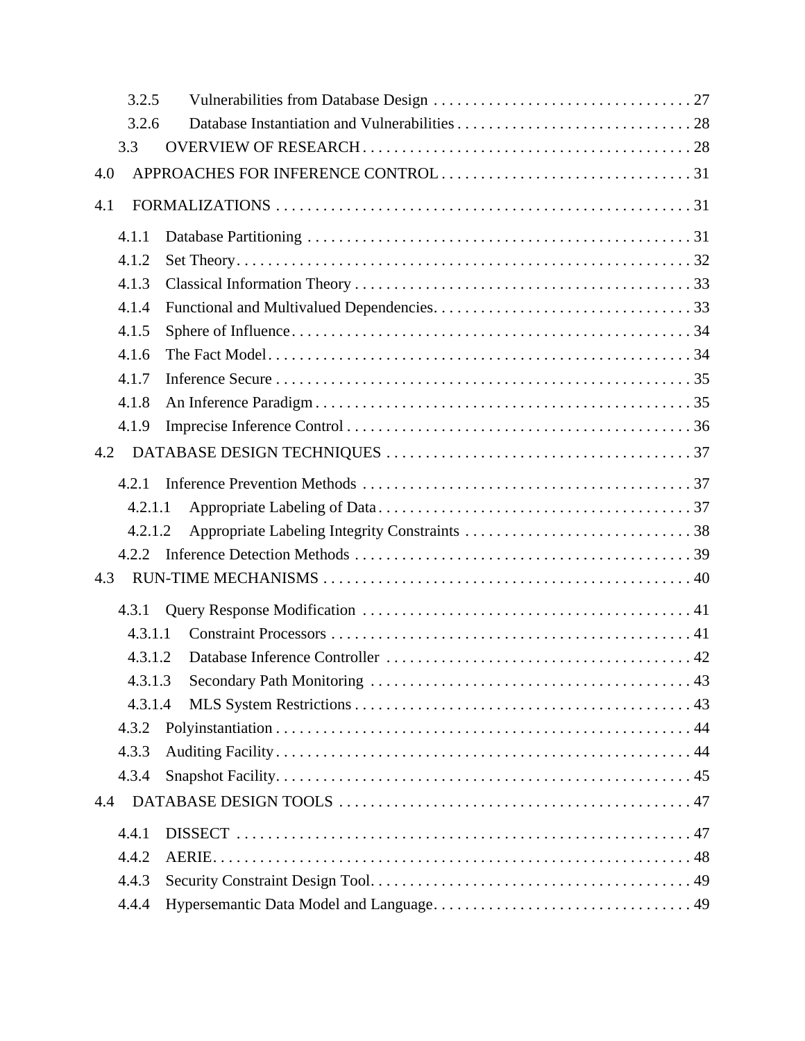3.2.5 Vulnerabilities from Database Design . . . . . . . . . . . . . . . . . . . . . . . . . . . . . . . . . 27
3.2.6 Database Instantiation and Vulnerabilities . . . . . . . . . . . . . . . . . . . . . . . . . . . . . . 28
3.3 OVERVIEW OF RESEARCH . . . . . . . . . . . . . . . . . . . . . . . . . . . . . . . . . . . . . . . . . . 28

4.0 APPROACHES FOR INFERENCE CONTROL . . . . . . . . . . . . . . . . . . . . . . . . . . . . . . . . 31

4.1 FORMALIZATIONS . . . . . . . . . . . . . . . . . . . . . . . . . . . . . . . . . . . . . . . . . . . . . . . . . . . . . 31

4.1.1 Database Partitioning . . . . . . . . . . . . . . . . . . . . . . . . . . . . . . . . . . . . . . . . . . . . . . . . . 31
4.1.2 Set Theory . . . . . . . . . . . . . . . . . . . . . . . . . . . . . . . . . . . . . . . . . . . . . . . . . . . . . . . . . . 32
4.1.3 Classical Information Theory . . . . . . . . . . . . . . . . . . . . . . . . . . . . . . . . . . . . . . . . . . . 33
4.1.4 Functional and Multivalued Dependencies . . . . . . . . . . . . . . . . . . . . . . . . . . . . . . . . . 33
4.1.5 Sphere of Influence . . . . . . . . . . . . . . . . . . . . . . . . . . . . . . . . . . . . . . . . . . . . . . . . . . . 34
4.1.6 The Fact Model . . . . . . . . . . . . . . . . . . . . . . . . . . . . . . . . . . . . . . . . . . . . . . . . . . . . . . 34
4.1.7 Inference Secure . . . . . . . . . . . . . . . . . . . . . . . . . . . . . . . . . . . . . . . . . . . . . . . . . . . . . 35
4.1.8 An Inference Paradigm . . . . . . . . . . . . . . . . . . . . . . . . . . . . . . . . . . . . . . . . . . . . . . . . 35
4.1.9 Imprecise Inference Control . . . . . . . . . . . . . . . . . . . . . . . . . . . . . . . . . . . . . . . . . . . . 36

4.2 DATABASE DESIGN TECHNIQUES . . . . . . . . . . . . . . . . . . . . . . . . . . . . . . . . . . . . . . . 37

4.2.1 Inference Prevention Methods . . . . . . . . . . . . . . . . . . . . . . . . . . . . . . . . . . . . . . . . . . 37
4.2.1.1 Appropriate Labeling of Data . . . . . . . . . . . . . . . . . . . . . . . . . . . . . . . . . . . . . . . . 37
4.2.1.2 Appropriate Labeling Integrity Constraints . . . . . . . . . . . . . . . . . . . . . . . . . . . . . 38
4.2.2 Inference Detection Methods . . . . . . . . . . . . . . . . . . . . . . . . . . . . . . . . . . . . . . . . . . . 39

4.3 RUN-TIME MECHANISMS . . . . . . . . . . . . . . . . . . . . . . . . . . . . . . . . . . . . . . . . . . . . . . . 40

4.3.1 Query Response Modification . . . . . . . . . . . . . . . . . . . . . . . . . . . . . . . . . . . . . . . . . . 41
4.3.1.1 Constraint Processors . . . . . . . . . . . . . . . . . . . . . . . . . . . . . . . . . . . . . . . . . . . . . . 41
4.3.1.2 Database Inference Controller . . . . . . . . . . . . . . . . . . . . . . . . . . . . . . . . . . . . . . . 42
4.3.1.3 Secondary Path Monitoring . . . . . . . . . . . . . . . . . . . . . . . . . . . . . . . . . . . . . . . . . 43
4.3.1.4 MLS System Restrictions . . . . . . . . . . . . . . . . . . . . . . . . . . . . . . . . . . . . . . . . . . . 43
4.3.2 Polyinstantiation . . . . . . . . . . . . . . . . . . . . . . . . . . . . . . . . . . . . . . . . . . . . . . . . . . . . . 44
4.3.3 Auditing Facility . . . . . . . . . . . . . . . . . . . . . . . . . . . . . . . . . . . . . . . . . . . . . . . . . . . . . 44
4.3.4 Snapshot Facility . . . . . . . . . . . . . . . . . . . . . . . . . . . . . . . . . . . . . . . . . . . . . . . . . . . . . 45

4.4 DATABASE DESIGN TOOLS . . . . . . . . . . . . . . . . . . . . . . . . . . . . . . . . . . . . . . . . . . . . . 47

4.4.1 DISSECT . . . . . . . . . . . . . . . . . . . . . . . . . . . . . . . . . . . . . . . . . . . . . . . . . . . . . . . . . . . 47
4.4.2 AERIE . . . . . . . . . . . . . . . . . . . . . . . . . . . . . . . . . . . . . . . . . . . . . . . . . . . . . . . . . . . . . 48
4.4.3 Security Constraint Design Tool . . . . . . . . . . . . . . . . . . . . . . . . . . . . . . . . . . . . . . . . . 49
4.4.4 Hypersemantic Data Model and Language . . . . . . . . . . . . . . . . . . . . . . . . . . . . . . . . . 49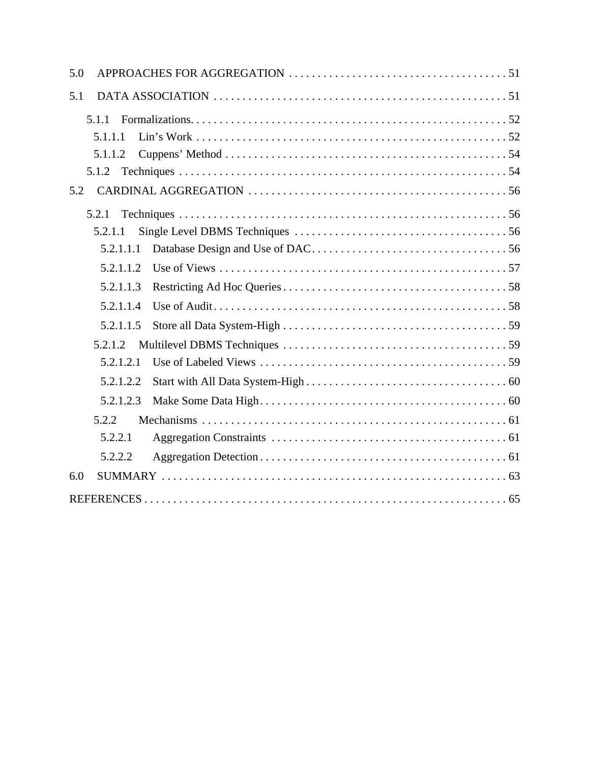5.0 APPROACHES FOR AGGREGATION . . . . . . . . . . . . . . . . . . . . . . . . . . . . . . . . . . . . . . 51

5.1 DATA ASSOCIATION . . . . . . . . . . . . . . . . . . . . . . . . . . . . . . . . . . . . . . . . . . . . . . . . . . . 51

- 5.1.1 Formalizations. . . . . . . . . . . . . . . . . . . . . . . . . . . . . . . . . . . . . . . . . . . . . . . . . . . . . . . 52
  - 5.1.1.1 Lin's Work . . . . . . . . . . . . . . . . . . . . . . . . . . . . . . . . . . . . . . . . . . . . . . . . . . . . . . 52
  - 5.1.1.2 Cuppens' Method . . . . . . . . . . . . . . . . . . . . . . . . . . . . . . . . . . . . . . . . . . . . . . . . . 54
- 5.1.2 Techniques . . . . . . . . . . . . . . . . . . . . . . . . . . . . . . . . . . . . . . . . . . . . . . . . . . . . . . . . . 54

5.2 CARDINAL AGGREGATION . . . . . . . . . . . . . . . . . . . . . . . . . . . . . . . . . . . . . . . . . . . . . 56

- 5.2.1 Techniques . . . . . . . . . . . . . . . . . . . . . . . . . . . . . . . . . . . . . . . . . . . . . . . . . . . . . . . . . 56
  - 5.2.1.1 Single Level DBMS Techniques . . . . . . . . . . . . . . . . . . . . . . . . . . . . . . . . . . . . . 56
    - 5.2.1.1.1 Database Design and Use of DAC . . . . . . . . . . . . . . . . . . . . . . . . . . . . . . . . . . 56
    - 5.2.1.1.2 Use of Views . . . . . . . . . . . . . . . . . . . . . . . . . . . . . . . . . . . . . . . . . . . . . . . . . . 57
    - 5.2.1.1.3 Restricting Ad Hoc Queries . . . . . . . . . . . . . . . . . . . . . . . . . . . . . . . . . . . . . . . 58
    - 5.2.1.1.4 Use of Audit . . . . . . . . . . . . . . . . . . . . . . . . . . . . . . . . . . . . . . . . . . . . . . . . . . . 58
    - 5.2.1.1.5 Store all Data System-High . . . . . . . . . . . . . . . . . . . . . . . . . . . . . . . . . . . . . . . 59
  - 5.2.1.2 Multilevel DBMS Techniques . . . . . . . . . . . . . . . . . . . . . . . . . . . . . . . . . . . . . . . 59
    - 5.2.1.2.1 Use of Labeled Views . . . . . . . . . . . . . . . . . . . . . . . . . . . . . . . . . . . . . . . . . . . 59
    - 5.2.1.2.2 Start with All Data System-High . . . . . . . . . . . . . . . . . . . . . . . . . . . . . . . . . . . 60
    - 5.2.1.2.3 Make Some Data High . . . . . . . . . . . . . . . . . . . . . . . . . . . . . . . . . . . . . . . . . . . 60
- 5.2.2 Mechanisms . . . . . . . . . . . . . . . . . . . . . . . . . . . . . . . . . . . . . . . . . . . . . . . . . . . . . 61
  - 5.2.2.1 Aggregation Constraints . . . . . . . . . . . . . . . . . . . . . . . . . . . . . . . . . . . . . . . . . 61
  - 5.2.2.2 Aggregation Detection . . . . . . . . . . . . . . . . . . . . . . . . . . . . . . . . . . . . . . . . . . 61

6.0 SUMMARY . . . . . . . . . . . . . . . . . . . . . . . . . . . . . . . . . . . . . . . . . . . . . . . . . . . . . . . . . . . . 63

REFERENCES . . . . . . . . . . . . . . . . . . . . . . . . . . . . . . . . . . . . . . . . . . . . . . . . . . . . . . . . . . . . . . 65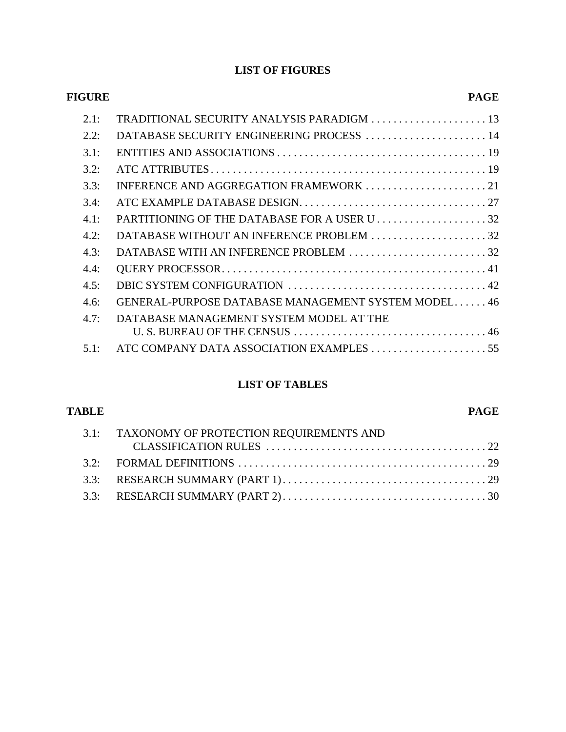## LIST OF FIGURES

| FIGURE | | PAGE |
|---|---|---|
| 2.1: | TRADITIONAL SECURITY ANALYSIS PARADIGM | 13 |
| 2.2: | DATABASE SECURITY ENGINEERING PROCESS | 14 |
| 3.1: | ENTITIES AND ASSOCIATIONS | 19 |
| 3.2: | ATC ATTRIBUTES | 19 |
| 3.3: | INFERENCE AND AGGREGATION FRAMEWORK | 21 |
| 3.4: | ATC EXAMPLE DATABASE DESIGN | 27 |
| 4.1: | PARTITIONING OF THE DATABASE FOR A USER U | 32 |
| 4.2: | DATABASE WITHOUT AN INFERENCE PROBLEM | 32 |
| 4.3: | DATABASE WITH AN INFERENCE PROBLEM | 32 |
| 4.4: | QUERY PROCESSOR | 41 |
| 4.5: | DBIC SYSTEM CONFIGURATION | 42 |
| 4.6: | GENERAL-PURPOSE DATABASE MANAGEMENT SYSTEM MODEL | 46 |
| 4.7: | DATABASE MANAGEMENT SYSTEM MODEL AT THE U. S. BUREAU OF THE CENSUS | 46 |
| 5.1: | ATC COMPANY DATA ASSOCIATION EXAMPLES | 55 |

## LIST OF TABLES

| TABLE | | PAGE |
|---|---|---|
| 3.1: | TAXONOMY OF PROTECTION REQUIREMENTS AND CLASSIFICATION RULES | 22 |
| 3.2: | FORMAL DEFINITIONS | 29 |
| 3.3: | RESEARCH SUMMARY (PART 1) | 29 |
| 3.3: | RESEARCH SUMMARY (PART 2) | 30 |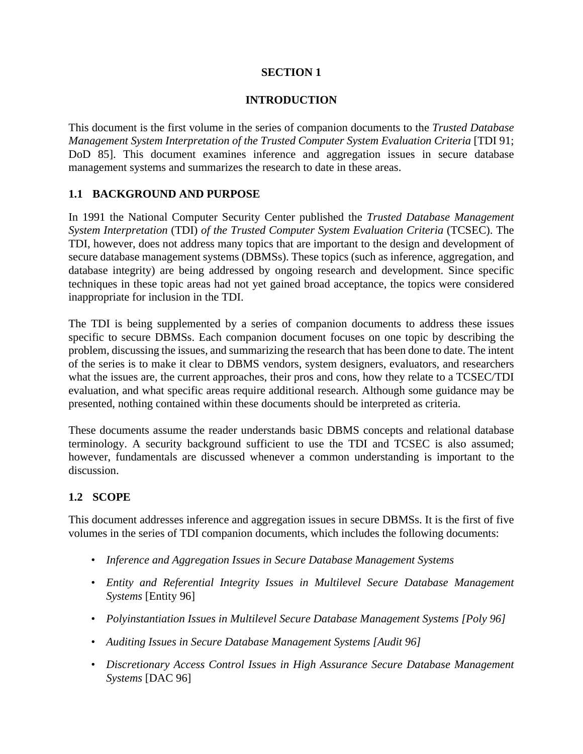# SECTION 1

# INTRODUCTION

This document is the first volume in the series of companion documents to the *Trusted Database Management System Interpretation of the Trusted Computer System Evaluation Criteria* [TDI 91; DoD 85]. This document examines inference and aggregation issues in secure database management systems and summarizes the research to date in these areas.

## 1.1 BACKGROUND AND PURPOSE

In 1991 the National Computer Security Center published the *Trusted Database Management System Interpretation* (TDI) *of the Trusted Computer System Evaluation Criteria* (TCSEC). The TDI, however, does not address many topics that are important to the design and development of secure database management systems (DBMSs). These topics (such as inference, aggregation, and database integrity) are being addressed by ongoing research and development. Since specific techniques in these topic areas had not yet gained broad acceptance, the topics were considered inappropriate for inclusion in the TDI.

The TDI is being supplemented by a series of companion documents to address these issues specific to secure DBMSs. Each companion document focuses on one topic by describing the problem, discussing the issues, and summarizing the research that has been done to date. The intent of the series is to make it clear to DBMS vendors, system designers, evaluators, and researchers what the issues are, the current approaches, their pros and cons, how they relate to a TCSEC/TDI evaluation, and what specific areas require additional research. Although some guidance may be presented, nothing contained within these documents should be interpreted as criteria.

These documents assume the reader understands basic DBMS concepts and relational database terminology. A security background sufficient to use the TDI and TCSEC is also assumed; however, fundamentals are discussed whenever a common understanding is important to the discussion.

## 1.2 SCOPE

This document addresses inference and aggregation issues in secure DBMSs. It is the first of five volumes in the series of TDI companion documents, which includes the following documents:

- *Inference and Aggregation Issues in Secure Database Management Systems*
- *Entity and Referential Integrity Issues in Multilevel Secure Database Management Systems* [Entity 96]
- *Polyinstantiation Issues in Multilevel Secure Database Management Systems [Poly 96]*
- *Auditing Issues in Secure Database Management Systems [Audit 96]*
- *Discretionary Access Control Issues in High Assurance Secure Database Management Systems* [DAC 96]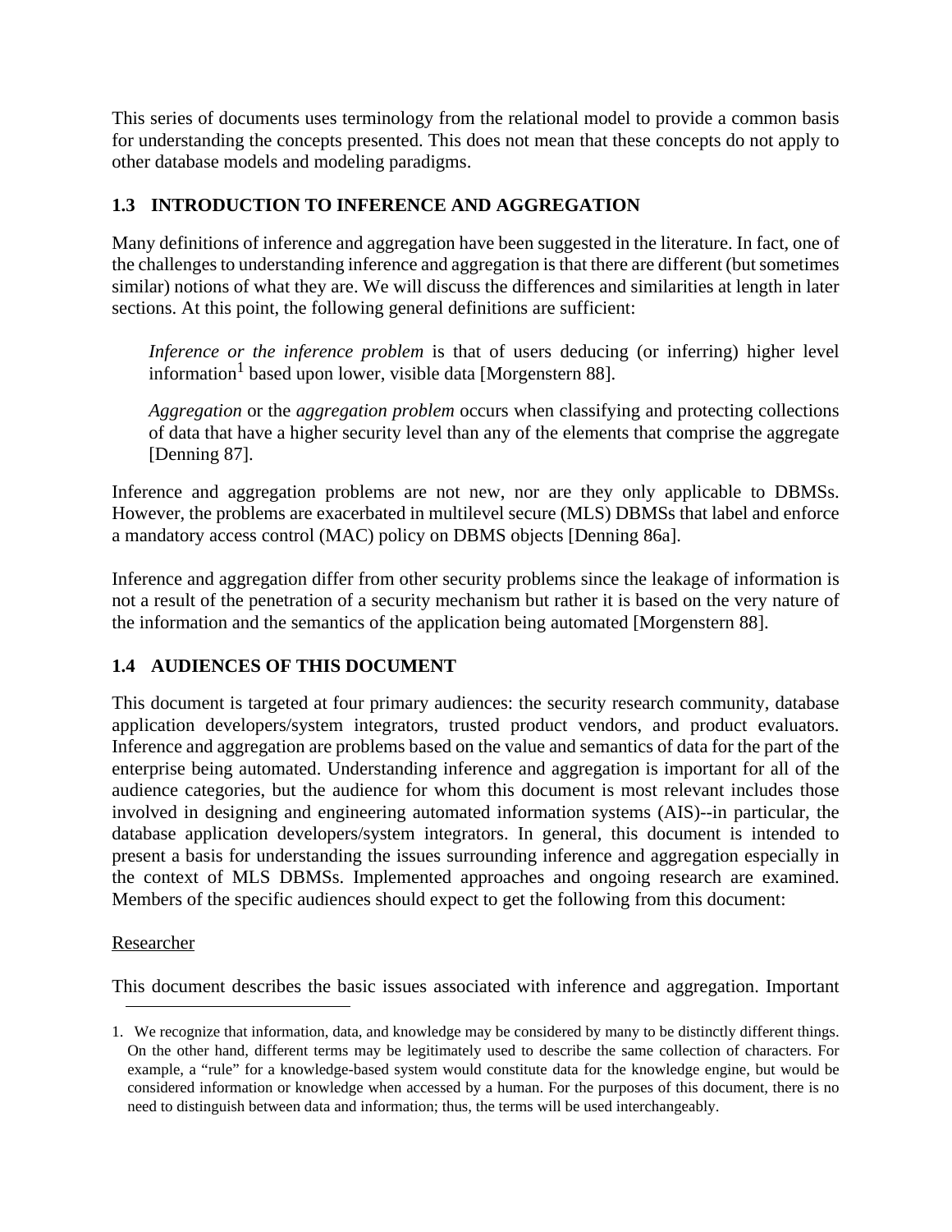This series of documents uses terminology from the relational model to provide a common basis for understanding the concepts presented. This does not mean that these concepts do not apply to other database models and modeling paradigms.

## 1.3 INTRODUCTION TO INFERENCE AND AGGREGATION

Many definitions of inference and aggregation have been suggested in the literature. In fact, one of the challenges to understanding inference and aggregation is that there are different (but sometimes similar) notions of what they are. We will discuss the differences and similarities at length in later sections. At this point, the following general definitions are sufficient:

> *Inference or the inference problem* is that of users deducing (or inferring) higher level information[1] based upon lower, visible data [Morgenstern 88].
>
> *Aggregation* or the *aggregation problem* occurs when classifying and protecting collections of data that have a higher security level than any of the elements that comprise the aggregate [Denning 87].

Inference and aggregation problems are not new, nor are they only applicable to DBMSs. However, the problems are exacerbated in multilevel secure (MLS) DBMSs that label and enforce a mandatory access control (MAC) policy on DBMS objects [Denning 86a].

Inference and aggregation differ from other security problems since the leakage of information is not a result of the penetration of a security mechanism but rather it is based on the very nature of the information and the semantics of the application being automated [Morgenstern 88].

## 1.4 AUDIENCES OF THIS DOCUMENT

This document is targeted at four primary audiences: the security research community, database application developers/system integrators, trusted product vendors, and product evaluators. Inference and aggregation are problems based on the value and semantics of data for the part of the enterprise being automated. Understanding inference and aggregation is important for all of the audience categories, but the audience for whom this document is most relevant includes those involved in designing and engineering automated information systems (AIS)--in particular, the database application developers/system integrators. In general, this document is intended to present a basis for understanding the issues surrounding inference and aggregation especially in the context of MLS DBMSs. Implemented approaches and ongoing research are examined. Members of the specific audiences should expect to get the following from this document:

Researcher

This document describes the basic issues associated with inference and aggregation. Important

---

1. We recognize that information, data, and knowledge may be considered by many to be distinctly different things. On the other hand, different terms may be legitimately used to describe the same collection of characters. For example, a "rule" for a knowledge-based system would constitute data for the knowledge engine, but would be considered information or knowledge when accessed by a human. For the purposes of this document, there is no need to distinguish between data and information; thus, the terms will be used interchangeably.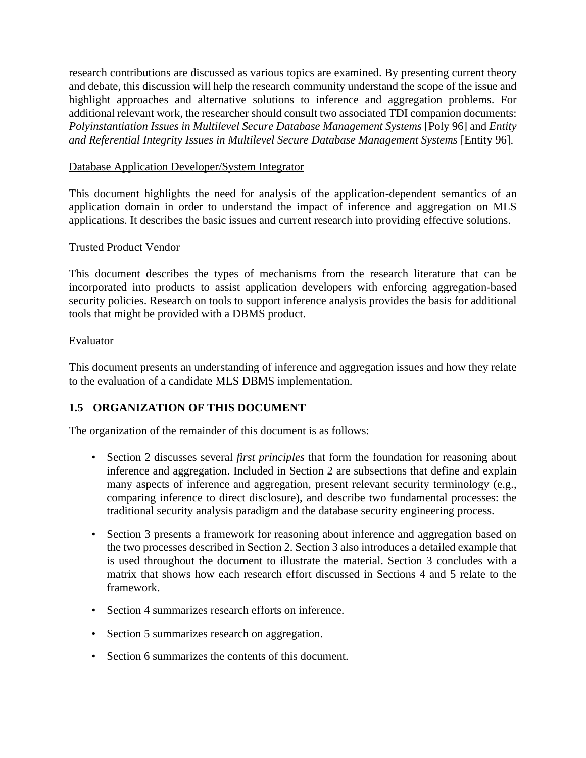research contributions are discussed as various topics are examined. By presenting current theory and debate, this discussion will help the research community understand the scope of the issue and highlight approaches and alternative solutions to inference and aggregation problems. For additional relevant work, the researcher should consult two associated TDI companion documents: *Polyinstantiation Issues in Multilevel Secure Database Management Systems* [Poly 96] and *Entity and Referential Integrity Issues in Multilevel Secure Database Management Systems* [Entity 96].

<u>Database Application Developer/System Integrator</u>

This document highlights the need for analysis of the application-dependent semantics of an application domain in order to understand the impact of inference and aggregation on MLS applications. It describes the basic issues and current research into providing effective solutions.

<u>Trusted Product Vendor</u>

This document describes the types of mechanisms from the research literature that can be incorporated into products to assist application developers with enforcing aggregation-based security policies. Research on tools to support inference analysis provides the basis for additional tools that might be provided with a DBMS product.

<u>Evaluator</u>

This document presents an understanding of inference and aggregation issues and how they relate to the evaluation of a candidate MLS DBMS implementation.

### 1.5 ORGANIZATION OF THIS DOCUMENT

The organization of the remainder of this document is as follows:

- Section 2 discusses several *first principles* that form the foundation for reasoning about inference and aggregation. Included in Section 2 are subsections that define and explain many aspects of inference and aggregation, present relevant security terminology (e.g., comparing inference to direct disclosure), and describe two fundamental processes: the traditional security analysis paradigm and the database security engineering process.

- Section 3 presents a framework for reasoning about inference and aggregation based on the two processes described in Section 2. Section 3 also introduces a detailed example that is used throughout the document to illustrate the material. Section 3 concludes with a matrix that shows how each research effort discussed in Sections 4 and 5 relate to the framework.

- Section 4 summarizes research efforts on inference.

- Section 5 summarizes research on aggregation.

- Section 6 summarizes the contents of this document.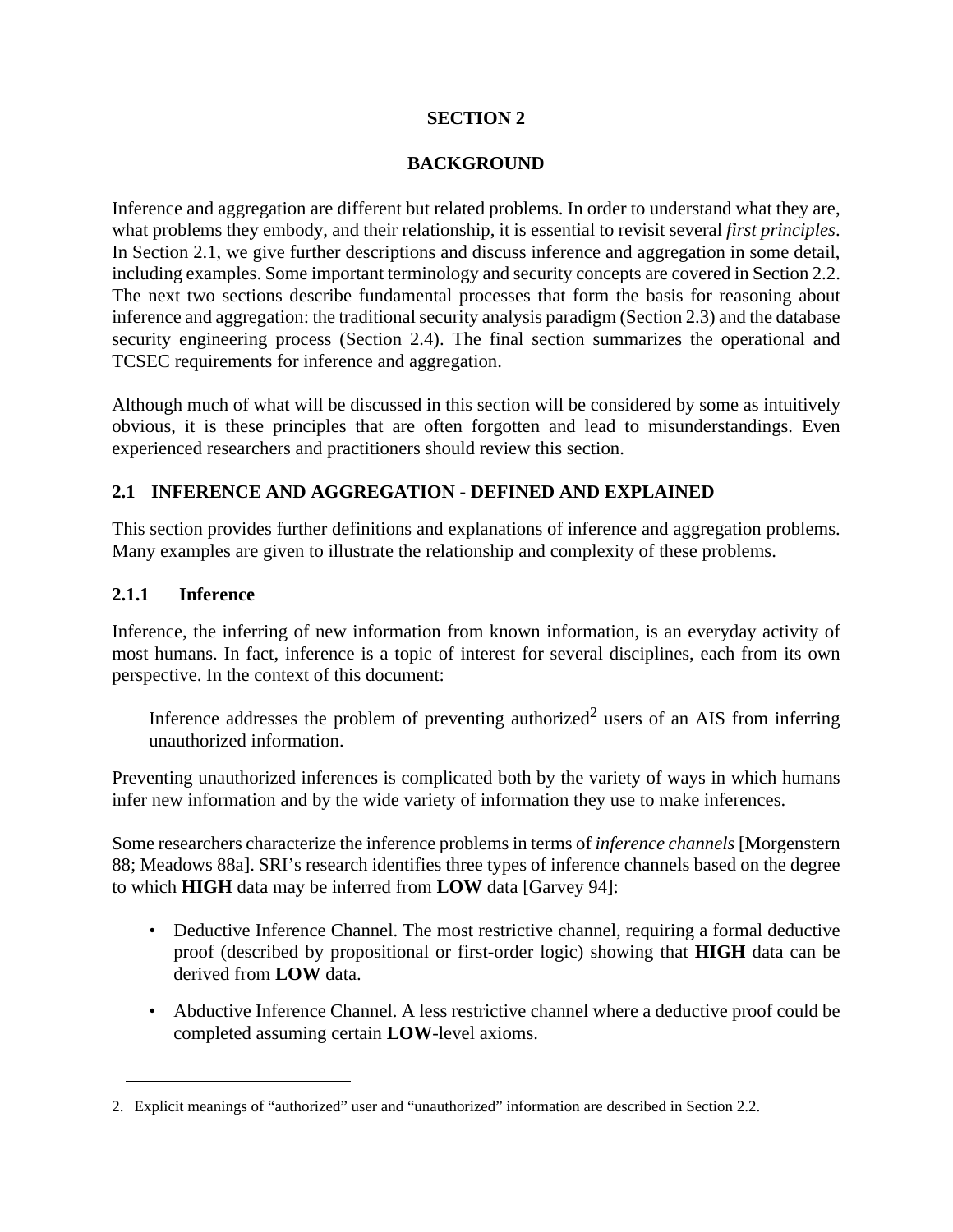# SECTION 2

# BACKGROUND

Inference and aggregation are different but related problems. In order to understand what they are, what problems they embody, and their relationship, it is essential to revisit several *first principles*. In Section 2.1, we give further descriptions and discuss inference and aggregation in some detail, including examples. Some important terminology and security concepts are covered in Section 2.2. The next two sections describe fundamental processes that form the basis for reasoning about inference and aggregation: the traditional security analysis paradigm (Section 2.3) and the database security engineering process (Section 2.4). The final section summarizes the operational and TCSEC requirements for inference and aggregation.

Although much of what will be discussed in this section will be considered by some as intuitively obvious, it is these principles that are often forgotten and lead to misunderstandings. Even experienced researchers and practitioners should review this section.

## 2.1 INFERENCE AND AGGREGATION - DEFINED AND EXPLAINED

This section provides further definitions and explanations of inference and aggregation problems. Many examples are given to illustrate the relationship and complexity of these problems.

### 2.1.1 Inference

Inference, the inferring of new information from known information, is an everyday activity of most humans. In fact, inference is a topic of interest for several disciplines, each from its own perspective. In the context of this document:

> Inference addresses the problem of preventing authorized[2] users of an AIS from inferring unauthorized information.

Preventing unauthorized inferences is complicated both by the variety of ways in which humans infer new information and by the wide variety of information they use to make inferences.

Some researchers characterize the inference problems in terms of *inference channels* [Morgenstern 88; Meadows 88a]. SRI's research identifies three types of inference channels based on the degree to which **HIGH** data may be inferred from **LOW** data [Garvey 94]:

- Deductive Inference Channel. The most restrictive channel, requiring a formal deductive proof (described by propositional or first-order logic) showing that **HIGH** data can be derived from **LOW** data.
- Abductive Inference Channel. A less restrictive channel where a deductive proof could be completed <u>assuming</u> certain **LOW**-level axioms.

---

2. Explicit meanings of "authorized" user and "unauthorized" information are described in Section 2.2.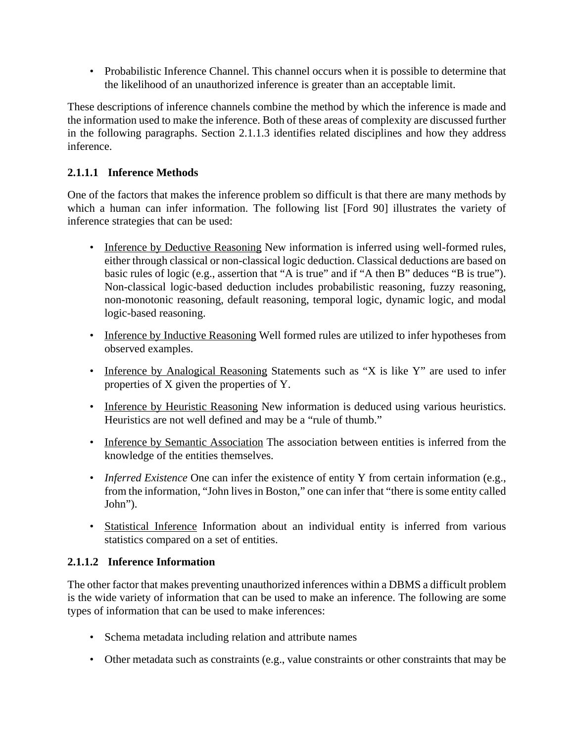- Probabilistic Inference Channel. This channel occurs when it is possible to determine that the likelihood of an unauthorized inference is greater than an acceptable limit.

These descriptions of inference channels combine the method by which the inference is made and the information used to make the inference. Both of these areas of complexity are discussed further in the following paragraphs. Section 2.1.1.3 identifies related disciplines and how they address inference.

#### 2.1.1.1 Inference Methods

One of the factors that makes the inference problem so difficult is that there are many methods by which a human can infer information. The following list [Ford 90] illustrates the variety of inference strategies that can be used:

- Inference by Deductive Reasoning New information is inferred using well-formed rules, either through classical or non-classical logic deduction. Classical deductions are based on basic rules of logic (e.g., assertion that “A is true” and if “A then B” deduces “B is true”). Non-classical logic-based deduction includes probabilistic reasoning, fuzzy reasoning, non-monotonic reasoning, default reasoning, temporal logic, dynamic logic, and modal logic-based reasoning.

- Inference by Inductive Reasoning Well formed rules are utilized to infer hypotheses from observed examples.

- Inference by Analogical Reasoning Statements such as “X is like Y” are used to infer properties of X given the properties of Y.

- Inference by Heuristic Reasoning New information is deduced using various heuristics. Heuristics are not well defined and may be a “rule of thumb.”

- Inference by Semantic Association The association between entities is inferred from the knowledge of the entities themselves.

- *Inferred Existence* One can infer the existence of entity Y from certain information (e.g., from the information, “John lives in Boston,” one can infer that “there is some entity called John”).

- Statistical Inference Information about an individual entity is inferred from various statistics compared on a set of entities.

#### 2.1.1.2 Inference Information

The other factor that makes preventing unauthorized inferences within a DBMS a difficult problem is the wide variety of information that can be used to make an inference. The following are some types of information that can be used to make inferences:

- Schema metadata including relation and attribute names

- Other metadata such as constraints (e.g., value constraints or other constraints that may be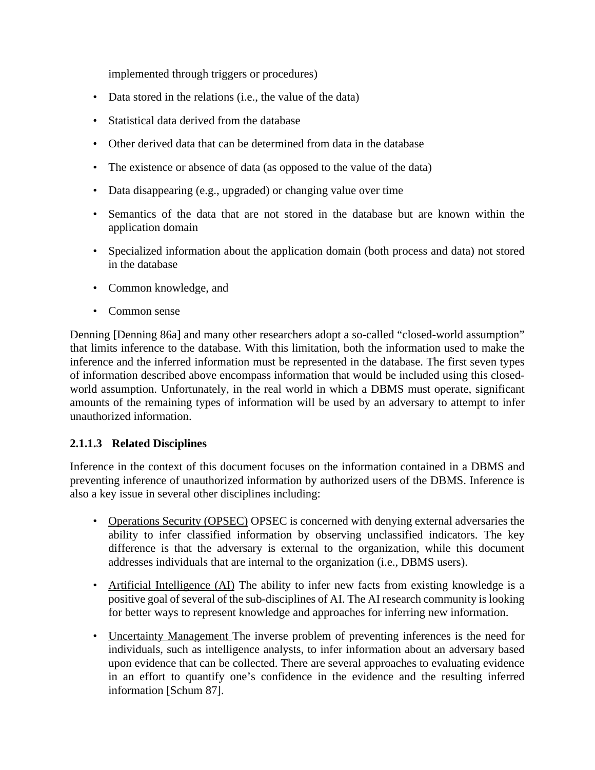implemented through triggers or procedures)

- Data stored in the relations (i.e., the value of the data)
- Statistical data derived from the database
- Other derived data that can be determined from data in the database
- The existence or absence of data (as opposed to the value of the data)
- Data disappearing (e.g., upgraded) or changing value over time
- Semantics of the data that are not stored in the database but are known within the application domain
- Specialized information about the application domain (both process and data) not stored in the database
- Common knowledge, and
- Common sense

Denning [Denning 86a] and many other researchers adopt a so-called "closed-world assumption" that limits inference to the database. With this limitation, both the information used to make the inference and the inferred information must be represented in the database. The first seven types of information described above encompass information that would be included using this closed-world assumption. Unfortunately, in the real world in which a DBMS must operate, significant amounts of the remaining types of information will be used by an adversary to attempt to infer unauthorized information.

#### 2.1.1.3 Related Disciplines

Inference in the context of this document focuses on the information contained in a DBMS and preventing inference of unauthorized information by authorized users of the DBMS. Inference is also a key issue in several other disciplines including:

- Operations Security (OPSEC) OPSEC is concerned with denying external adversaries the ability to infer classified information by observing unclassified indicators. The key difference is that the adversary is external to the organization, while this document addresses individuals that are internal to the organization (i.e., DBMS users).
- Artificial Intelligence (AI) The ability to infer new facts from existing knowledge is a positive goal of several of the sub-disciplines of AI. The AI research community is looking for better ways to represent knowledge and approaches for inferring new information.
- Uncertainty Management The inverse problem of preventing inferences is the need for individuals, such as intelligence analysts, to infer information about an adversary based upon evidence that can be collected. There are several approaches to evaluating evidence in an effort to quantify one's confidence in the evidence and the resulting inferred information [Schum 87].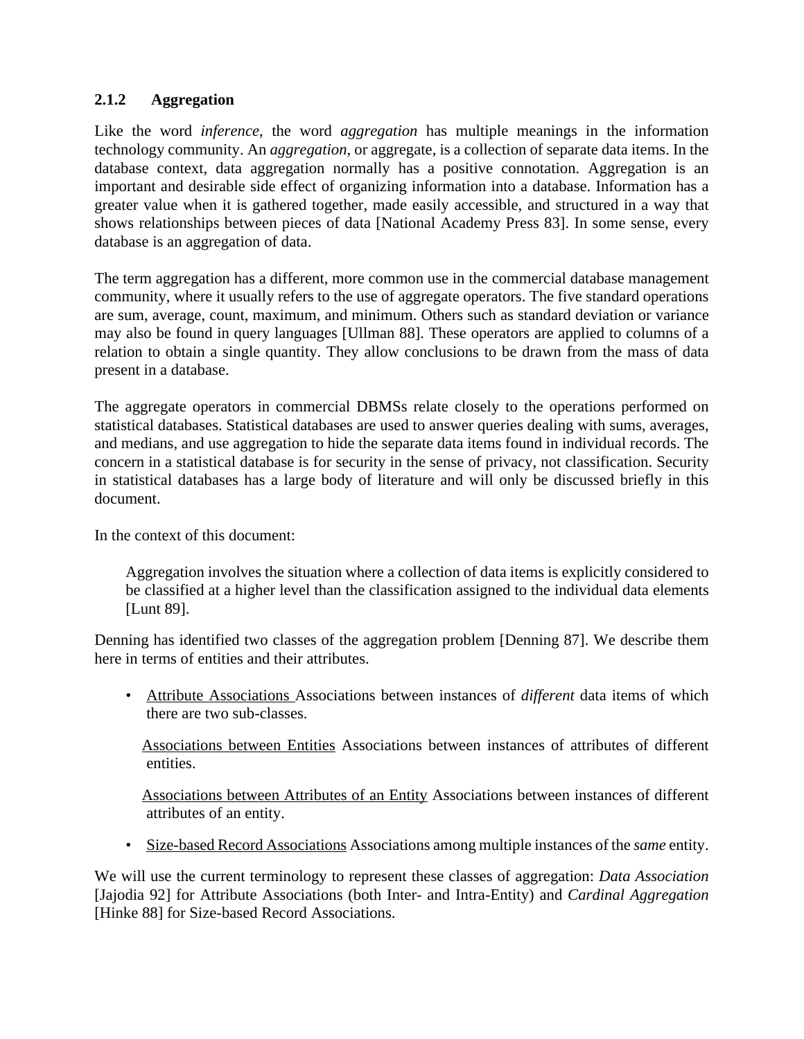### 2.1.2 Aggregation

Like the word *inference*, the word *aggregation* has multiple meanings in the information technology community. An *aggregation*, or aggregate, is a collection of separate data items. In the database context, data aggregation normally has a positive connotation. Aggregation is an important and desirable side effect of organizing information into a database. Information has a greater value when it is gathered together, made easily accessible, and structured in a way that shows relationships between pieces of data [National Academy Press 83]. In some sense, every database is an aggregation of data.

The term aggregation has a different, more common use in the commercial database management community, where it usually refers to the use of aggregate operators. The five standard operations are sum, average, count, maximum, and minimum. Others such as standard deviation or variance may also be found in query languages [Ullman 88]. These operators are applied to columns of a relation to obtain a single quantity. They allow conclusions to be drawn from the mass of data present in a database.

The aggregate operators in commercial DBMSs relate closely to the operations performed on statistical databases. Statistical databases are used to answer queries dealing with sums, averages, and medians, and use aggregation to hide the separate data items found in individual records. The concern in a statistical database is for security in the sense of privacy, not classification. Security in statistical databases has a large body of literature and will only be discussed briefly in this document.

In the context of this document:

> Aggregation involves the situation where a collection of data items is explicitly considered to be classified at a higher level than the classification assigned to the individual data elements [Lunt 89].

Denning has identified two classes of the aggregation problem [Denning 87]. We describe them here in terms of entities and their attributes.

- <u>Attribute Associations</u> Associations between instances of *different* data items of which there are two sub-classes.

  <u>Associations between Entities</u> Associations between instances of attributes of different entities.

  <u>Associations between Attributes of an Entity</u> Associations between instances of different attributes of an entity.

- <u>Size-based Record Associations</u> Associations among multiple instances of the *same* entity.

We will use the current terminology to represent these classes of aggregation: *Data Association* [Jajodia 92] for Attribute Associations (both Inter- and Intra-Entity) and *Cardinal Aggregation* [Hinke 88] for Size-based Record Associations.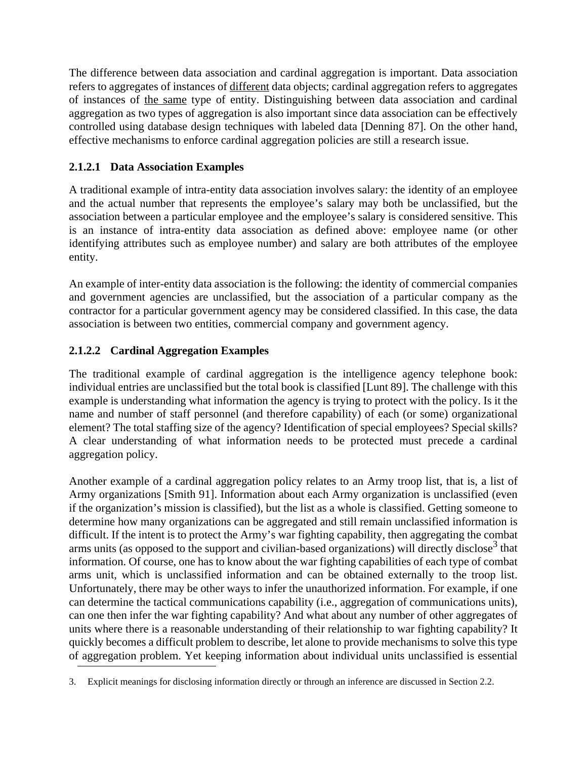The difference between data association and cardinal aggregation is important. Data association refers to aggregates of instances of different data objects; cardinal aggregation refers to aggregates of instances of the same type of entity. Distinguishing between data association and cardinal aggregation as two types of aggregation is also important since data association can be effectively controlled using database design techniques with labeled data [Denning 87]. On the other hand, effective mechanisms to enforce cardinal aggregation policies are still a research issue.

#### 2.1.2.1 Data Association Examples

A traditional example of intra-entity data association involves salary: the identity of an employee and the actual number that represents the employee's salary may both be unclassified, but the association between a particular employee and the employee's salary is considered sensitive. This is an instance of intra-entity data association as defined above: employee name (or other identifying attributes such as employee number) and salary are both attributes of the employee entity.

An example of inter-entity data association is the following: the identity of commercial companies and government agencies are unclassified, but the association of a particular company as the contractor for a particular government agency may be considered classified. In this case, the data association is between two entities, commercial company and government agency.

#### 2.1.2.2 Cardinal Aggregation Examples

The traditional example of cardinal aggregation is the intelligence agency telephone book: individual entries are unclassified but the total book is classified [Lunt 89]. The challenge with this example is understanding what information the agency is trying to protect with the policy. Is it the name and number of staff personnel (and therefore capability) of each (or some) organizational element? The total staffing size of the agency? Identification of special employees? Special skills? A clear understanding of what information needs to be protected must precede a cardinal aggregation policy.

Another example of a cardinal aggregation policy relates to an Army troop list, that is, a list of Army organizations [Smith 91]. Information about each Army organization is unclassified (even if the organization's mission is classified), but the list as a whole is classified. Getting someone to determine how many organizations can be aggregated and still remain unclassified information is difficult. If the intent is to protect the Army's war fighting capability, then aggregating the combat arms units (as opposed to the support and civilian-based organizations) will directly disclose[3] that information. Of course, one has to know about the war fighting capabilities of each type of combat arms unit, which is unclassified information and can be obtained externally to the troop list. Unfortunately, there may be other ways to infer the unauthorized information. For example, if one can determine the tactical communications capability (i.e., aggregation of communications units), can one then infer the war fighting capability? And what about any number of other aggregates of units where there is a reasonable understanding of their relationship to war fighting capability? It quickly becomes a difficult problem to describe, let alone to provide mechanisms to solve this type of aggregation problem. Yet keeping information about individual units unclassified is essential

3. Explicit meanings for disclosing information directly or through an inference are discussed in Section 2.2.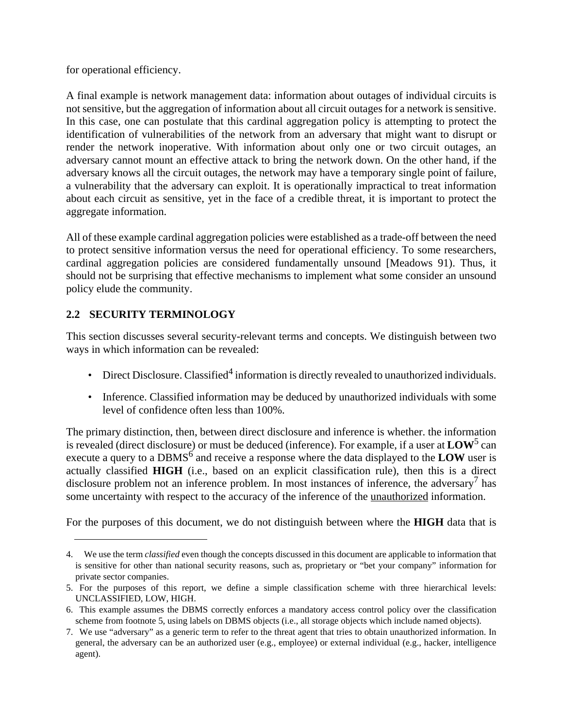for operational efficiency.

A final example is network management data: information about outages of individual circuits is not sensitive, but the aggregation of information about all circuit outages for a network is sensitive. In this case, one can postulate that this cardinal aggregation policy is attempting to protect the identification of vulnerabilities of the network from an adversary that might want to disrupt or render the network inoperative. With information about only one or two circuit outages, an adversary cannot mount an effective attack to bring the network down. On the other hand, if the adversary knows all the circuit outages, the network may have a temporary single point of failure, a vulnerability that the adversary can exploit. It is operationally impractical to treat information about each circuit as sensitive, yet in the face of a credible threat, it is important to protect the aggregate information.

All of these example cardinal aggregation policies were established as a trade-off between the need to protect sensitive information versus the need for operational efficiency. To some researchers, cardinal aggregation policies are considered fundamentally unsound [Meadows 91). Thus, it should not be surprising that effective mechanisms to implement what some consider an unsound policy elude the community.

## 2.2 SECURITY TERMINOLOGY

This section discusses several security-relevant terms and concepts. We distinguish between two ways in which information can be revealed:

- Direct Disclosure. Classified[4] information is directly revealed to unauthorized individuals.
- Inference. Classified information may be deduced by unauthorized individuals with some level of confidence often less than 100%.

The primary distinction, then, between direct disclosure and inference is whether. the information is revealed (direct disclosure) or must be deduced (inference). For example, if a user at **LOW**[5] can execute a query to a DBMS[6] and receive a response where the data displayed to the **LOW** user is actually classified **HIGH** (i.e., based on an explicit classification rule), then this is a direct disclosure problem not an inference problem. In most instances of inference, the adversary[7] has some uncertainty with respect to the accuracy of the inference of the <u>unauthorized</u> information.

For the purposes of this document, we do not distinguish between where the **HIGH** data that is

---

4. We use the term *classified* even though the concepts discussed in this document are applicable to information that is sensitive for other than national security reasons, such as, proprietary or "bet your company" information for private sector companies.
5. For the purposes of this report, we define a simple classification scheme with three hierarchical levels: UNCLASSIFIED, LOW, HIGH.
6. This example assumes the DBMS correctly enforces a mandatory access control policy over the classification scheme from footnote 5, using labels on DBMS objects (i.e., all storage objects which include named objects).
7. We use "adversary" as a generic term to refer to the threat agent that tries to obtain unauthorized information. In general, the adversary can be an authorized user (e.g., employee) or external individual (e.g., hacker, intelligence agent).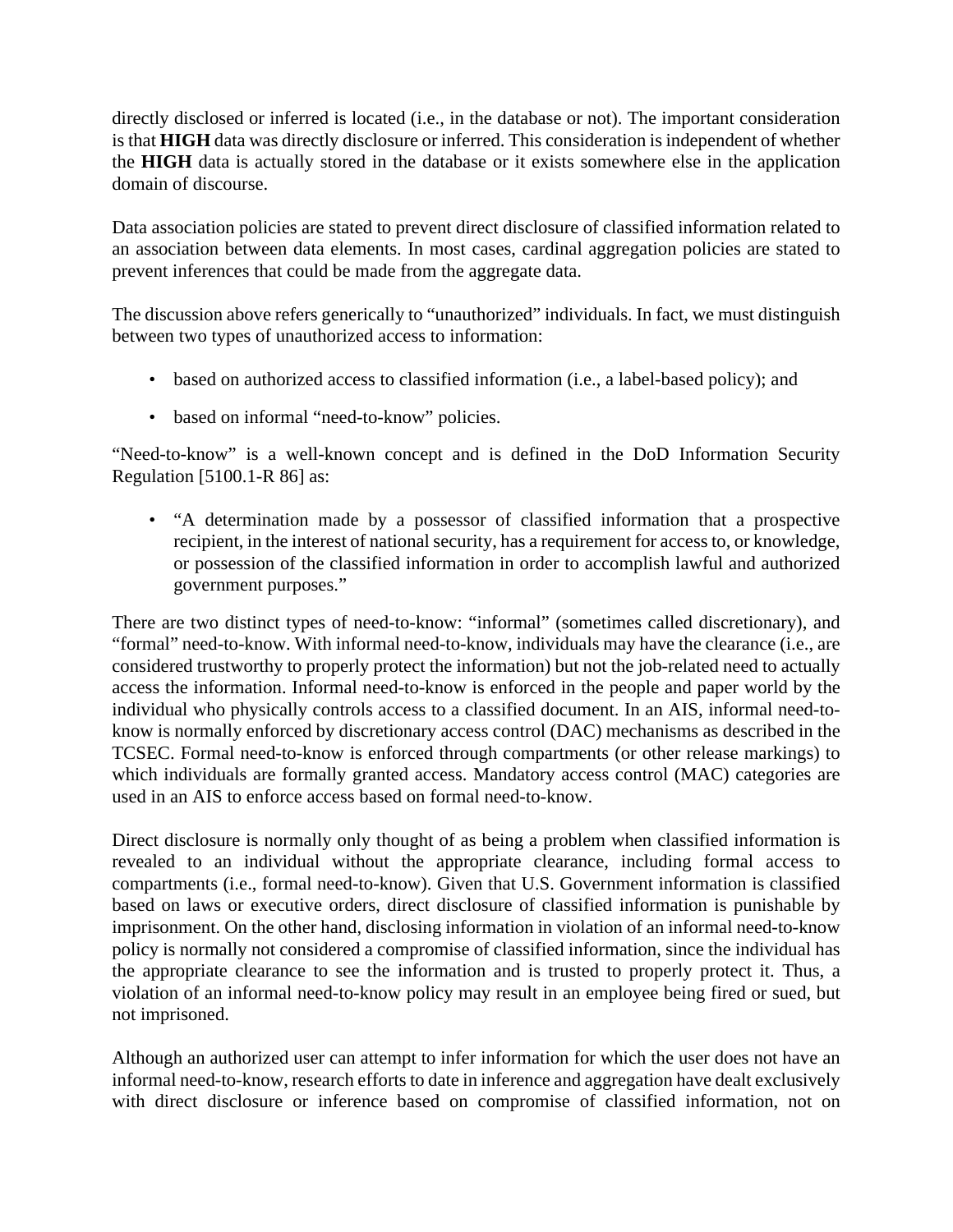directly disclosed or inferred is located (i.e., in the database or not). The important consideration is that **HIGH** data was directly disclosure or inferred. This consideration is independent of whether the **HIGH** data is actually stored in the database or it exists somewhere else in the application domain of discourse.

Data association policies are stated to prevent direct disclosure of classified information related to an association between data elements. In most cases, cardinal aggregation policies are stated to prevent inferences that could be made from the aggregate data.

The discussion above refers generically to "unauthorized" individuals. In fact, we must distinguish between two types of unauthorized access to information:

- based on authorized access to classified information (i.e., a label-based policy); and
- based on informal "need-to-know" policies.

"Need-to-know" is a well-known concept and is defined in the DoD Information Security Regulation [5100.1-R 86] as:

- "A determination made by a possessor of classified information that a prospective recipient, in the interest of national security, has a requirement for access to, or knowledge, or possession of the classified information in order to accomplish lawful and authorized government purposes."

There are two distinct types of need-to-know: "informal" (sometimes called discretionary), and "formal" need-to-know. With informal need-to-know, individuals may have the clearance (i.e., are considered trustworthy to properly protect the information) but not the job-related need to actually access the information. Informal need-to-know is enforced in the people and paper world by the individual who physically controls access to a classified document. In an AIS, informal need-to-know is normally enforced by discretionary access control (DAC) mechanisms as described in the TCSEC. Formal need-to-know is enforced through compartments (or other release markings) to which individuals are formally granted access. Mandatory access control (MAC) categories are used in an AIS to enforce access based on formal need-to-know.

Direct disclosure is normally only thought of as being a problem when classified information is revealed to an individual without the appropriate clearance, including formal access to compartments (i.e., formal need-to-know). Given that U.S. Government information is classified based on laws or executive orders, direct disclosure of classified information is punishable by imprisonment. On the other hand, disclosing information in violation of an informal need-to-know policy is normally not considered a compromise of classified information, since the individual has the appropriate clearance to see the information and is trusted to properly protect it. Thus, a violation of an informal need-to-know policy may result in an employee being fired or sued, but not imprisoned.

Although an authorized user can attempt to infer information for which the user does not have an informal need-to-know, research efforts to date in inference and aggregation have dealt exclusively with direct disclosure or inference based on compromise of classified information, not on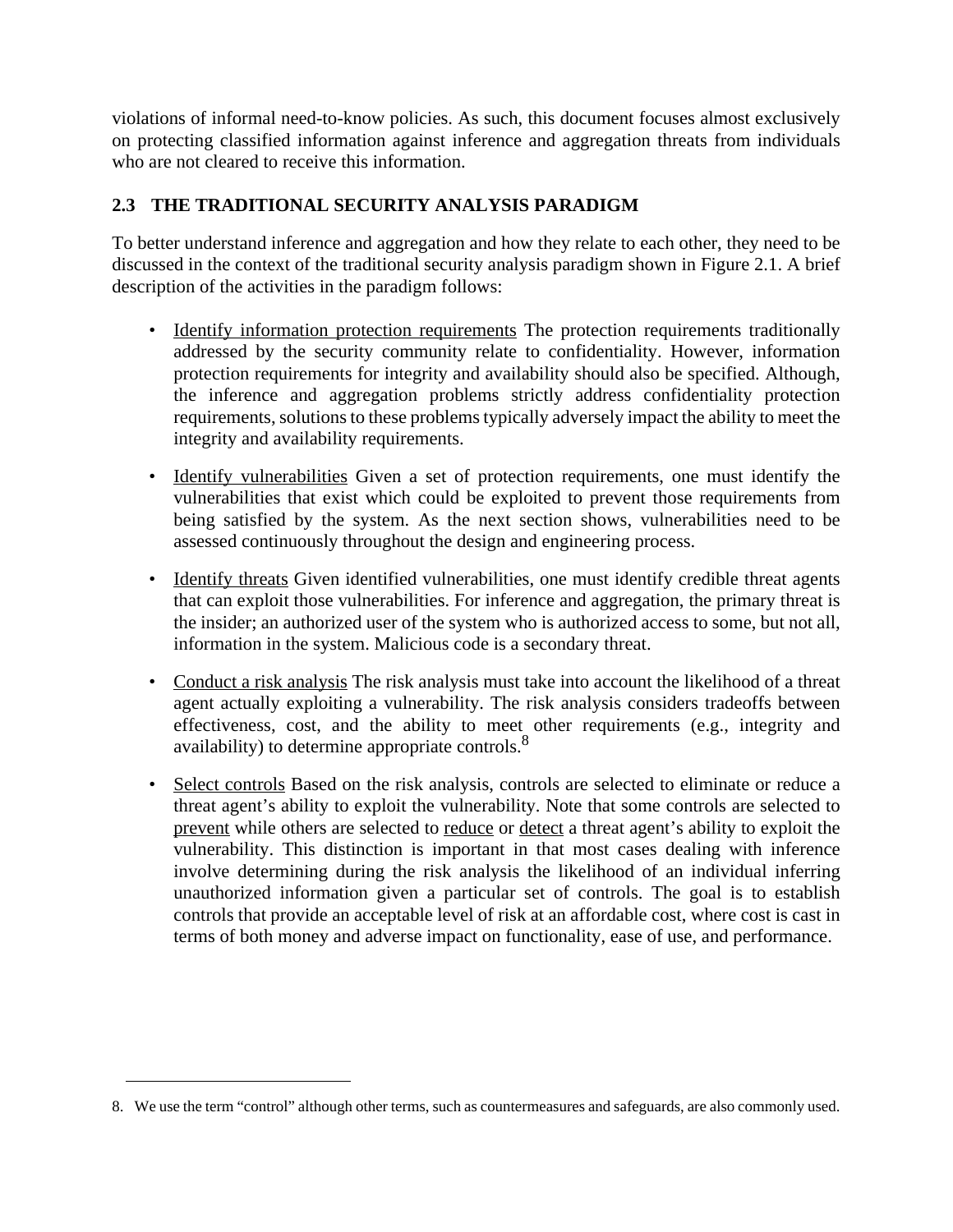violations of informal need-to-know policies. As such, this document focuses almost exclusively on protecting classified information against inference and aggregation threats from individuals who are not cleared to receive this information.

## 2.3 THE TRADITIONAL SECURITY ANALYSIS PARADIGM

To better understand inference and aggregation and how they relate to each other, they need to be discussed in the context of the traditional security analysis paradigm shown in Figure 2.1. A brief description of the activities in the paradigm follows:

- <u>Identify information protection requirements</u> The protection requirements traditionally addressed by the security community relate to confidentiality. However, information protection requirements for integrity and availability should also be specified. Although, the inference and aggregation problems strictly address confidentiality protection requirements, solutions to these problems typically adversely impact the ability to meet the integrity and availability requirements.

- <u>Identify vulnerabilities</u> Given a set of protection requirements, one must identify the vulnerabilities that exist which could be exploited to prevent those requirements from being satisfied by the system. As the next section shows, vulnerabilities need to be assessed continuously throughout the design and engineering process.

- <u>Identify threats</u> Given identified vulnerabilities, one must identify credible threat agents that can exploit those vulnerabilities. For inference and aggregation, the primary threat is the insider; an authorized user of the system who is authorized access to some, but not all, information in the system. Malicious code is a secondary threat.

- <u>Conduct a risk analysis</u> The risk analysis must take into account the likelihood of a threat agent actually exploiting a vulnerability. The risk analysis considers tradeoffs between effectiveness, cost, and the ability to meet other requirements (e.g., integrity and availability) to determine appropriate controls.[8]

- <u>Select controls</u> Based on the risk analysis, controls are selected to eliminate or reduce a threat agent's ability to exploit the vulnerability. Note that some controls are selected to <u>prevent</u> while others are selected to <u>reduce</u> or <u>detect</u> a threat agent's ability to exploit the vulnerability. This distinction is important in that most cases dealing with inference involve determining during the risk analysis the likelihood of an individual inferring unauthorized information given a particular set of controls. The goal is to establish controls that provide an acceptable level of risk at an affordable cost, where cost is cast in terms of both money and adverse impact on functionality, ease of use, and performance.

---

8. We use the term "control" although other terms, such as countermeasures and safeguards, are also commonly used.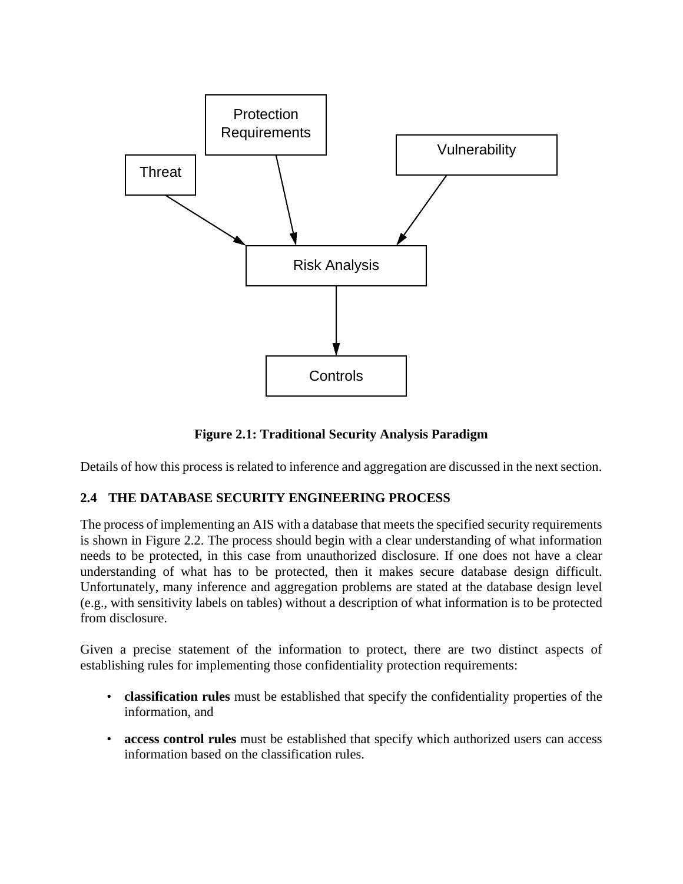Figure 2.1: Traditional Security Analysis Paradigm

Details of how this process is related to inference and aggregation are discussed in the next section.

## 2.4 THE DATABASE SECURITY ENGINEERING PROCESS

The process of implementing an AIS with a database that meets the specified security requirements is shown in Figure 2.2. The process should begin with a clear understanding of what information needs to be protected, in this case from unauthorized disclosure. If one does not have a clear understanding of what has to be protected, then it makes secure database design difficult. Unfortunately, many inference and aggregation problems are stated at the database design level (e.g., with sensitivity labels on tables) without a description of what information is to be protected from disclosure.

Given a precise statement of the information to protect, there are two distinct aspects of establishing rules for implementing those confidentiality protection requirements:

- **classification rules** must be established that specify the confidentiality properties of the information, and
- **access control rules** must be established that specify which authorized users can access information based on the classification rules.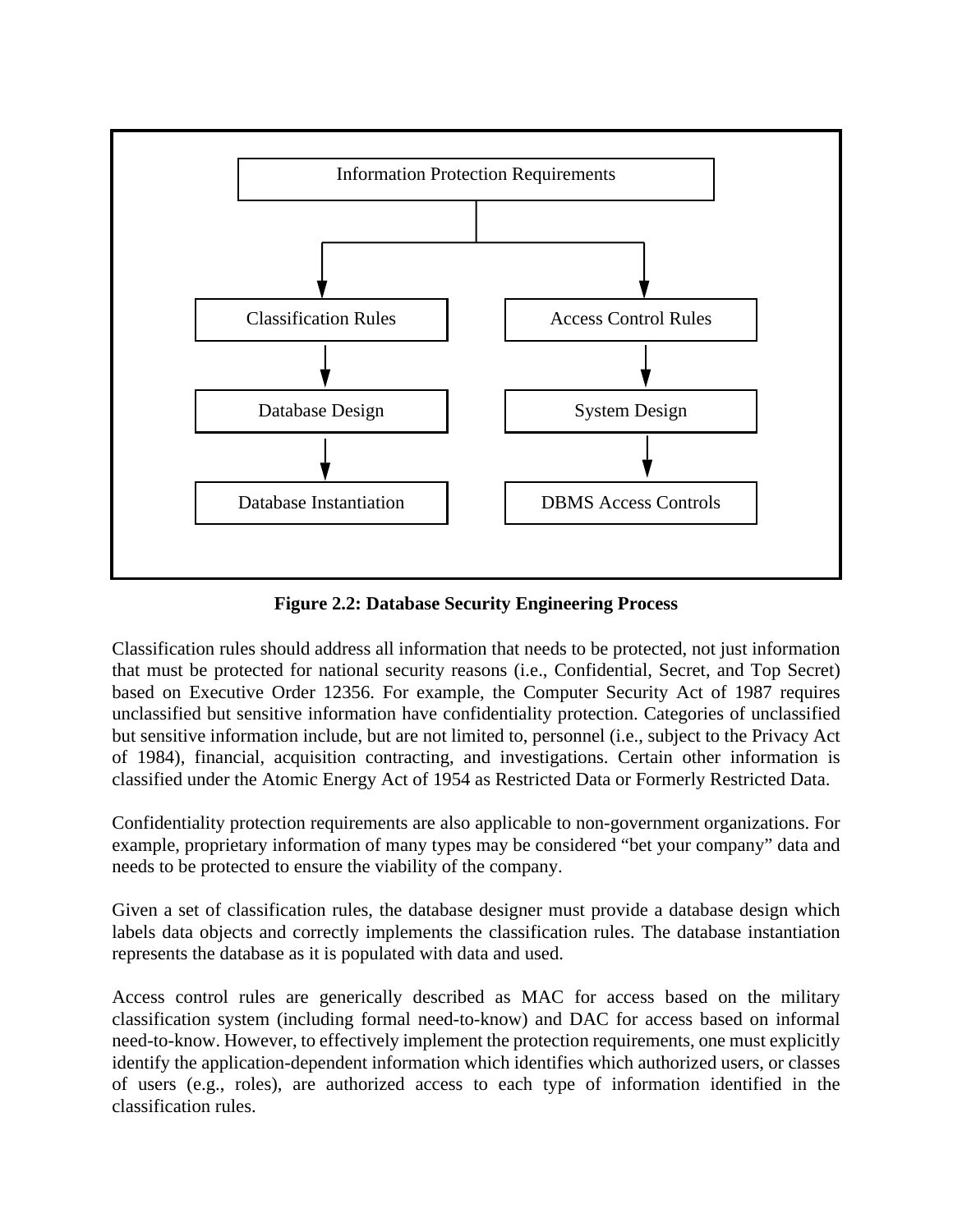Information Protection Requirements

Classification Rules → Database Design → Database Instantiation

Access Control Rules → System Design → DBMS Access Controls

**Figure 2.2: Database Security Engineering Process**

Classification rules should address all information that needs to be protected, not just information that must be protected for national security reasons (i.e., Confidential, Secret, and Top Secret) based on Executive Order 12356. For example, the Computer Security Act of 1987 requires unclassified but sensitive information have confidentiality protection. Categories of unclassified but sensitive information include, but are not limited to, personnel (i.e., subject to the Privacy Act of 1984), financial, acquisition contracting, and investigations. Certain other information is classified under the Atomic Energy Act of 1954 as Restricted Data or Formerly Restricted Data.

Confidentiality protection requirements are also applicable to non-government organizations. For example, proprietary information of many types may be considered "bet your company" data and needs to be protected to ensure the viability of the company.

Given a set of classification rules, the database designer must provide a database design which labels data objects and correctly implements the classification rules. The database instantiation represents the database as it is populated with data and used.

Access control rules are generically described as MAC for access based on the military classification system (including formal need-to-know) and DAC for access based on informal need-to-know. However, to effectively implement the protection requirements, one must explicitly identify the application-dependent information which identifies which authorized users, or classes of users (e.g., roles), are authorized access to each type of information identified in the classification rules.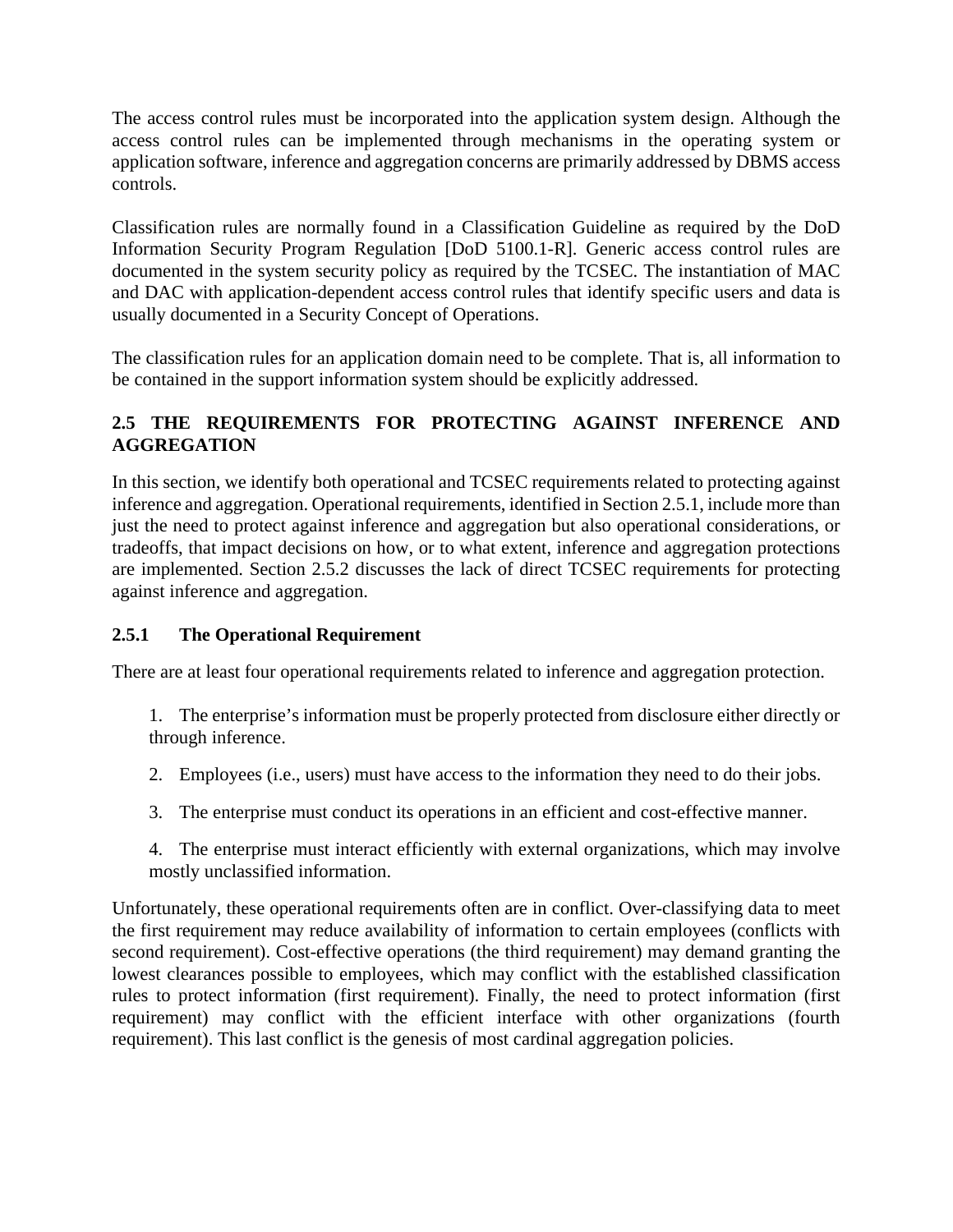The access control rules must be incorporated into the application system design. Although the access control rules can be implemented through mechanisms in the operating system or application software, inference and aggregation concerns are primarily addressed by DBMS access controls.

Classification rules are normally found in a Classification Guideline as required by the DoD Information Security Program Regulation [DoD 5100.1-R]. Generic access control rules are documented in the system security policy as required by the TCSEC. The instantiation of MAC and DAC with application-dependent access control rules that identify specific users and data is usually documented in a Security Concept of Operations.

The classification rules for an application domain need to be complete. That is, all information to be contained in the support information system should be explicitly addressed.

## 2.5 THE REQUIREMENTS FOR PROTECTING AGAINST INFERENCE AND AGGREGATION

In this section, we identify both operational and TCSEC requirements related to protecting against inference and aggregation. Operational requirements, identified in Section 2.5.1, include more than just the need to protect against inference and aggregation but also operational considerations, or tradeoffs, that impact decisions on how, or to what extent, inference and aggregation protections are implemented. Section 2.5.2 discusses the lack of direct TCSEC requirements for protecting against inference and aggregation.

### 2.5.1 The Operational Requirement

There are at least four operational requirements related to inference and aggregation protection.

1. The enterprise's information must be properly protected from disclosure either directly or through inference.

2. Employees (i.e., users) must have access to the information they need to do their jobs.

3. The enterprise must conduct its operations in an efficient and cost-effective manner.

4. The enterprise must interact efficiently with external organizations, which may involve mostly unclassified information.

Unfortunately, these operational requirements often are in conflict. Over-classifying data to meet the first requirement may reduce availability of information to certain employees (conflicts with second requirement). Cost-effective operations (the third requirement) may demand granting the lowest clearances possible to employees, which may conflict with the established classification rules to protect information (first requirement). Finally, the need to protect information (first requirement) may conflict with the efficient interface with other organizations (fourth requirement). This last conflict is the genesis of most cardinal aggregation policies.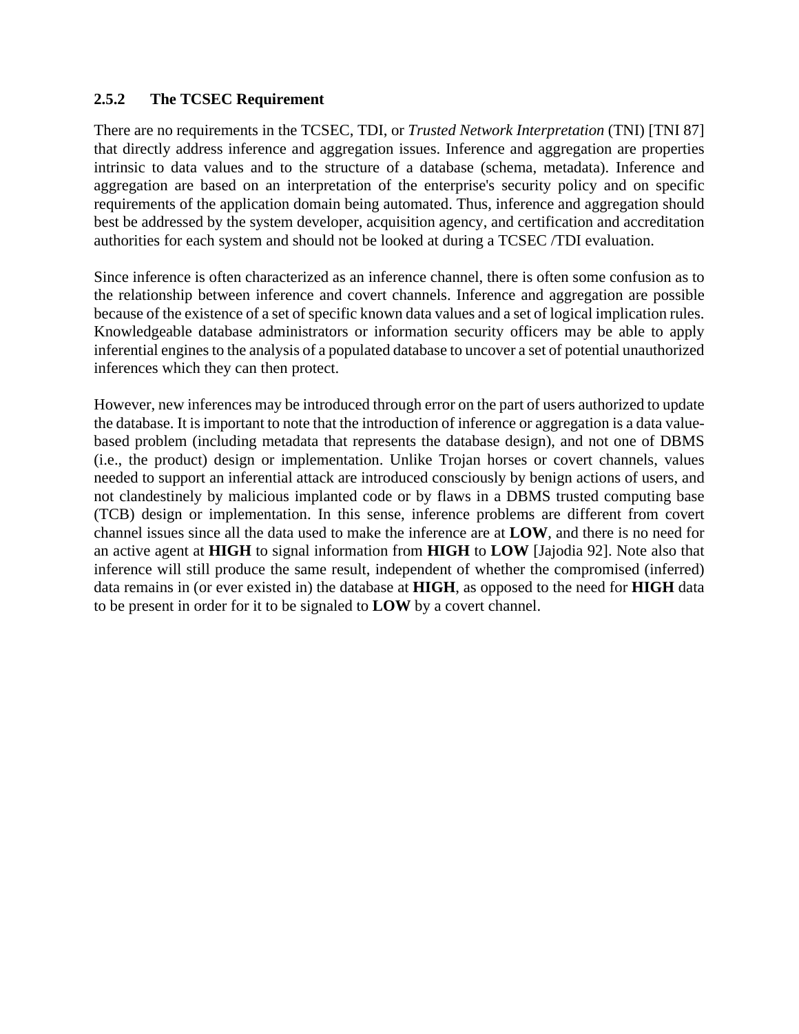### 2.5.2 The TCSEC Requirement

There are no requirements in the TCSEC, TDI, or *Trusted Network Interpretation* (TNI) [TNI 87] that directly address inference and aggregation issues. Inference and aggregation are properties intrinsic to data values and to the structure of a database (schema, metadata). Inference and aggregation are based on an interpretation of the enterprise's security policy and on specific requirements of the application domain being automated. Thus, inference and aggregation should best be addressed by the system developer, acquisition agency, and certification and accreditation authorities for each system and should not be looked at during a TCSEC /TDI evaluation.

Since inference is often characterized as an inference channel, there is often some confusion as to the relationship between inference and covert channels. Inference and aggregation are possible because of the existence of a set of specific known data values and a set of logical implication rules. Knowledgeable database administrators or information security officers may be able to apply inferential engines to the analysis of a populated database to uncover a set of potential unauthorized inferences which they can then protect.

However, new inferences may be introduced through error on the part of users authorized to update the database. It is important to note that the introduction of inference or aggregation is a data value-based problem (including metadata that represents the database design), and not one of DBMS (i.e., the product) design or implementation. Unlike Trojan horses or covert channels, values needed to support an inferential attack are introduced consciously by benign actions of users, and not clandestinely by malicious implanted code or by flaws in a DBMS trusted computing base (TCB) design or implementation. In this sense, inference problems are different from covert channel issues since all the data used to make the inference are at **LOW**, and there is no need for an active agent at **HIGH** to signal information from **HIGH** to **LOW** [Jajodia 92]. Note also that inference will still produce the same result, independent of whether the compromised (inferred) data remains in (or ever existed in) the database at **HIGH**, as opposed to the need for **HIGH** data to be present in order for it to be signaled to **LOW** by a covert channel.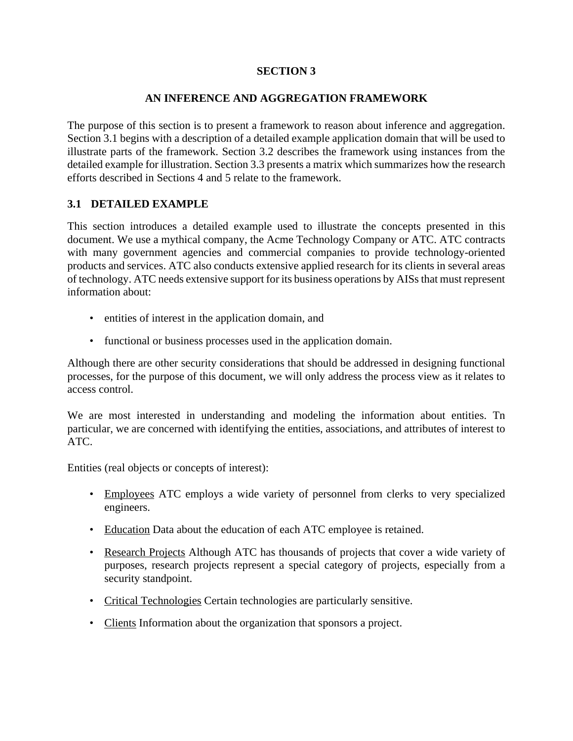# SECTION 3

## AN INFERENCE AND AGGREGATION FRAMEWORK

The purpose of this section is to present a framework to reason about inference and aggregation. Section 3.1 begins with a description of a detailed example application domain that will be used to illustrate parts of the framework. Section 3.2 describes the framework using instances from the detailed example for illustration. Section 3.3 presents a matrix which summarizes how the research efforts described in Sections 4 and 5 relate to the framework.

### 3.1 DETAILED EXAMPLE

This section introduces a detailed example used to illustrate the concepts presented in this document. We use a mythical company, the Acme Technology Company or ATC. ATC contracts with many government agencies and commercial companies to provide technology-oriented products and services. ATC also conducts extensive applied research for its clients in several areas of technology. ATC needs extensive support for its business operations by AISs that must represent information about:

- entities of interest in the application domain, and
- functional or business processes used in the application domain.

Although there are other security considerations that should be addressed in designing functional processes, for the purpose of this document, we will only address the process view as it relates to access control.

We are most interested in understanding and modeling the information about entities. Tn particular, we are concerned with identifying the entities, associations, and attributes of interest to ATC.

Entities (real objects or concepts of interest):

- <u>Employees</u> ATC employs a wide variety of personnel from clerks to very specialized engineers.
- <u>Education</u> Data about the education of each ATC employee is retained.
- <u>Research Projects</u> Although ATC has thousands of projects that cover a wide variety of purposes, research projects represent a special category of projects, especially from a security standpoint.
- <u>Critical Technologies</u> Certain technologies are particularly sensitive.
- <u>Clients</u> Information about the organization that sponsors a project.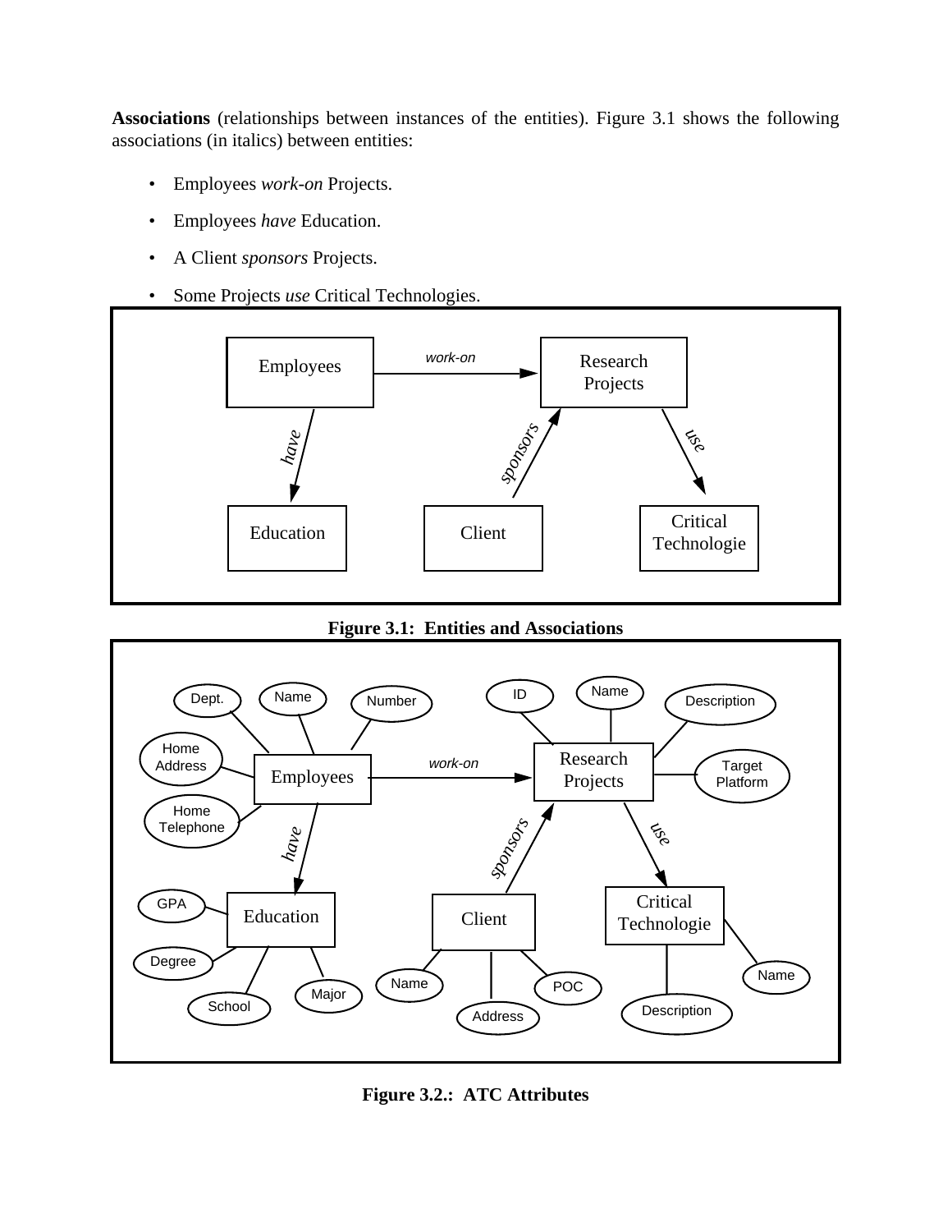**Associations** (relationships between instances of the entities). Figure 3.1 shows the following associations (in italics) between entities:

- Employees *work-on* Projects.
- Employees *have* Education.
- A Client *sponsors* Projects.
- Some Projects *use* Critical Technologies.

**Figure 3.1: Entities and Associations**

**Figure 3.2.: ATC Attributes**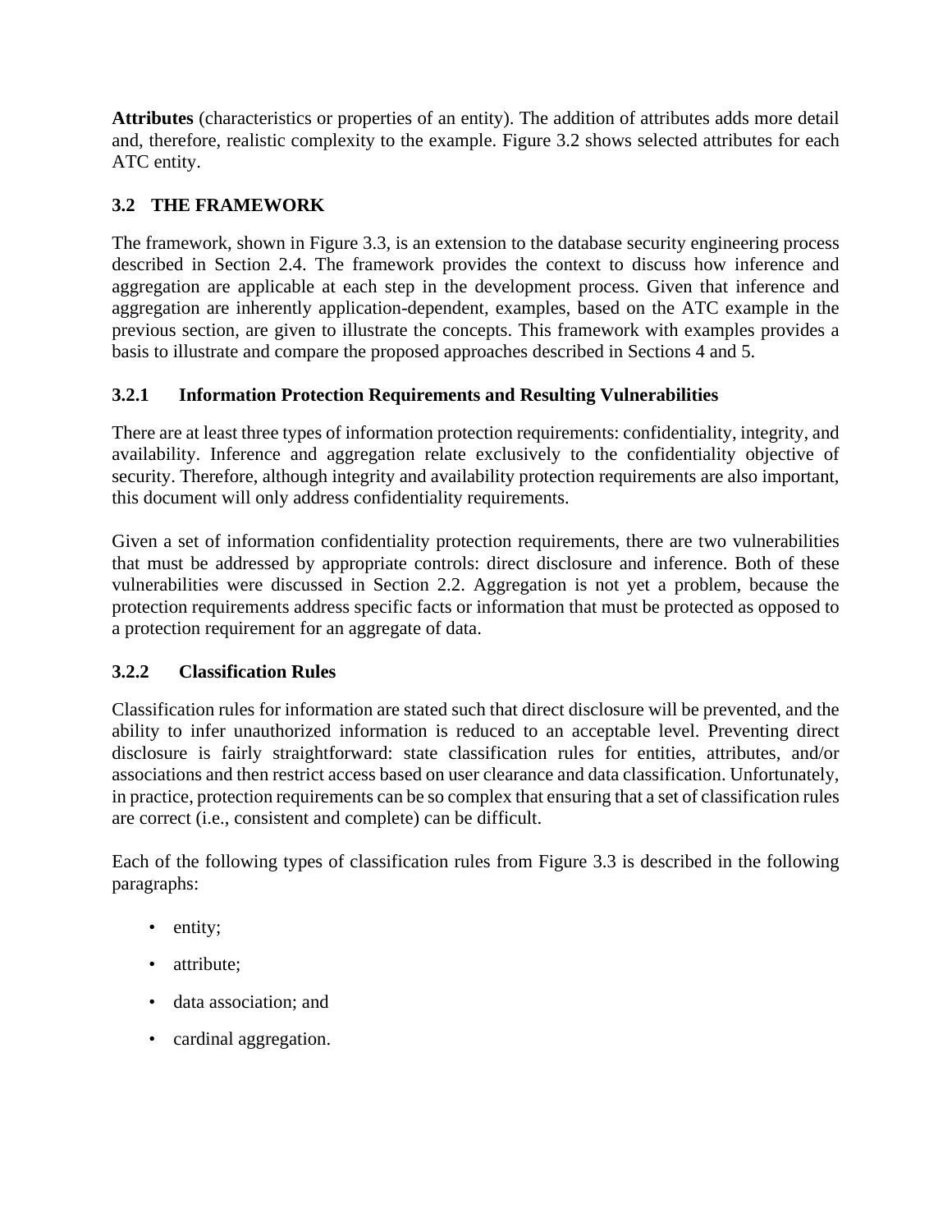**Attributes** (characteristics or properties of an entity). The addition of attributes adds more detail and, therefore, realistic complexity to the example. Figure 3.2 shows selected attributes for each ATC entity.

## 3.2 THE FRAMEWORK

The framework, shown in Figure 3.3, is an extension to the database security engineering process described in Section 2.4. The framework provides the context to discuss how inference and aggregation are applicable at each step in the development process. Given that inference and aggregation are inherently application-dependent, examples, based on the ATC example in the previous section, are given to illustrate the concepts. This framework with examples provides a basis to illustrate and compare the proposed approaches described in Sections 4 and 5.

### 3.2.1 Information Protection Requirements and Resulting Vulnerabilities

There are at least three types of information protection requirements: confidentiality, integrity, and availability. Inference and aggregation relate exclusively to the confidentiality objective of security. Therefore, although integrity and availability protection requirements are also important, this document will only address confidentiality requirements.

Given a set of information confidentiality protection requirements, there are two vulnerabilities that must be addressed by appropriate controls: direct disclosure and inference. Both of these vulnerabilities were discussed in Section 2.2. Aggregation is not yet a problem, because the protection requirements address specific facts or information that must be protected as opposed to a protection requirement for an aggregate of data.

### 3.2.2 Classification Rules

Classification rules for information are stated such that direct disclosure will be prevented, and the ability to infer unauthorized information is reduced to an acceptable level. Preventing direct disclosure is fairly straightforward: state classification rules for entities, attributes, and/or associations and then restrict access based on user clearance and data classification. Unfortunately, in practice, protection requirements can be so complex that ensuring that a set of classification rules are correct (i.e., consistent and complete) can be difficult.

Each of the following types of classification rules from Figure 3.3 is described in the following paragraphs:

- entity;
- attribute;
- data association; and
- cardinal aggregation.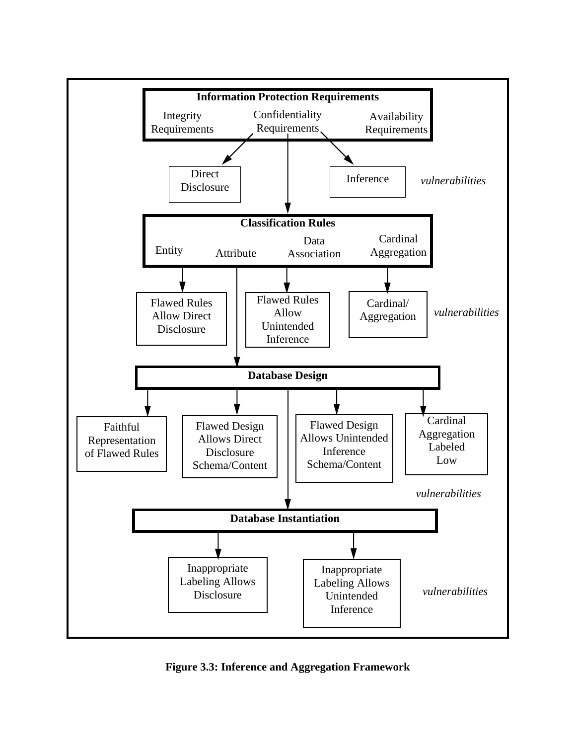**Information Protection Requirements**

- Integrity Requirements
- Confidentiality Requirements
- Availability Requirements

*vulnerabilities*

- Direct Disclosure
- Inference

**Classification Rules**

- Entity
- Attribute
- Data Association
- Cardinal Aggregation

*vulnerabilities*

- Flawed Rules Allow Direct Disclosure
- Flawed Rules Allow Unintended Inference
- Cardinal/ Aggregation

**Database Design**

*vulnerabilities*

- Faithful Representation of Flawed Rules
- Flawed Design Allows Direct Disclosure Schema/Content
- Flawed Design Allows Unintended Inference Schema/Content
- Cardinal Aggregation Labeled Low

**Database Instantiation**

*vulnerabilities*

- Inappropriate Labeling Allows Disclosure
- Inappropriate Labeling Allows Unintended Inference

**Figure 3.3: Inference and Aggregation Framework**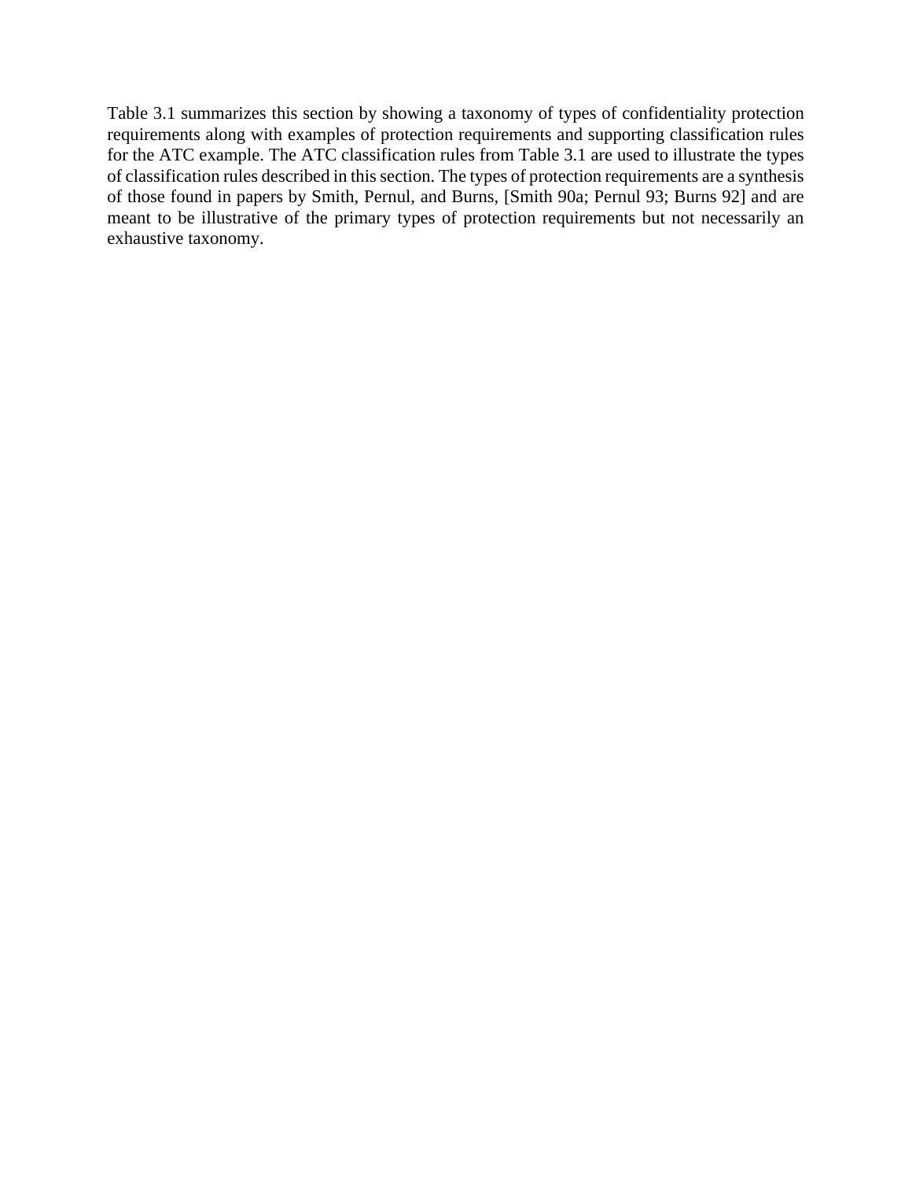Table 3.1 summarizes this section by showing a taxonomy of types of confidentiality protection requirements along with examples of protection requirements and supporting classification rules for the ATC example. The ATC classification rules from Table 3.1 are used to illustrate the types of classification rules described in this section. The types of protection requirements are a synthesis of those found in papers by Smith, Pernul, and Burns, [Smith 90a; Pernul 93; Burns 92] and are meant to be illustrative of the primary types of protection requirements but not necessarily an exhaustive taxonomy.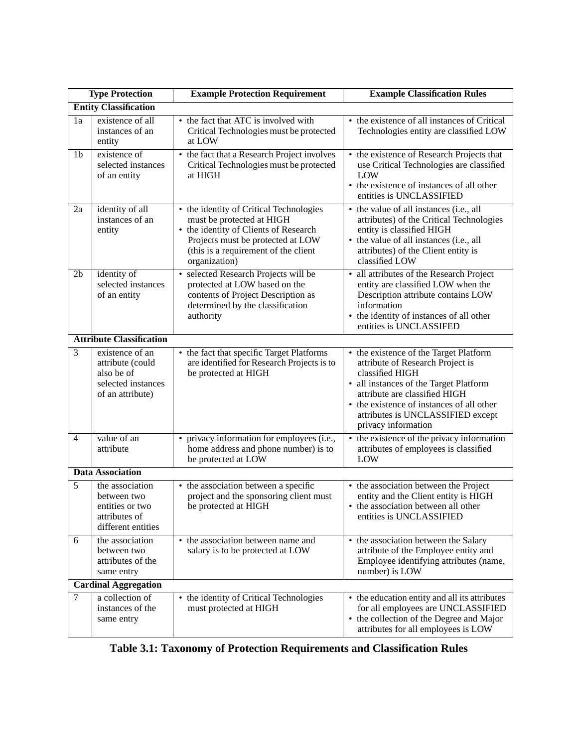| Type Protection | | Example Protection Requirement | Example Classification Rules |
|---|---|---|---|
| **Entity Classification** | | | |
| 1a | existence of all instances of an entity | • the fact that ATC is involved with Critical Technologies must be protected at LOW | • the existence of all instances of Critical Technologies entity are classified LOW |
| 1b | existence of selected instances of an entity | • the fact that a Research Project involves Critical Technologies must be protected at HIGH | • the existence of Research Projects that use Critical Technologies are classified LOW<br>• the existence of instances of all other entities is UNCLASSIFIED |
| 2a | identity of all instances of an entity | • the identity of Critical Technologies must be protected at HIGH<br>• the identity of Clients of Research Projects must be protected at LOW (this is a requirement of the client organization) | • the value of all instances (i.e., all attributes) of the Critical Technologies entity is classified HIGH<br>• the value of all instances (i.e., all attributes) of the Client entity is classified LOW |
| 2b | identity of selected instances of an entity | • selected Research Projects will be protected at LOW based on the contents of Project Description as determined by the classification authority | • all attributes of the Research Project entity are classified LOW when the Description attribute contains LOW information<br>• the identity of instances of all other entities is UNCLASSIFED |
| **Attribute Classification** | | | |
| 3 | existence of an attribute (could also be of selected instances of an attribute) | • the fact that specific Target Platforms are identified for Research Projects is to be protected at HIGH | • the existence of the Target Platform attribute of Research Project is classified HIGH<br>• all instances of the Target Platform attribute are classified HIGH<br>• the existence of instances of all other attributes is UNCLASSIFIED except privacy information |
| 4 | value of an attribute | • privacy information for employees (i.e., home address and phone number) is to be protected at LOW | • the existence of the privacy information attributes of employees is classified LOW |
| **Data Association** | | | |
| 5 | the association between two entities or two attributes of different entities | • the association between a specific project and the sponsoring client must be protected at HIGH | • the association between the Project entity and the Client entity is HIGH<br>• the association between all other entities is UNCLASSIFIED |
| 6 | the association between two attributes of the same entry | • the association between name and salary is to be protected at LOW | • the association between the Salary attribute of the Employee entity and Employee identifying attributes (name, number) is LOW |
| **Cardinal Aggregation** | | | |
| 7 | a collection of instances of the same entry | • the identity of Critical Technologies must protected at HIGH | • the education entity and all its attributes for all employees are UNCLASSIFIED<br>• the collection of the Degree and Major attributes for all employees is LOW |

**Table 3.1: Taxonomy of Protection Requirements and Classification Rules**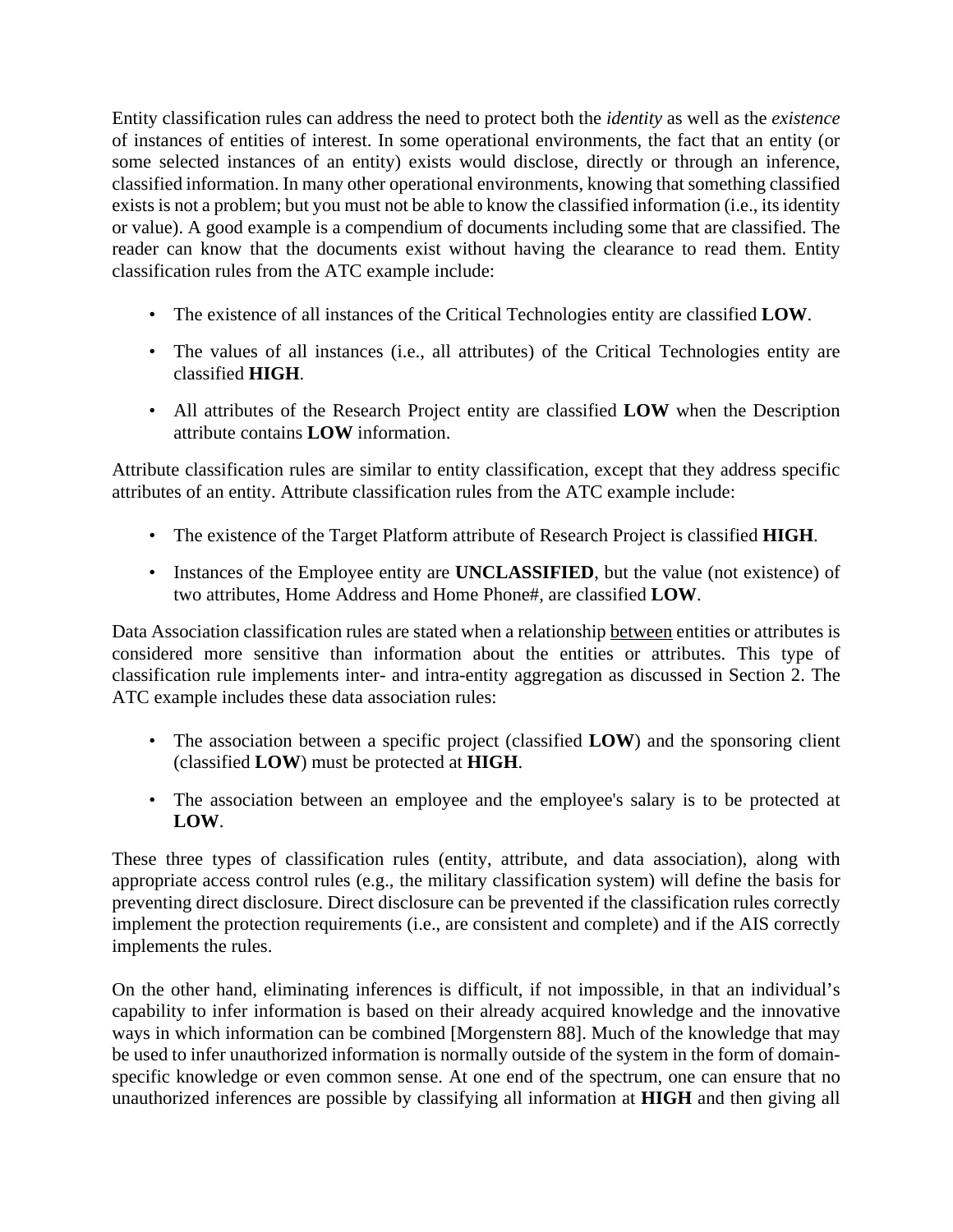Entity classification rules can address the need to protect both the *identity* as well as the *existence* of instances of entities of interest. In some operational environments, the fact that an entity (or some selected instances of an entity) exists would disclose, directly or through an inference, classified information. In many other operational environments, knowing that something classified exists is not a problem; but you must not be able to know the classified information (i.e., its identity or value). A good example is a compendium of documents including some that are classified. The reader can know that the documents exist without having the clearance to read them. Entity classification rules from the ATC example include:

- The existence of all instances of the Critical Technologies entity are classified **LOW**.
- The values of all instances (i.e., all attributes) of the Critical Technologies entity are classified **HIGH**.
- All attributes of the Research Project entity are classified **LOW** when the Description attribute contains **LOW** information.

Attribute classification rules are similar to entity classification, except that they address specific attributes of an entity. Attribute classification rules from the ATC example include:

- The existence of the Target Platform attribute of Research Project is classified **HIGH**.
- Instances of the Employee entity are **UNCLASSIFIED**, but the value (not existence) of two attributes, Home Address and Home Phone#, are classified **LOW**.

Data Association classification rules are stated when a relationship <u>between</u> entities or attributes is considered more sensitive than information about the entities or attributes. This type of classification rule implements inter- and intra-entity aggregation as discussed in Section 2. The ATC example includes these data association rules:

- The association between a specific project (classified **LOW**) and the sponsoring client (classified **LOW**) must be protected at **HIGH**.
- The association between an employee and the employee's salary is to be protected at **LOW**.

These three types of classification rules (entity, attribute, and data association), along with appropriate access control rules (e.g., the military classification system) will define the basis for preventing direct disclosure. Direct disclosure can be prevented if the classification rules correctly implement the protection requirements (i.e., are consistent and complete) and if the AIS correctly implements the rules.

On the other hand, eliminating inferences is difficult, if not impossible, in that an individual's capability to infer information is based on their already acquired knowledge and the innovative ways in which information can be combined [Morgenstern 88]. Much of the knowledge that may be used to infer unauthorized information is normally outside of the system in the form of domain-specific knowledge or even common sense. At one end of the spectrum, one can ensure that no unauthorized inferences are possible by classifying all information at **HIGH** and then giving all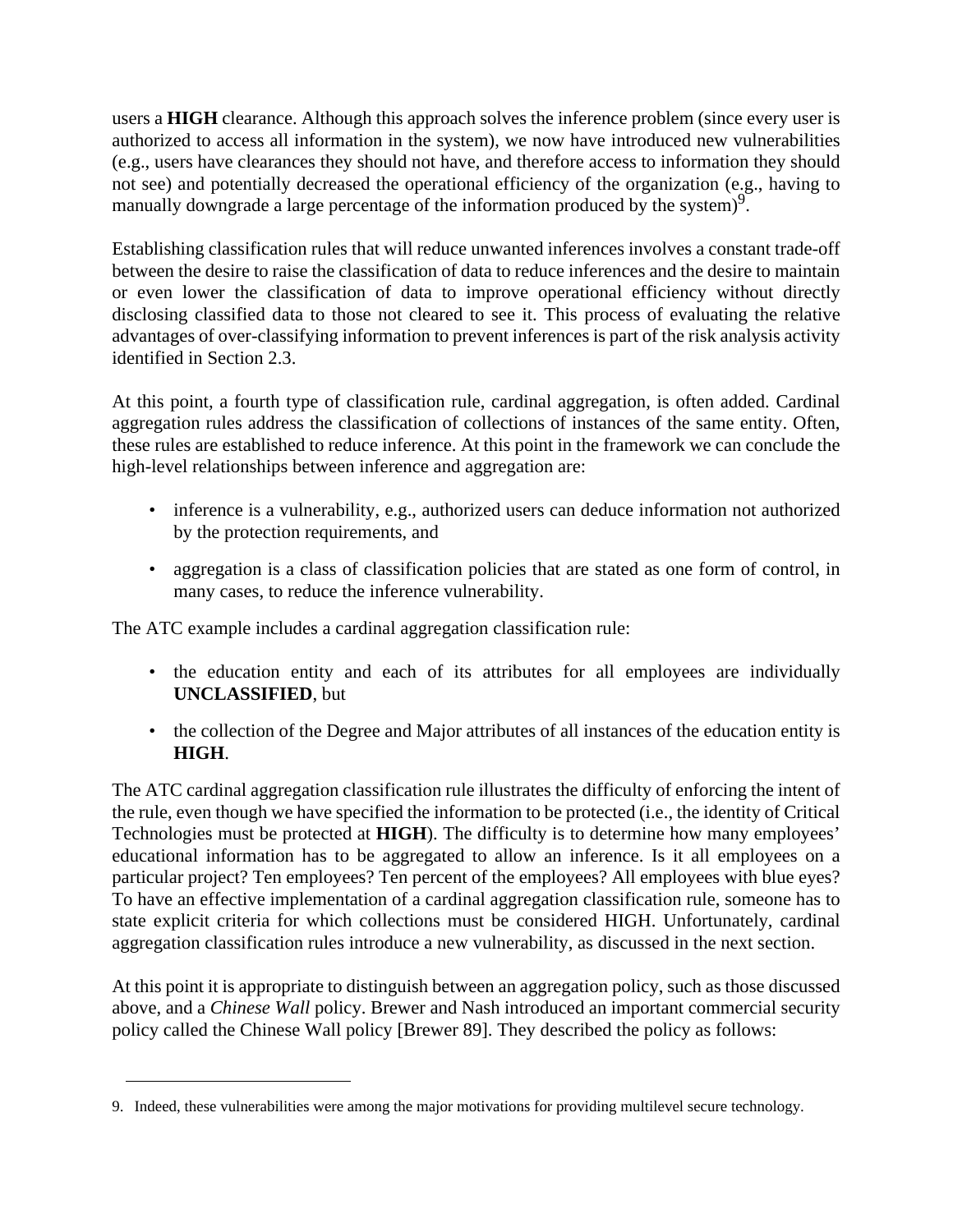users a **HIGH** clearance. Although this approach solves the inference problem (since every user is authorized to access all information in the system), we now have introduced new vulnerabilities (e.g., users have clearances they should not have, and therefore access to information they should not see) and potentially decreased the operational efficiency of the organization (e.g., having to manually downgrade a large percentage of the information produced by the system)[9].

Establishing classification rules that will reduce unwanted inferences involves a constant trade-off between the desire to raise the classification of data to reduce inferences and the desire to maintain or even lower the classification of data to improve operational efficiency without directly disclosing classified data to those not cleared to see it. This process of evaluating the relative advantages of over-classifying information to prevent inferences is part of the risk analysis activity identified in Section 2.3.

At this point, a fourth type of classification rule, cardinal aggregation, is often added. Cardinal aggregation rules address the classification of collections of instances of the same entity. Often, these rules are established to reduce inference. At this point in the framework we can conclude the high-level relationships between inference and aggregation are:

- inference is a vulnerability, e.g., authorized users can deduce information not authorized by the protection requirements, and
- aggregation is a class of classification policies that are stated as one form of control, in many cases, to reduce the inference vulnerability.

The ATC example includes a cardinal aggregation classification rule:

- the education entity and each of its attributes for all employees are individually **UNCLASSIFIED**, but
- the collection of the Degree and Major attributes of all instances of the education entity is **HIGH**.

The ATC cardinal aggregation classification rule illustrates the difficulty of enforcing the intent of the rule, even though we have specified the information to be protected (i.e., the identity of Critical Technologies must be protected at **HIGH**). The difficulty is to determine how many employees' educational information has to be aggregated to allow an inference. Is it all employees on a particular project? Ten employees? Ten percent of the employees? All employees with blue eyes? To have an effective implementation of a cardinal aggregation classification rule, someone has to state explicit criteria for which collections must be considered HIGH. Unfortunately, cardinal aggregation classification rules introduce a new vulnerability, as discussed in the next section.

At this point it is appropriate to distinguish between an aggregation policy, such as those discussed above, and a *Chinese Wall* policy. Brewer and Nash introduced an important commercial security policy called the Chinese Wall policy [Brewer 89]. They described the policy as follows:

---

9. Indeed, these vulnerabilities were among the major motivations for providing multilevel secure technology.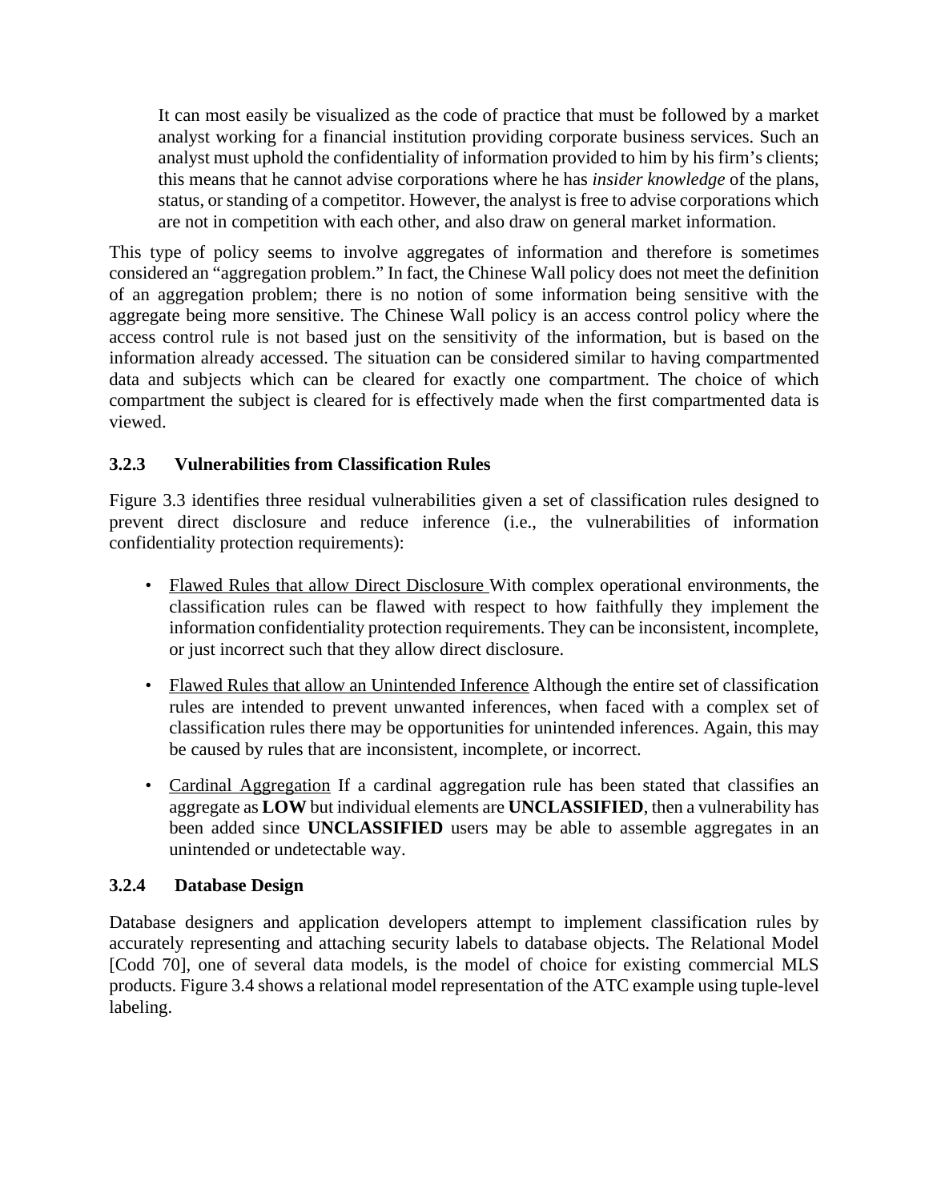> It can most easily be visualized as the code of practice that must be followed by a market analyst working for a financial institution providing corporate business services. Such an analyst must uphold the confidentiality of information provided to him by his firm's clients; this means that he cannot advise corporations where he has *insider knowledge* of the plans, status, or standing of a competitor. However, the analyst is free to advise corporations which are not in competition with each other, and also draw on general market information.

This type of policy seems to involve aggregates of information and therefore is sometimes considered an "aggregation problem." In fact, the Chinese Wall policy does not meet the definition of an aggregation problem; there is no notion of some information being sensitive with the aggregate being more sensitive. The Chinese Wall policy is an access control policy where the access control rule is not based just on the sensitivity of the information, but is based on the information already accessed. The situation can be considered similar to having compartmented data and subjects which can be cleared for exactly one compartment. The choice of which compartment the subject is cleared for is effectively made when the first compartmented data is viewed.

### 3.2.3 Vulnerabilities from Classification Rules

Figure 3.3 identifies three residual vulnerabilities given a set of classification rules designed to prevent direct disclosure and reduce inference (i.e., the vulnerabilities of information confidentiality protection requirements):

- <u>Flawed Rules that allow Direct Disclosure</u> With complex operational environments, the classification rules can be flawed with respect to how faithfully they implement the information confidentiality protection requirements. They can be inconsistent, incomplete, or just incorrect such that they allow direct disclosure.

- <u>Flawed Rules that allow an Unintended Inference</u> Although the entire set of classification rules are intended to prevent unwanted inferences, when faced with a complex set of classification rules there may be opportunities for unintended inferences. Again, this may be caused by rules that are inconsistent, incomplete, or incorrect.

- <u>Cardinal Aggregation</u> If a cardinal aggregation rule has been stated that classifies an aggregate as **LOW** but individual elements are **UNCLASSIFIED**, then a vulnerability has been added since **UNCLASSIFIED** users may be able to assemble aggregates in an unintended or undetectable way.

### 3.2.4 Database Design

Database designers and application developers attempt to implement classification rules by accurately representing and attaching security labels to database objects. The Relational Model [Codd 70], one of several data models, is the model of choice for existing commercial MLS products. Figure 3.4 shows a relational model representation of the ATC example using tuple-level labeling.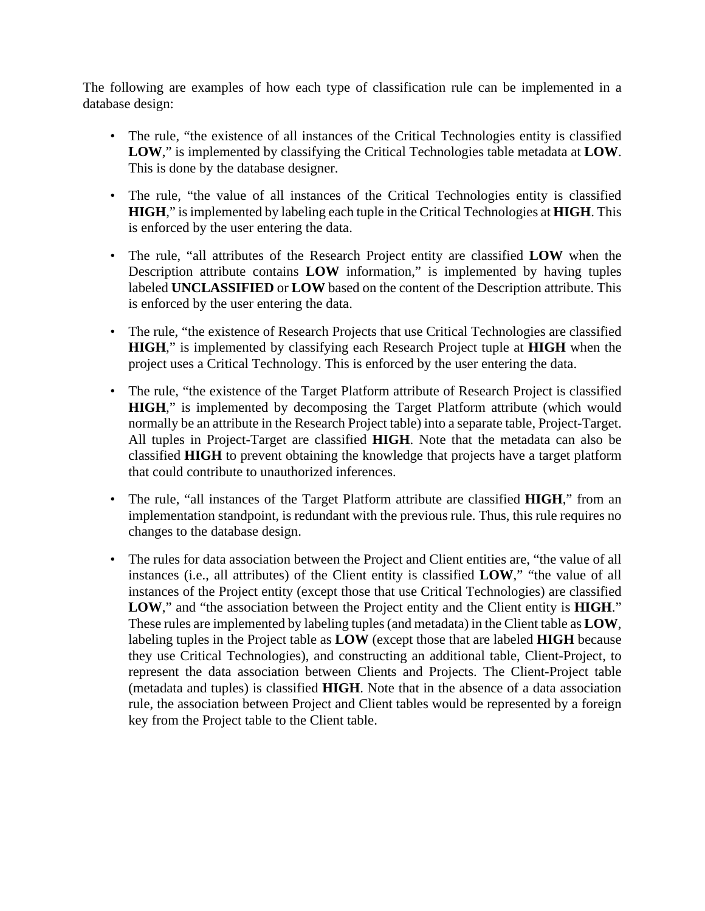The following are examples of how each type of classification rule can be implemented in a database design:

- The rule, "the existence of all instances of the Critical Technologies entity is classified **LOW**," is implemented by classifying the Critical Technologies table metadata at **LOW**. This is done by the database designer.

- The rule, "the value of all instances of the Critical Technologies entity is classified **HIGH**," is implemented by labeling each tuple in the Critical Technologies at **HIGH**. This is enforced by the user entering the data.

- The rule, "all attributes of the Research Project entity are classified **LOW** when the Description attribute contains **LOW** information," is implemented by having tuples labeled **UNCLASSIFIED** or **LOW** based on the content of the Description attribute. This is enforced by the user entering the data.

- The rule, "the existence of Research Projects that use Critical Technologies are classified **HIGH**," is implemented by classifying each Research Project tuple at **HIGH** when the project uses a Critical Technology. This is enforced by the user entering the data.

- The rule, "the existence of the Target Platform attribute of Research Project is classified **HIGH**," is implemented by decomposing the Target Platform attribute (which would normally be an attribute in the Research Project table) into a separate table, Project-Target. All tuples in Project-Target are classified **HIGH**. Note that the metadata can also be classified **HIGH** to prevent obtaining the knowledge that projects have a target platform that could contribute to unauthorized inferences.

- The rule, "all instances of the Target Platform attribute are classified **HIGH**," from an implementation standpoint, is redundant with the previous rule. Thus, this rule requires no changes to the database design.

- The rules for data association between the Project and Client entities are, "the value of all instances (i.e., all attributes) of the Client entity is classified **LOW**," "the value of all instances of the Project entity (except those that use Critical Technologies) are classified **LOW**," and "the association between the Project entity and the Client entity is **HIGH**." These rules are implemented by labeling tuples (and metadata) in the Client table as **LOW**, labeling tuples in the Project table as **LOW** (except those that are labeled **HIGH** because they use Critical Technologies), and constructing an additional table, Client-Project, to represent the data association between Clients and Projects. The Client-Project table (metadata and tuples) is classified **HIGH**. Note that in the absence of a data association rule, the association between Project and Client tables would be represented by a foreign key from the Project table to the Client table.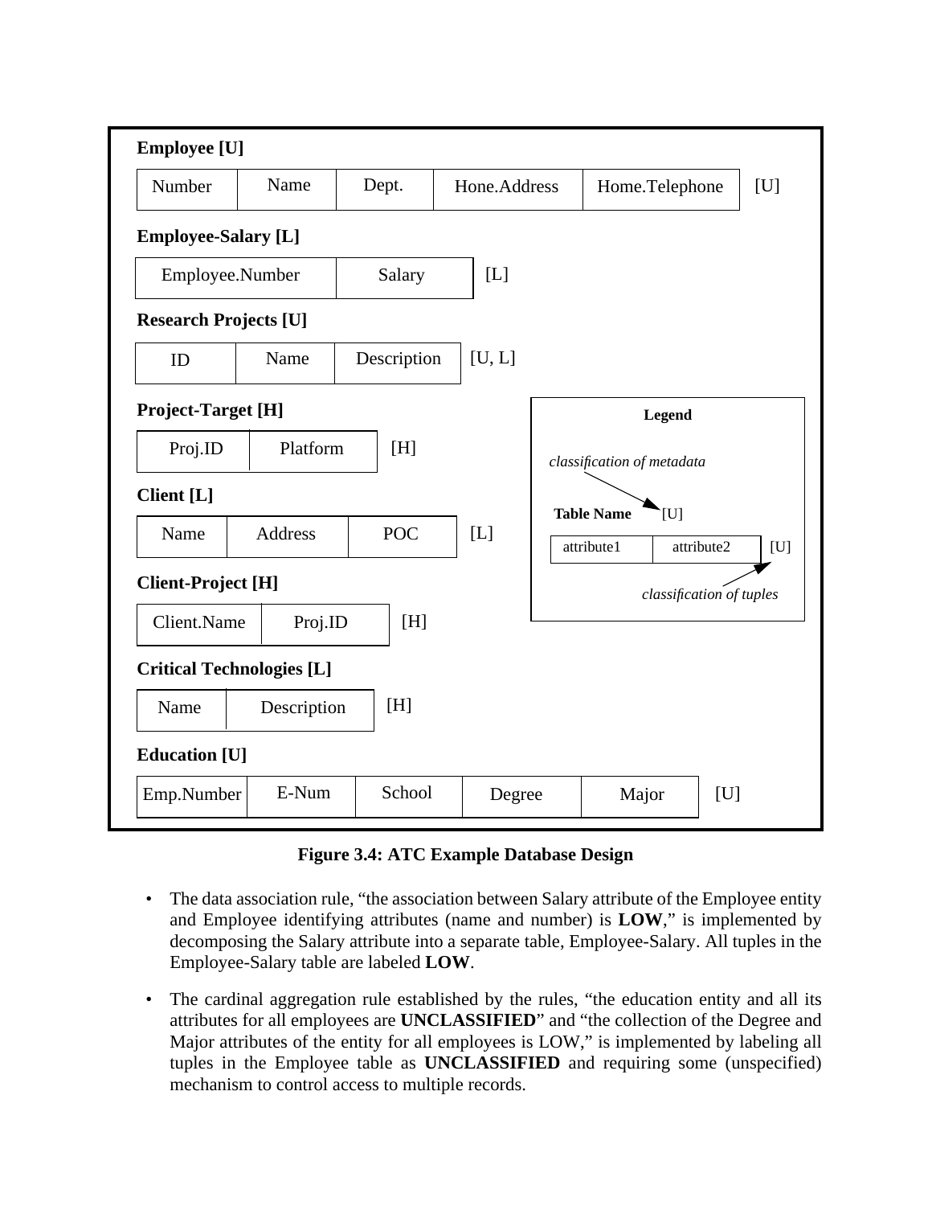**Employee [U]**

| Number | Name | Dept. | Hone.Address | Home.Telephone | [U] |
|---|---|---|---|---|---|

**Employee-Salary [L]**

| Employee.Number | Salary | [L] |
|---|---|---|

**Research Projects [U]**

| ID | Name | Description | [U, L] |
|---|---|---|---|

**Project-Target [H]**

| Proj.ID | Platform | [H] |
|---|---|---|

**Client [L]**

| Name | Address | POC | [L] |
|---|---|---|---|

**Client-Project [H]**

| Client.Name | Proj.ID | [H] |
|---|---|---|

**Critical Technologies [L]**

| Name | Description | [H] |
|---|---|---|

**Education [U]**

| Emp.Number | E-Num | School | Degree | Major | [U] |
|---|---|---|---|---|---|

**Legend**

*classification of metadata*

**Table Name** [U]

| attribute1 | attribute2 | [U] |
|---|---|---|

*classification of tuples*

**Figure 3.4: ATC Example Database Design**

- The data association rule, "the association between Salary attribute of the Employee entity and Employee identifying attributes (name and number) is **LOW**," is implemented by decomposing the Salary attribute into a separate table, Employee-Salary. All tuples in the Employee-Salary table are labeled **LOW**.

- The cardinal aggregation rule established by the rules, "the education entity and all its attributes for all employees are **UNCLASSIFIED**" and "the collection of the Degree and Major attributes of the entity for all employees is LOW," is implemented by labeling all tuples in the Employee table as **UNCLASSIFIED** and requiring some (unspecified) mechanism to control access to multiple records.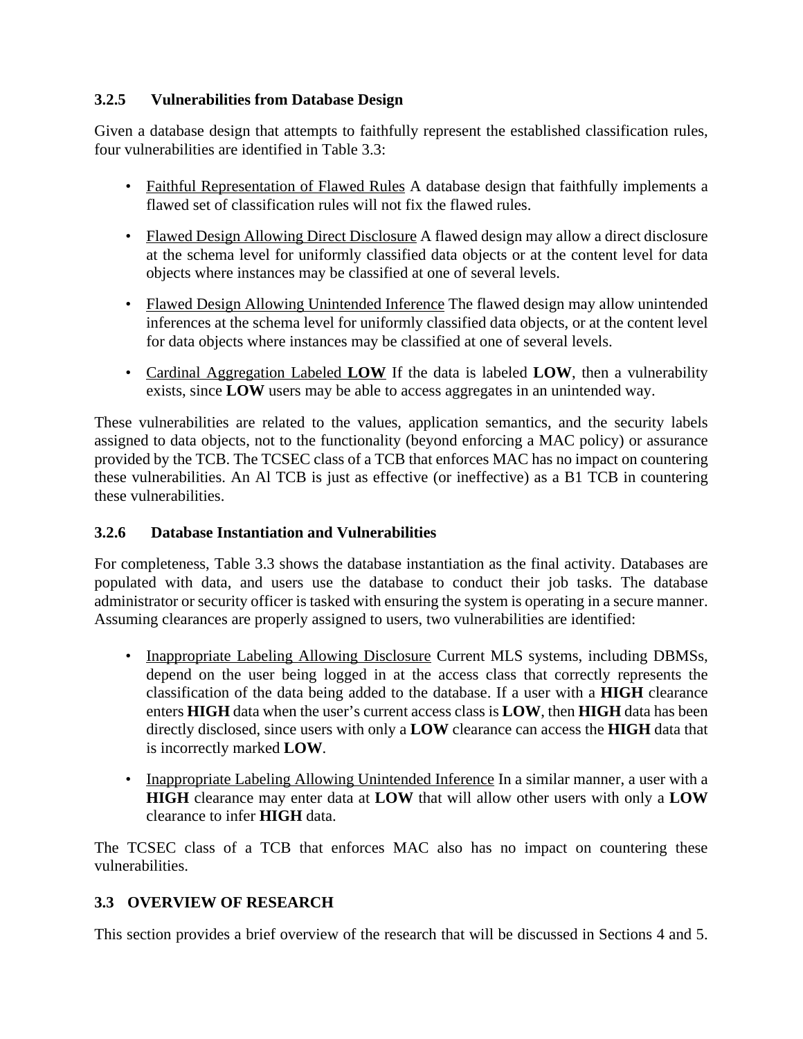### 3.2.5 Vulnerabilities from Database Design

Given a database design that attempts to faithfully represent the established classification rules, four vulnerabilities are identified in Table 3.3:

- Faithful Representation of Flawed Rules A database design that faithfully implements a flawed set of classification rules will not fix the flawed rules.
- Flawed Design Allowing Direct Disclosure A flawed design may allow a direct disclosure at the schema level for uniformly classified data objects or at the content level for data objects where instances may be classified at one of several levels.
- Flawed Design Allowing Unintended Inference The flawed design may allow unintended inferences at the schema level for uniformly classified data objects, or at the content level for data objects where instances may be classified at one of several levels.
- Cardinal Aggregation Labeled **LOW** If the data is labeled **LOW**, then a vulnerability exists, since **LOW** users may be able to access aggregates in an unintended way.

These vulnerabilities are related to the values, application semantics, and the security labels assigned to data objects, not to the functionality (beyond enforcing a MAC policy) or assurance provided by the TCB. The TCSEC class of a TCB that enforces MAC has no impact on countering these vulnerabilities. An Al TCB is just as effective (or ineffective) as a B1 TCB in countering these vulnerabilities.

### 3.2.6 Database Instantiation and Vulnerabilities

For completeness, Table 3.3 shows the database instantiation as the final activity. Databases are populated with data, and users use the database to conduct their job tasks. The database administrator or security officer is tasked with ensuring the system is operating in a secure manner. Assuming clearances are properly assigned to users, two vulnerabilities are identified:

- Inappropriate Labeling Allowing Disclosure Current MLS systems, including DBMSs, depend on the user being logged in at the access class that correctly represents the classification of the data being added to the database. If a user with a **HIGH** clearance enters **HIGH** data when the user's current access class is **LOW**, then **HIGH** data has been directly disclosed, since users with only a **LOW** clearance can access the **HIGH** data that is incorrectly marked **LOW**.
- Inappropriate Labeling Allowing Unintended Inference In a similar manner, a user with a **HIGH** clearance may enter data at **LOW** that will allow other users with only a **LOW** clearance to infer **HIGH** data.

The TCSEC class of a TCB that enforces MAC also has no impact on countering these vulnerabilities.

## 3.3 OVERVIEW OF RESEARCH

This section provides a brief overview of the research that will be discussed in Sections 4 and 5.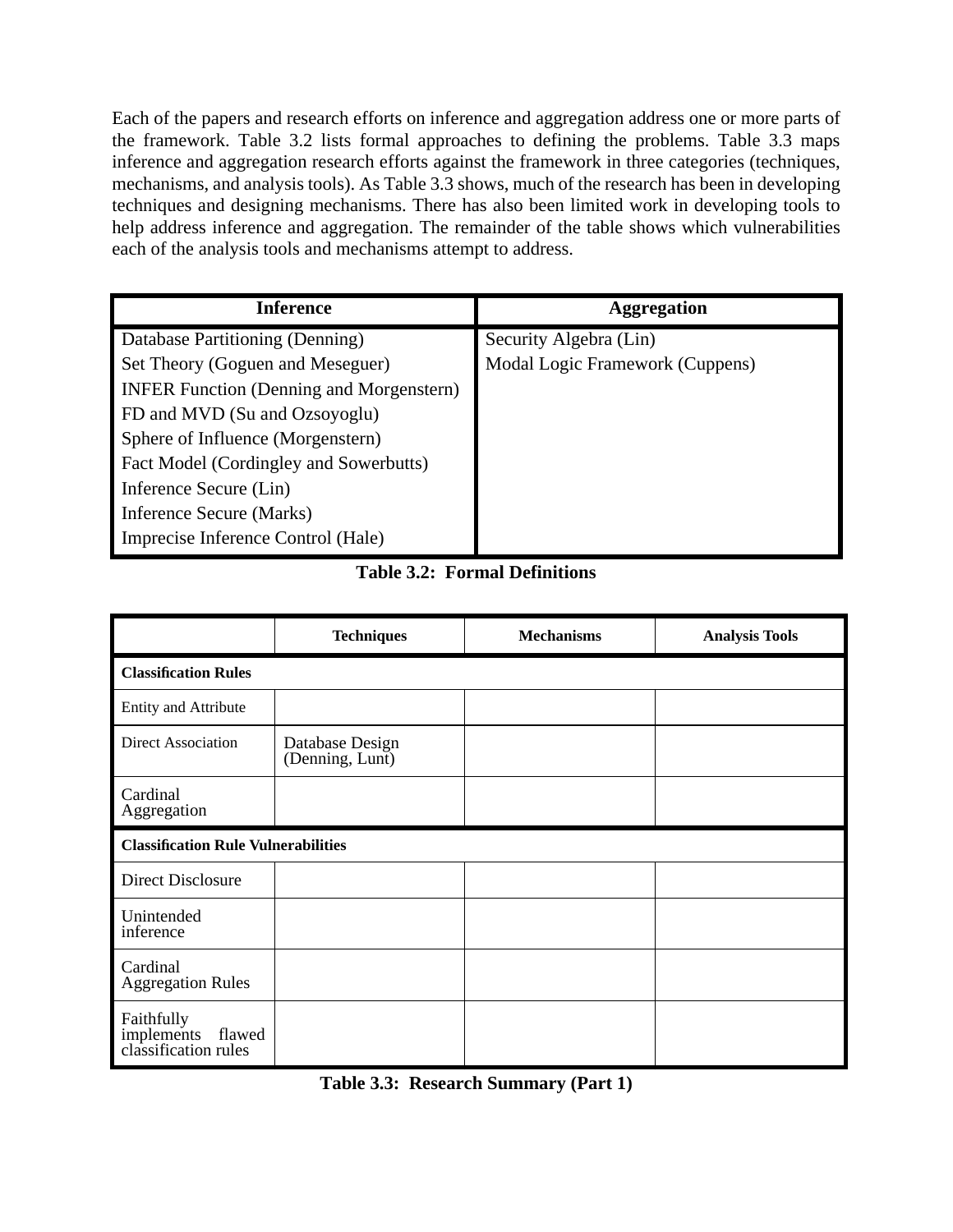Each of the papers and research efforts on inference and aggregation address one or more parts of the framework. Table 3.2 lists formal approaches to defining the problems. Table 3.3 maps inference and aggregation research efforts against the framework in three categories (techniques, mechanisms, and analysis tools). As Table 3.3 shows, much of the research has been in developing techniques and designing mechanisms. There has also been limited work in developing tools to help address inference and aggregation. The remainder of the table shows which vulnerabilities each of the analysis tools and mechanisms attempt to address.

| Inference | Aggregation |
|---|---|
| Database Partitioning (Denning) | Security Algebra (Lin) |
| Set Theory (Goguen and Meseguer) | Modal Logic Framework (Cuppens) |
| INFER Function (Denning and Morgenstern) | |
| FD and MVD (Su and Ozsoyoglu) | |
| Sphere of Influence (Morgenstern) | |
| Fact Model (Cordingley and Sowerbutts) | |
| Inference Secure (Lin) | |
| Inference Secure (Marks) | |
| Imprecise Inference Control (Hale) | |

**Table 3.2: Formal Definitions**

| | Techniques | Mechanisms | Analysis Tools |
|---|---|---|---|
| **Classification Rules** | | | |
| Entity and Attribute | | | |
| Direct Association | Database Design (Denning, Lunt) | | |
| Cardinal Aggregation | | | |
| **Classification Rule Vulnerabilities** | | | |
| Direct Disclosure | | | |
| Unintended inference | | | |
| Cardinal Aggregation Rules | | | |
| Faithfully implements flawed classification rules | | | |

**Table 3.3: Research Summary (Part 1)**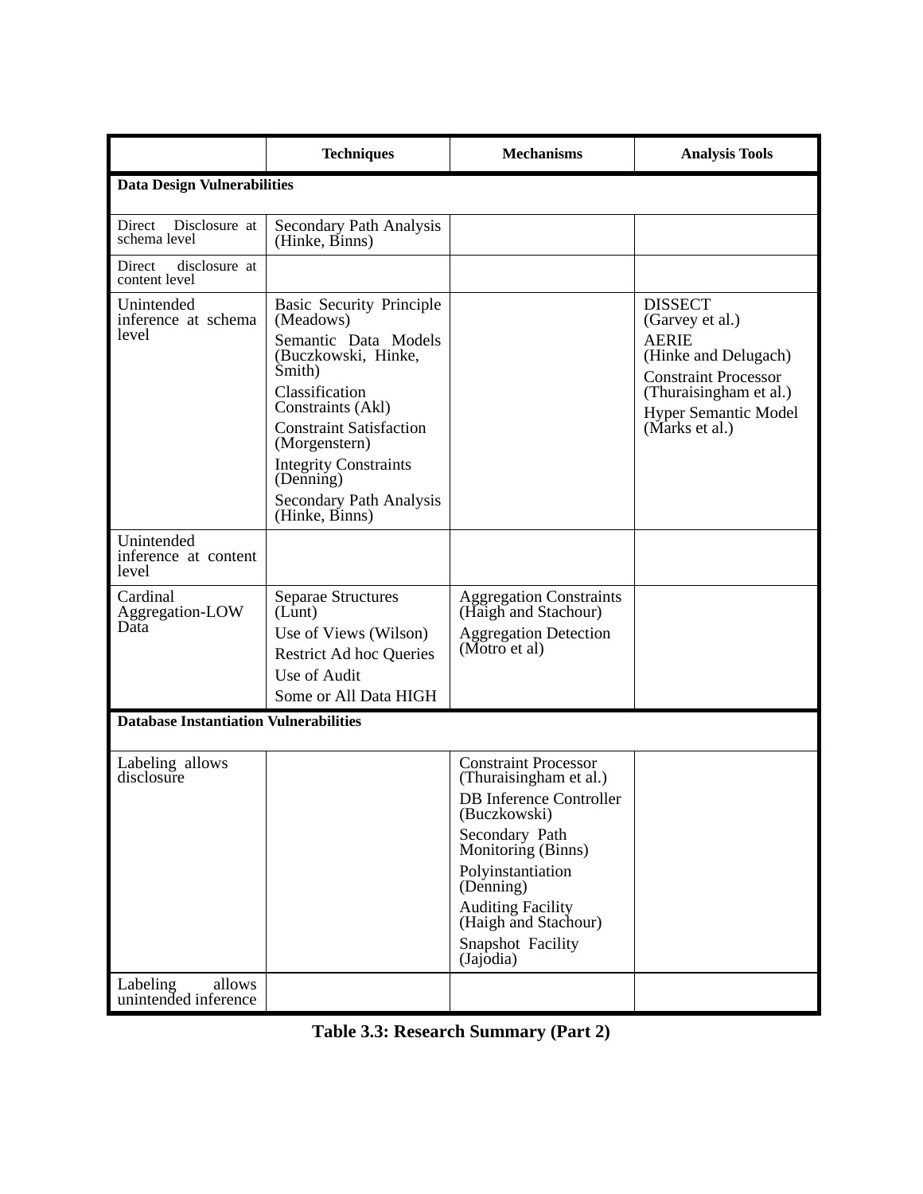| | Techniques | Mechanisms | Analysis Tools |
|---|---|---|---|
| **Data Design Vulnerabilities** | | | |
| Direct Disclosure at schema level | Secondary Path Analysis (Hinke, Binns) | | |
| Direct disclosure at content level | | | |
| Unintended inference at schema level | Basic Security Principle (Meadows)<br>Semantic Data Models (Buczkowski, Hinke, Smith)<br>Classification Constraints (Akl)<br>Constraint Satisfaction (Morgenstern)<br>Integrity Constraints (Denning)<br>Secondary Path Analysis (Hinke, Binns) | | DISSECT (Garvey et al.)<br>AERIE (Hinke and Delugach)<br>Constraint Processor (Thuraisingham et al.)<br>Hyper Semantic Model (Marks et al.) |
| Unintended inference at content level | | | |
| Cardinal Aggregation-LOW Data | Separae Structures (Lunt)<br>Use of Views (Wilson)<br>Restrict Ad hoc Queries<br>Use of Audit<br>Some or All Data HIGH | Aggregation Constraints (Haigh and Stachour)<br>Aggregation Detection (Motro et al) | |
| **Database Instantiation Vulnerabilities** | | | |
| Labeling allows disclosure | | Constraint Processor (Thuraisingham et al.)<br>DB Inference Controller (Buczkowski)<br>Secondary Path Monitoring (Binns)<br>Polyinstantiation (Denning)<br>Auditing Facility (Haigh and Stachour)<br>Snapshot Facility (Jajodia) | |
| Labeling allows unintended inference | | | |

**Table 3.3: Research Summary (Part 2)**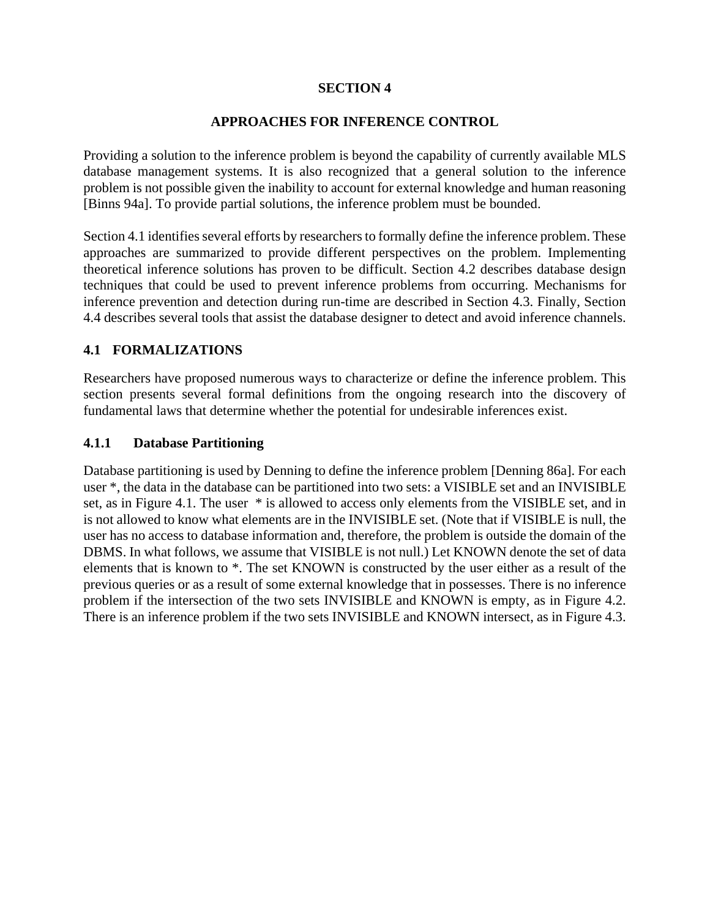# SECTION 4

## APPROACHES FOR INFERENCE CONTROL

Providing a solution to the inference problem is beyond the capability of currently available MLS database management systems. It is also recognized that a general solution to the inference problem is not possible given the inability to account for external knowledge and human reasoning [Binns 94a]. To provide partial solutions, the inference problem must be bounded.

Section 4.1 identifies several efforts by researchers to formally define the inference problem. These approaches are summarized to provide different perspectives on the problem. Implementing theoretical inference solutions has proven to be difficult. Section 4.2 describes database design techniques that could be used to prevent inference problems from occurring. Mechanisms for inference prevention and detection during run-time are described in Section 4.3. Finally, Section 4.4 describes several tools that assist the database designer to detect and avoid inference channels.

## 4.1 FORMALIZATIONS

Researchers have proposed numerous ways to characterize or define the inference problem. This section presents several formal definitions from the ongoing research into the discovery of fundamental laws that determine whether the potential for undesirable inferences exist.

### 4.1.1 Database Partitioning

Database partitioning is used by Denning to define the inference problem [Denning 86a]. For each user *, the data in the database can be partitioned into two sets: a VISIBLE set and an INVISIBLE set, as in Figure 4.1. The user * is allowed to access only elements from the VISIBLE set, and in is not allowed to know what elements are in the INVISIBLE set. (Note that if VISIBLE is null, the user has no access to database information and, therefore, the problem is outside the domain of the DBMS. In what follows, we assume that VISIBLE is not null.) Let KNOWN denote the set of data elements that is known to *. The set KNOWN is constructed by the user either as a result of the previous queries or as a result of some external knowledge that in possesses. There is no inference problem if the intersection of the two sets INVISIBLE and KNOWN is empty, as in Figure 4.2. There is an inference problem if the two sets INVISIBLE and KNOWN intersect, as in Figure 4.3.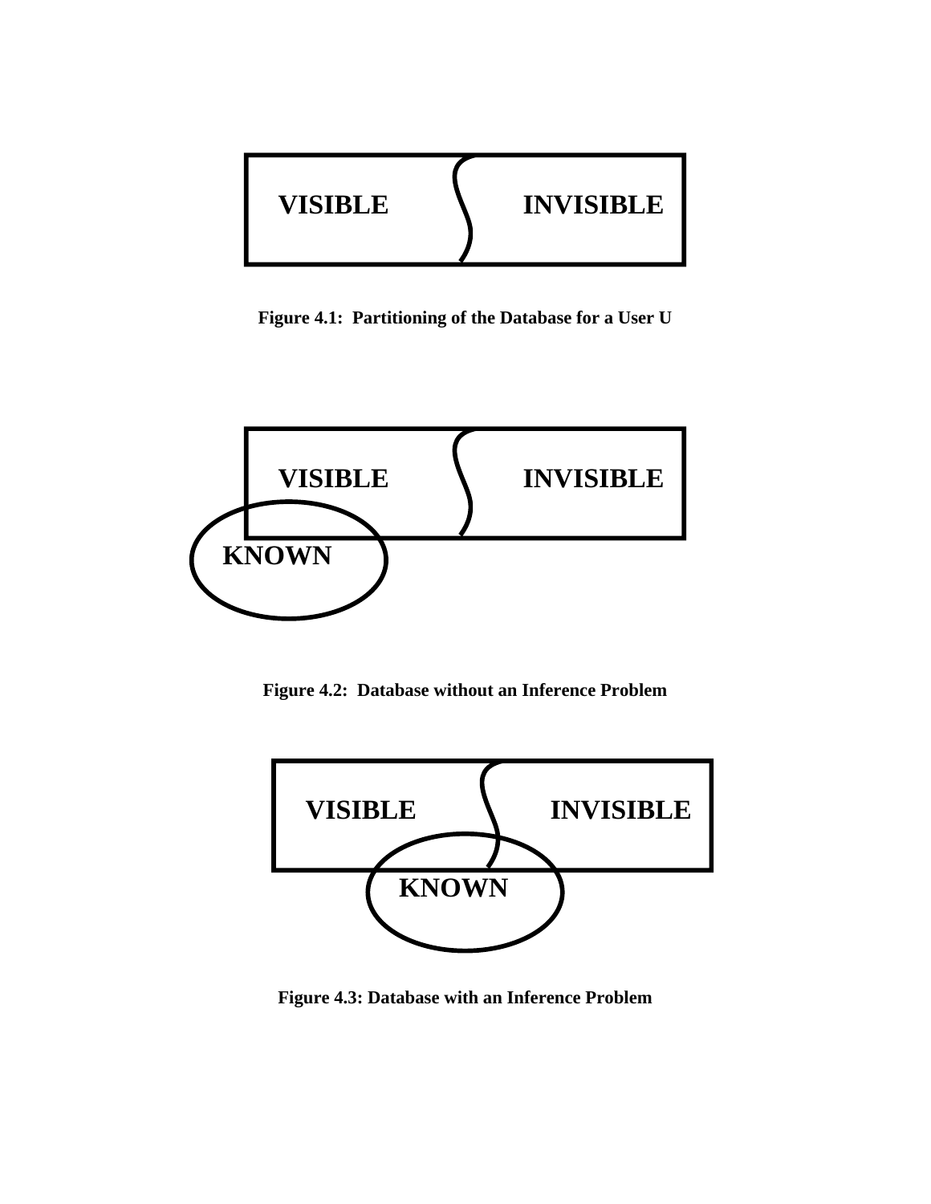VISIBLE INVISIBLE

**Figure 4.1: Partitioning of the Database for a User U**

VISIBLE INVISIBLE

KNOWN

**Figure 4.2: Database without an Inference Problem**

VISIBLE INVISIBLE

KNOWN

**Figure 4.3: Database with an Inference Problem**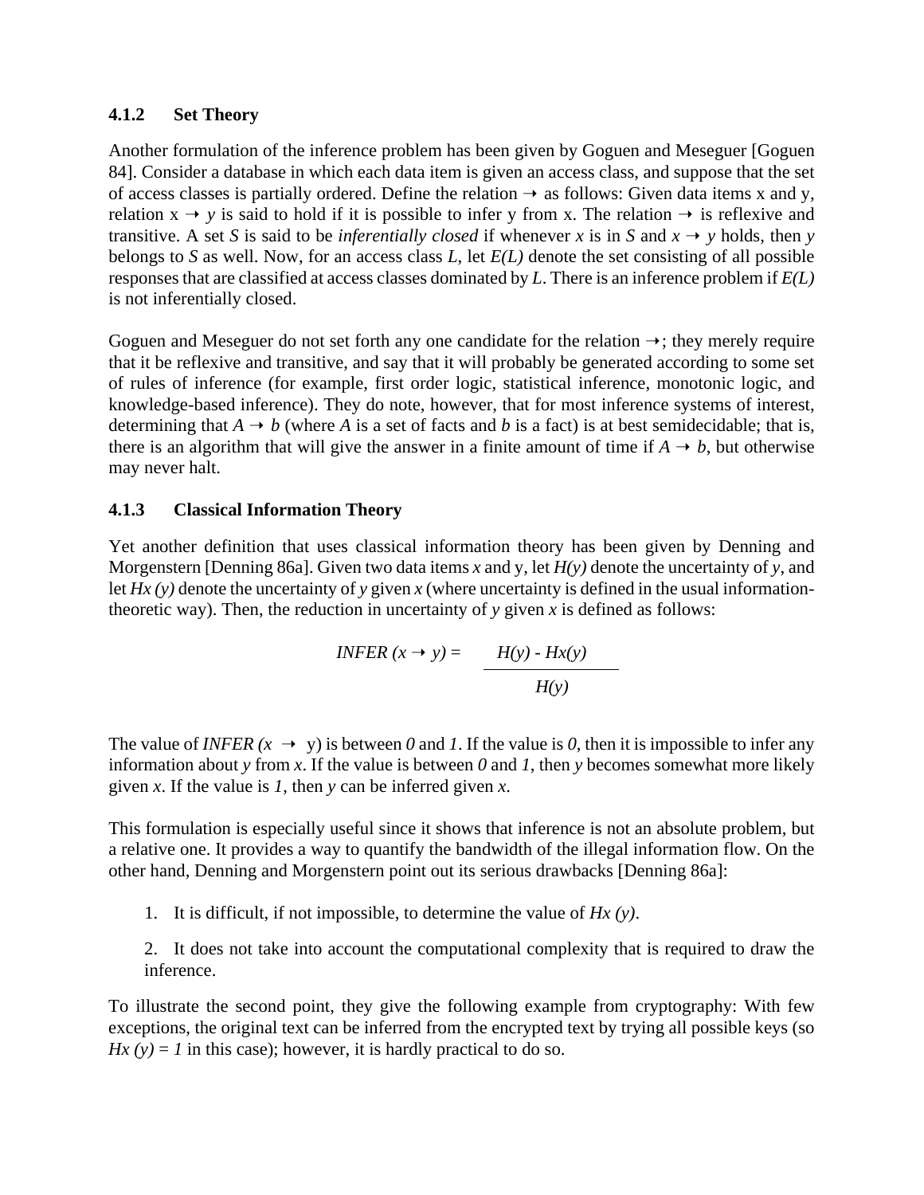### 4.1.2 Set Theory

Another formulation of the inference problem has been given by Goguen and Meseguer [Goguen 84]. Consider a database in which each data item is given an access class, and suppose that the set of access classes is partially ordered. Define the relation $\rightarrow$ as follows: Given data items x and y, relation $x \rightarrow y$ is said to hold if it is possible to infer y from x. The relation $\rightarrow$ is reflexive and transitive. A set *S* is said to be *inferentially closed* if whenever *x* is in *S* and $x \rightarrow y$ holds, then *y* belongs to *S* as well. Now, for an access class *L*, let *E(L)* denote the set consisting of all possible responses that are classified at access classes dominated by *L*. There is an inference problem if *E(L)* is not inferentially closed.

Goguen and Meseguer do not set forth any one candidate for the relation $\rightarrow$; they merely require that it be reflexive and transitive, and say that it will probably be generated according to some set of rules of inference (for example, first order logic, statistical inference, monotonic logic, and knowledge-based inference). They do note, however, that for most inference systems of interest, determining that $A \rightarrow b$ (where *A* is a set of facts and *b* is a fact) is at best semidecidable; that is, there is an algorithm that will give the answer in a finite amount of time if $A \rightarrow b$, but otherwise may never halt.

### 4.1.3 Classical Information Theory

Yet another definition that uses classical information theory has been given by Denning and Morgenstern [Denning 86a]. Given two data items *x* and y, let *H(y)* denote the uncertainty of *y*, and let $H_x(y)$ denote the uncertainty of *y* given *x* (where uncertainty is defined in the usual information-theoretic way). Then, the reduction in uncertainty of *y* given *x* is defined as follows:

$$INFER\,(x \rightarrow y) = \frac{H(y) - H_x(y)}{H(y)}$$

The value of *INFER* $(x \rightarrow y)$ is between *0* and *1*. If the value is *0*, then it is impossible to infer any information about *y* from *x*. If the value is between *0* and *1*, then *y* becomes somewhat more likely given *x*. If the value is *1*, then *y* can be inferred given *x*.

This formulation is especially useful since it shows that inference is not an absolute problem, but a relative one. It provides a way to quantify the bandwidth of the illegal information flow. On the other hand, Denning and Morgenstern point out its serious drawbacks [Denning 86a]:

1. It is difficult, if not impossible, to determine the value of $H_x(y)$.
2. It does not take into account the computational complexity that is required to draw the inference.

To illustrate the second point, they give the following example from cryptography: With few exceptions, the original text can be inferred from the encrypted text by trying all possible keys (so $H_x(y) = 1$ in this case); however, it is hardly practical to do so.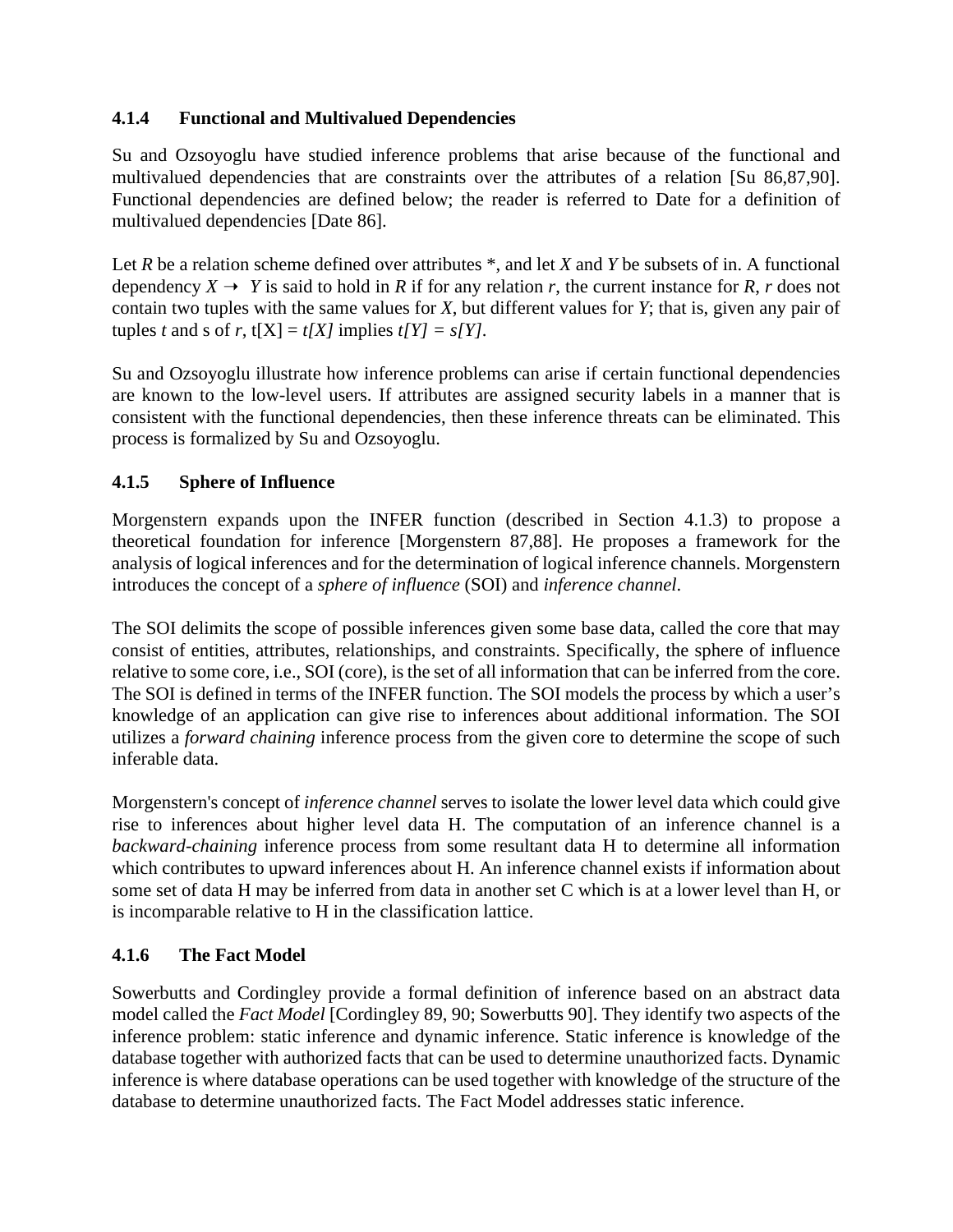### 4.1.4 Functional and Multivalued Dependencies

Su and Ozsoyoglu have studied inference problems that arise because of the functional and multivalued dependencies that are constraints over the attributes of a relation [Su 86,87,90]. Functional dependencies are defined below; the reader is referred to Date for a definition of multivalued dependencies [Date 86].

Let *R* be a relation scheme defined over attributes *, and let *X* and *Y* be subsets of in. A functional dependency $X \rightarrow Y$ is said to hold in *R* if for any relation *r*, the current instance for *R*, *r* does not contain two tuples with the same values for *X*, but different values for *Y*; that is, given any pair of tuples *t* and s of *r*, t[X] = *t[X]* implies *t[Y] = s[Y]*.

Su and Ozsoyoglu illustrate how inference problems can arise if certain functional dependencies are known to the low-level users. If attributes are assigned security labels in a manner that is consistent with the functional dependencies, then these inference threats can be eliminated. This process is formalized by Su and Ozsoyoglu.

### 4.1.5 Sphere of Influence

Morgenstern expands upon the INFER function (described in Section 4.1.3) to propose a theoretical foundation for inference [Morgenstern 87,88]. He proposes a framework for the analysis of logical inferences and for the determination of logical inference channels. Morgenstern introduces the concept of a *sphere of influence* (SOI) and *inference channel*.

The SOI delimits the scope of possible inferences given some base data, called the core that may consist of entities, attributes, relationships, and constraints. Specifically, the sphere of influence relative to some core, i.e., SOI (core), is the set of all information that can be inferred from the core. The SOI is defined in terms of the INFER function. The SOI models the process by which a user's knowledge of an application can give rise to inferences about additional information. The SOI utilizes a *forward chaining* inference process from the given core to determine the scope of such inferable data.

Morgenstern's concept of *inference channel* serves to isolate the lower level data which could give rise to inferences about higher level data H. The computation of an inference channel is a *backward-chaining* inference process from some resultant data H to determine all information which contributes to upward inferences about H. An inference channel exists if information about some set of data H may be inferred from data in another set C which is at a lower level than H, or is incomparable relative to H in the classification lattice.

### 4.1.6 The Fact Model

Sowerbutts and Cordingley provide a formal definition of inference based on an abstract data model called the *Fact Model* [Cordingley 89, 90; Sowerbutts 90]. They identify two aspects of the inference problem: static inference and dynamic inference. Static inference is knowledge of the database together with authorized facts that can be used to determine unauthorized facts. Dynamic inference is where database operations can be used together with knowledge of the structure of the database to determine unauthorized facts. The Fact Model addresses static inference.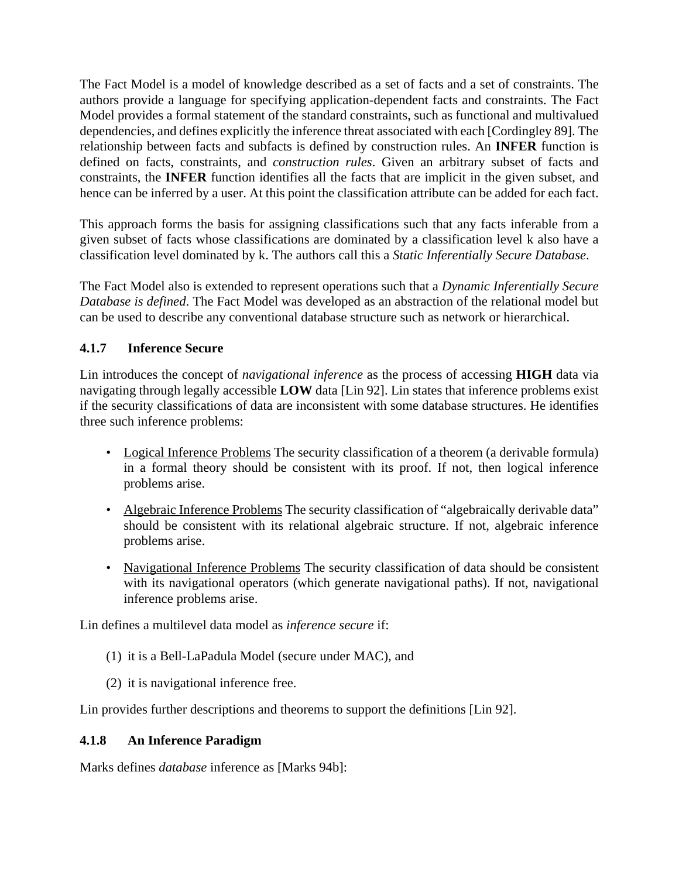The Fact Model is a model of knowledge described as a set of facts and a set of constraints. The authors provide a language for specifying application-dependent facts and constraints. The Fact Model provides a formal statement of the standard constraints, such as functional and multivalued dependencies, and defines explicitly the inference threat associated with each [Cordingley 89]. The relationship between facts and subfacts is defined by construction rules. An **INFER** function is defined on facts, constraints, and *construction rules*. Given an arbitrary subset of facts and constraints, the **INFER** function identifies all the facts that are implicit in the given subset, and hence can be inferred by a user. At this point the classification attribute can be added for each fact.

This approach forms the basis for assigning classifications such that any facts inferable from a given subset of facts whose classifications are dominated by a classification level k also have a classification level dominated by k. The authors call this a *Static Inferentially Secure Database*.

The Fact Model also is extended to represent operations such that a *Dynamic Inferentially Secure Database is defined*. The Fact Model was developed as an abstraction of the relational model but can be used to describe any conventional database structure such as network or hierarchical.

### 4.1.7 Inference Secure

Lin introduces the concept of *navigational inference* as the process of accessing **HIGH** data via navigating through legally accessible **LOW** data [Lin 92]. Lin states that inference problems exist if the security classifications of data are inconsistent with some database structures. He identifies three such inference problems:

- <u>Logical Inference Problems</u> The security classification of a theorem (a derivable formula) in a formal theory should be consistent with its proof. If not, then logical inference problems arise.
- <u>Algebraic Inference Problems</u> The security classification of "algebraically derivable data" should be consistent with its relational algebraic structure. If not, algebraic inference problems arise.
- <u>Navigational Inference Problems</u> The security classification of data should be consistent with its navigational operators (which generate navigational paths). If not, navigational inference problems arise.

Lin defines a multilevel data model as *inference secure* if:

(1) it is a Bell-LaPadula Model (secure under MAC), and

(2) it is navigational inference free.

Lin provides further descriptions and theorems to support the definitions [Lin 92].

### 4.1.8 An Inference Paradigm

Marks defines *database* inference as [Marks 94b]: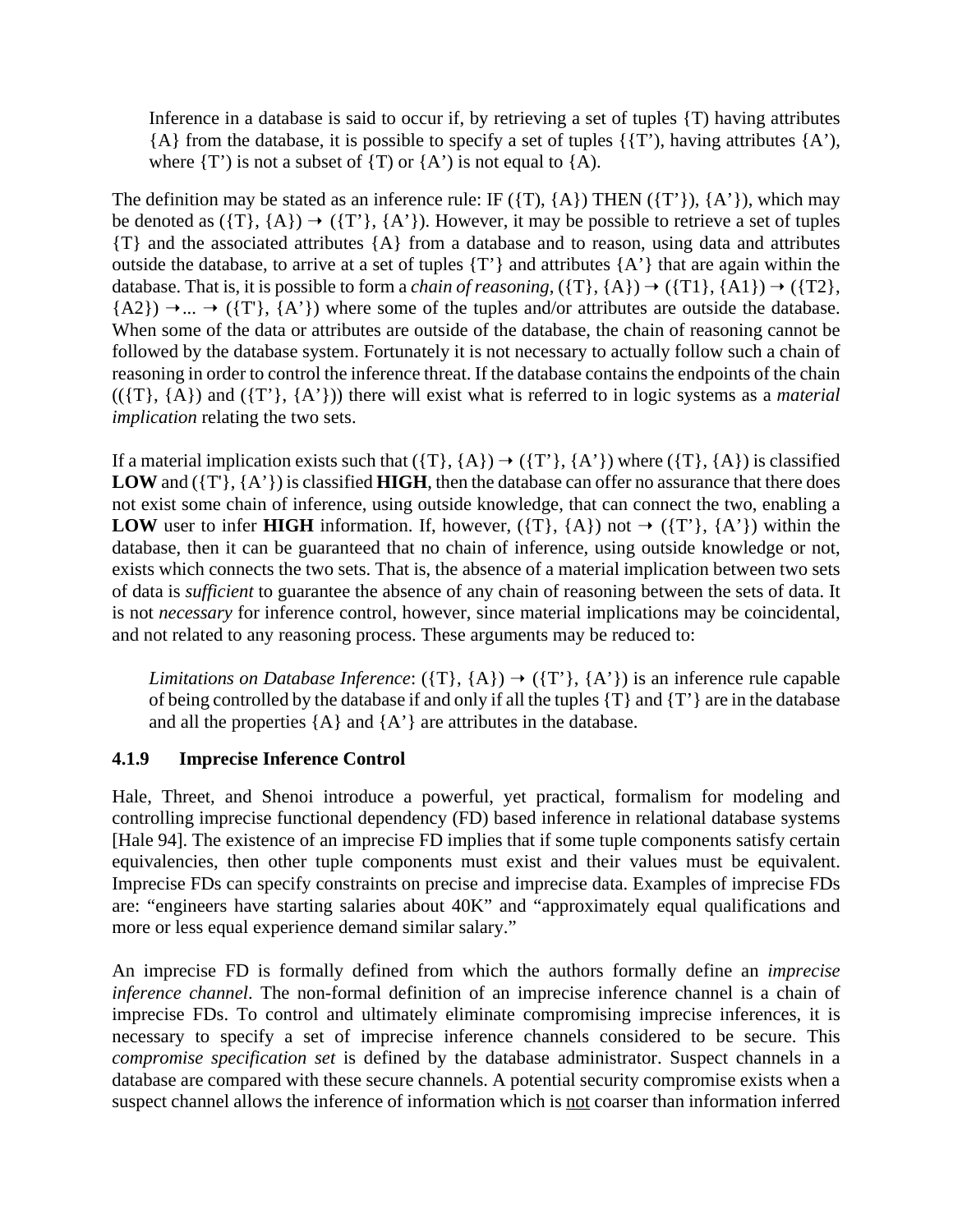> Inference in a database is said to occur if, by retrieving a set of tuples {T) having attributes {A} from the database, it is possible to specify a set of tuples {{T'), having attributes {A'), where {T') is not a subset of {T) or {A') is not equal to {A).

The definition may be stated as an inference rule: IF ({T), {A}) THEN ({T'}), {A'}), which may be denoted as ({T}, {A}) → ({T'}, {A'}). However, it may be possible to retrieve a set of tuples {T} and the associated attributes {A} from a database and to reason, using data and attributes outside the database, to arrive at a set of tuples {T'} and attributes {A'} that are again within the database. That is, it is possible to form a *chain of reasoning,* ({T}, {A}) → ({T1}, {A1}) → ({T2}, {A2}) →... → ({T'}, {A'}) where some of the tuples and/or attributes are outside the database. When some of the data or attributes are outside of the database, the chain of reasoning cannot be followed by the database system. Fortunately it is not necessary to actually follow such a chain of reasoning in order to control the inference threat. If the database contains the endpoints of the chain (({T}, {A}) and ({T'}, {A'})) there will exist what is referred to in logic systems as a *material implication* relating the two sets.

If a material implication exists such that ({T}, {A}) → ({T'}, {A'}) where ({T}, {A}) is classified **LOW** and ({T'}, {A'}) is classified **HIGH**, then the database can offer no assurance that there does not exist some chain of inference, using outside knowledge, that can connect the two, enabling a **LOW** user to infer **HIGH** information. If, however, ({T}, {A}) not → ({T'}, {A'}) within the database, then it can be guaranteed that no chain of inference, using outside knowledge or not, exists which connects the two sets. That is, the absence of a material implication between two sets of data is *sufficient* to guarantee the absence of any chain of reasoning between the sets of data. It is not *necessary* for inference control, however, since material implications may be coincidental, and not related to any reasoning process. These arguments may be reduced to:

> *Limitations on Database Inference*: ({T}, {A}) → ({T'}, {A'}) is an inference rule capable of being controlled by the database if and only if all the tuples {T} and {T'} are in the database and all the properties {A} and {A'} are attributes in the database.

### 4.1.9 Imprecise Inference Control

Hale, Threet, and Shenoi introduce a powerful, yet practical, formalism for modeling and controlling imprecise functional dependency (FD) based inference in relational database systems [Hale 94]. The existence of an imprecise FD implies that if some tuple components satisfy certain equivalencies, then other tuple components must exist and their values must be equivalent. Imprecise FDs can specify constraints on precise and imprecise data. Examples of imprecise FDs are: "engineers have starting salaries about 40K" and "approximately equal qualifications and more or less equal experience demand similar salary."

An imprecise FD is formally defined from which the authors formally define an *imprecise inference channel*. The non-formal definition of an imprecise inference channel is a chain of imprecise FDs. To control and ultimately eliminate compromising imprecise inferences, it is necessary to specify a set of imprecise inference channels considered to be secure. This *compromise specification set* is defined by the database administrator. Suspect channels in a database are compared with these secure channels. A potential security compromise exists when a suspect channel allows the inference of information which is <u>not</u> coarser than information inferred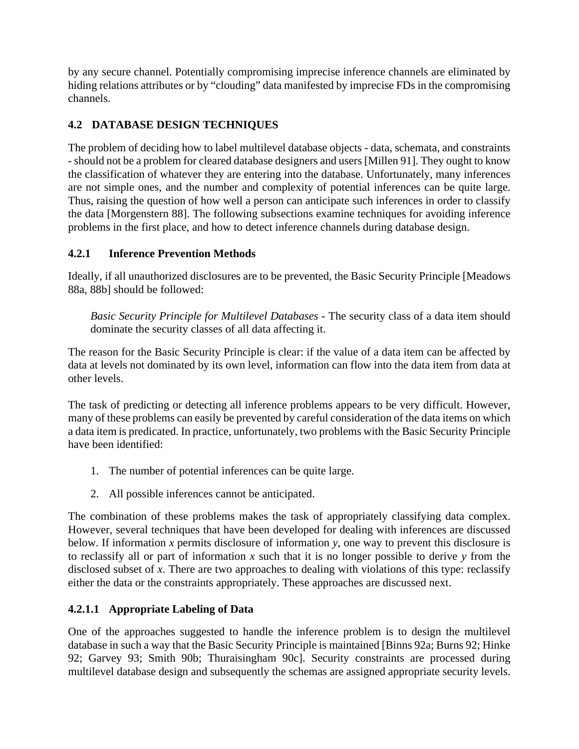by any secure channel. Potentially compromising imprecise inference channels are eliminated by hiding relations attributes or by "clouding" data manifested by imprecise FDs in the compromising channels.

## 4.2 DATABASE DESIGN TECHNIQUES

The problem of deciding how to label multilevel database objects - data, schemata, and constraints - should not be a problem for cleared database designers and users [Millen 91]. They ought to know the classification of whatever they are entering into the database. Unfortunately, many inferences are not simple ones, and the number and complexity of potential inferences can be quite large. Thus, raising the question of how well a person can anticipate such inferences in order to classify the data [Morgenstern 88]. The following subsections examine techniques for avoiding inference problems in the first place, and how to detect inference channels during database design.

### 4.2.1 Inference Prevention Methods

Ideally, if all unauthorized disclosures are to be prevented, the Basic Security Principle [Meadows 88a, 88b] should be followed:

> *Basic Security Principle for Multilevel Databases* - The security class of a data item should dominate the security classes of all data affecting it.

The reason for the Basic Security Principle is clear: if the value of a data item can be affected by data at levels not dominated by its own level, information can flow into the data item from data at other levels.

The task of predicting or detecting all inference problems appears to be very difficult. However, many of these problems can easily be prevented by careful consideration of the data items on which a data item is predicated. In practice, unfortunately, two problems with the Basic Security Principle have been identified:

1. The number of potential inferences can be quite large.
2. All possible inferences cannot be anticipated.

The combination of these problems makes the task of appropriately classifying data complex. However, several techniques that have been developed for dealing with inferences are discussed below. If information *x* permits disclosure of information *y*, one way to prevent this disclosure is to reclassify all or part of information *x* such that it is no longer possible to derive *y* from the disclosed subset of *x*. There are two approaches to dealing with violations of this type: reclassify either the data or the constraints appropriately. These approaches are discussed next.

#### 4.2.1.1 Appropriate Labeling of Data

One of the approaches suggested to handle the inference problem is to design the multilevel database in such a way that the Basic Security Principle is maintained [Binns 92a; Burns 92; Hinke 92; Garvey 93; Smith 90b; Thuraisingham 90c]. Security constraints are processed during multilevel database design and subsequently the schemas are assigned appropriate security levels.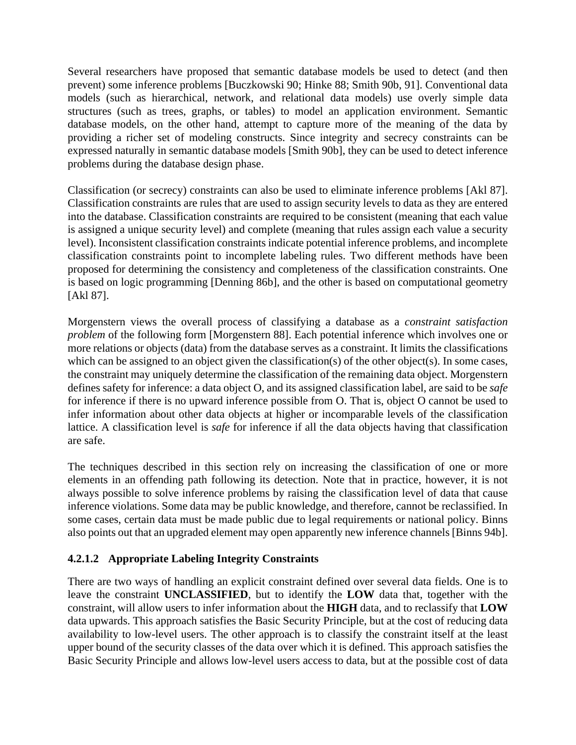Several researchers have proposed that semantic database models be used to detect (and then prevent) some inference problems [Buczkowski 90; Hinke 88; Smith 90b, 91]. Conventional data models (such as hierarchical, network, and relational data models) use overly simple data structures (such as trees, graphs, or tables) to model an application environment. Semantic database models, on the other hand, attempt to capture more of the meaning of the data by providing a richer set of modeling constructs. Since integrity and secrecy constraints can be expressed naturally in semantic database models [Smith 90b], they can be used to detect inference problems during the database design phase.

Classification (or secrecy) constraints can also be used to eliminate inference problems [Akl 87]. Classification constraints are rules that are used to assign security levels to data as they are entered into the database. Classification constraints are required to be consistent (meaning that each value is assigned a unique security level) and complete (meaning that rules assign each value a security level). Inconsistent classification constraints indicate potential inference problems, and incomplete classification constraints point to incomplete labeling rules. Two different methods have been proposed for determining the consistency and completeness of the classification constraints. One is based on logic programming [Denning 86b], and the other is based on computational geometry [Akl 87].

Morgenstern views the overall process of classifying a database as a *constraint satisfaction problem* of the following form [Morgenstern 88]. Each potential inference which involves one or more relations or objects (data) from the database serves as a constraint. It limits the classifications which can be assigned to an object given the classification(s) of the other object(s). In some cases, the constraint may uniquely determine the classification of the remaining data object. Morgenstern defines safety for inference: a data object O, and its assigned classification label, are said to be *safe* for inference if there is no upward inference possible from O. That is, object O cannot be used to infer information about other data objects at higher or incomparable levels of the classification lattice. A classification level is *safe* for inference if all the data objects having that classification are safe.

The techniques described in this section rely on increasing the classification of one or more elements in an offending path following its detection. Note that in practice, however, it is not always possible to solve inference problems by raising the classification level of data that cause inference violations. Some data may be public knowledge, and therefore, cannot be reclassified. In some cases, certain data must be made public due to legal requirements or national policy. Binns also points out that an upgraded element may open apparently new inference channels [Binns 94b].

#### 4.2.1.2 Appropriate Labeling Integrity Constraints

There are two ways of handling an explicit constraint defined over several data fields. One is to leave the constraint **UNCLASSIFIED**, but to identify the **LOW** data that, together with the constraint, will allow users to infer information about the **HIGH** data, and to reclassify that **LOW** data upwards. This approach satisfies the Basic Security Principle, but at the cost of reducing data availability to low-level users. The other approach is to classify the constraint itself at the least upper bound of the security classes of the data over which it is defined. This approach satisfies the Basic Security Principle and allows low-level users access to data, but at the possible cost of data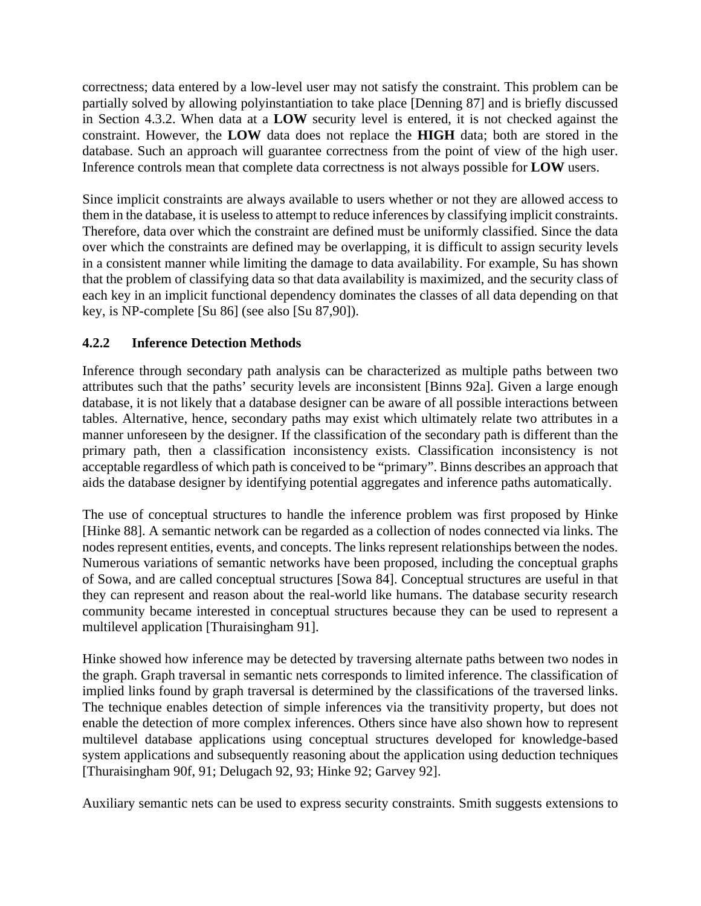correctness; data entered by a low-level user may not satisfy the constraint. This problem can be partially solved by allowing polyinstantiation to take place [Denning 87] and is briefly discussed in Section 4.3.2. When data at a **LOW** security level is entered, it is not checked against the constraint. However, the **LOW** data does not replace the **HIGH** data; both are stored in the database. Such an approach will guarantee correctness from the point of view of the high user. Inference controls mean that complete data correctness is not always possible for **LOW** users.

Since implicit constraints are always available to users whether or not they are allowed access to them in the database, it is useless to attempt to reduce inferences by classifying implicit constraints. Therefore, data over which the constraint are defined must be uniformly classified. Since the data over which the constraints are defined may be overlapping, it is difficult to assign security levels in a consistent manner while limiting the damage to data availability. For example, Su has shown that the problem of classifying data so that data availability is maximized, and the security class of each key in an implicit functional dependency dominates the classes of all data depending on that key, is NP-complete [Su 86] (see also [Su 87,90]).

### 4.2.2 Inference Detection Methods

Inference through secondary path analysis can be characterized as multiple paths between two attributes such that the paths' security levels are inconsistent [Binns 92a]. Given a large enough database, it is not likely that a database designer can be aware of all possible interactions between tables. Alternative, hence, secondary paths may exist which ultimately relate two attributes in a manner unforeseen by the designer. If the classification of the secondary path is different than the primary path, then a classification inconsistency exists. Classification inconsistency is not acceptable regardless of which path is conceived to be "primary". Binns describes an approach that aids the database designer by identifying potential aggregates and inference paths automatically.

The use of conceptual structures to handle the inference problem was first proposed by Hinke [Hinke 88]. A semantic network can be regarded as a collection of nodes connected via links. The nodes represent entities, events, and concepts. The links represent relationships between the nodes. Numerous variations of semantic networks have been proposed, including the conceptual graphs of Sowa, and are called conceptual structures [Sowa 84]. Conceptual structures are useful in that they can represent and reason about the real-world like humans. The database security research community became interested in conceptual structures because they can be used to represent a multilevel application [Thuraisingham 91].

Hinke showed how inference may be detected by traversing alternate paths between two nodes in the graph. Graph traversal in semantic nets corresponds to limited inference. The classification of implied links found by graph traversal is determined by the classifications of the traversed links. The technique enables detection of simple inferences via the transitivity property, but does not enable the detection of more complex inferences. Others since have also shown how to represent multilevel database applications using conceptual structures developed for knowledge-based system applications and subsequently reasoning about the application using deduction techniques [Thuraisingham 90f, 91; Delugach 92, 93; Hinke 92; Garvey 92].

Auxiliary semantic nets can be used to express security constraints. Smith suggests extensions to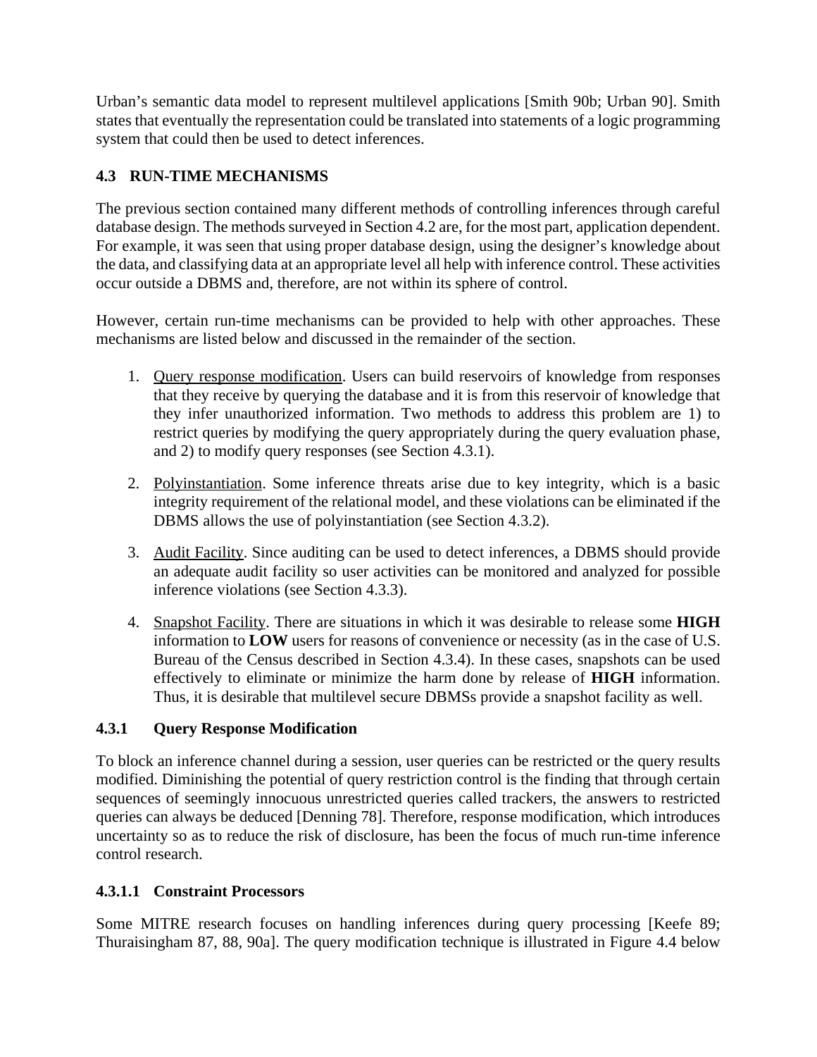Urban’s semantic data model to represent multilevel applications [Smith 90b; Urban 90]. Smith states that eventually the representation could be translated into statements of a logic programming system that could then be used to detect inferences.

## 4.3 RUN-TIME MECHANISMS

The previous section contained many different methods of controlling inferences through careful database design. The methods surveyed in Section 4.2 are, for the most part, application dependent. For example, it was seen that using proper database design, using the designer’s knowledge about the data, and classifying data at an appropriate level all help with inference control. These activities occur outside a DBMS and, therefore, are not within its sphere of control.

However, certain run-time mechanisms can be provided to help with other approaches. These mechanisms are listed below and discussed in the remainder of the section.

1. <u>Query response modification</u>. Users can build reservoirs of knowledge from responses that they receive by querying the database and it is from this reservoir of knowledge that they infer unauthorized information. Two methods to address this problem are 1) to restrict queries by modifying the query appropriately during the query evaluation phase, and 2) to modify query responses (see Section 4.3.1).

2. <u>Polyinstantiation</u>. Some inference threats arise due to key integrity, which is a basic integrity requirement of the relational model, and these violations can be eliminated if the DBMS allows the use of polyinstantiation (see Section 4.3.2).

3. <u>Audit Facility</u>. Since auditing can be used to detect inferences, a DBMS should provide an adequate audit facility so user activities can be monitored and analyzed for possible inference violations (see Section 4.3.3).

4. <u>Snapshot Facility</u>. There are situations in which it was desirable to release some **HIGH** information to **LOW** users for reasons of convenience or necessity (as in the case of U.S. Bureau of the Census described in Section 4.3.4). In these cases, snapshots can be used effectively to eliminate or minimize the harm done by release of **HIGH** information. Thus, it is desirable that multilevel secure DBMSs provide a snapshot facility as well.

### 4.3.1 Query Response Modification

To block an inference channel during a session, user queries can be restricted or the query results modified. Diminishing the potential of query restriction control is the finding that through certain sequences of seemingly innocuous unrestricted queries called trackers, the answers to restricted queries can always be deduced [Denning 78]. Therefore, response modification, which introduces uncertainty so as to reduce the risk of disclosure, has been the focus of much run-time inference control research.

#### 4.3.1.1 Constraint Processors

Some MITRE research focuses on handling inferences during query processing [Keefe 89; Thuraisingham 87, 88, 90a]. The query modification technique is illustrated in Figure 4.4 below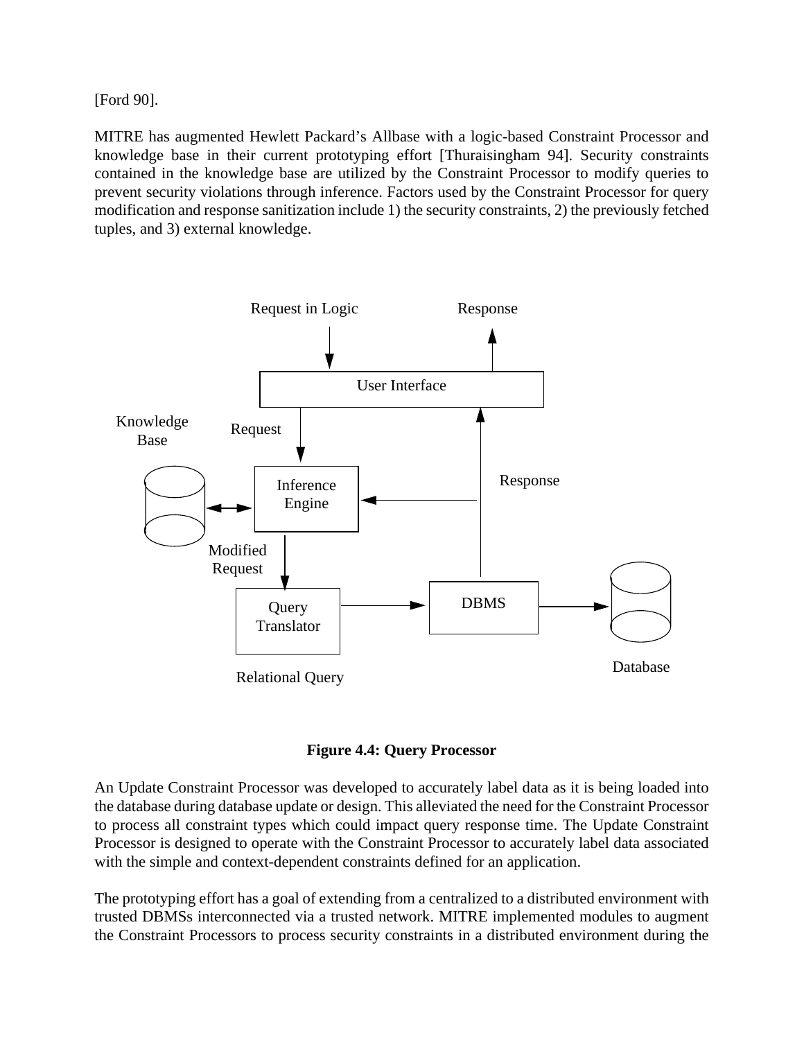[Ford 90].

MITRE has augmented Hewlett Packard’s Allbase with a logic-based Constraint Processor and knowledge base in their current prototyping effort [Thuraisingham 94]. Security constraints contained in the knowledge base are utilized by the Constraint Processor to modify queries to prevent security violations through inference. Factors used by the Constraint Processor for query modification and response sanitization include 1) the security constraints, 2) the previously fetched tuples, and 3) external knowledge.

Request in Logic

Response

User Interface

Knowledge Base

Request

Inference Engine

Response

Modified Request

Query Translator

DBMS

Relational Query

Database

**Figure 4.4: Query Processor**

An Update Constraint Processor was developed to accurately label data as it is being loaded into the database during database update or design. This alleviated the need for the Constraint Processor to process all constraint types which could impact query response time. The Update Constraint Processor is designed to operate with the Constraint Processor to accurately label data associated with the simple and context-dependent constraints defined for an application.

The prototyping effort has a goal of extending from a centralized to a distributed environment with trusted DBMSs interconnected via a trusted network. MITRE implemented modules to augment the Constraint Processors to process security constraints in a distributed environment during the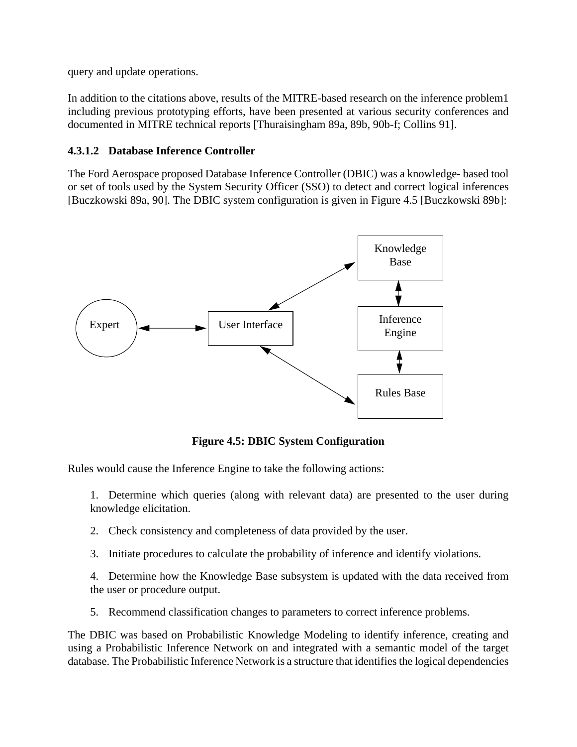query and update operations.

In addition to the citations above, results of the MITRE-based research on the inference problem1 including previous prototyping efforts, have been presented at various security conferences and documented in MITRE technical reports [Thuraisingham 89a, 89b, 90b-f; Collins 91].

#### 4.3.1.2 Database Inference Controller

The Ford Aerospace proposed Database Inference Controller (DBIC) was a knowledge- based tool or set of tools used by the System Security Officer (SSO) to detect and correct logical inferences [Buczkowski 89a, 90]. The DBIC system configuration is given in Figure 4.5 [Buczkowski 89b]:

**Figure 4.5: DBIC System Configuration**

Rules would cause the Inference Engine to take the following actions:

1. Determine which queries (along with relevant data) are presented to the user during knowledge elicitation.

2. Check consistency and completeness of data provided by the user.

3. Initiate procedures to calculate the probability of inference and identify violations.

4. Determine how the Knowledge Base subsystem is updated with the data received from the user or procedure output.

5. Recommend classification changes to parameters to correct inference problems.

The DBIC was based on Probabilistic Knowledge Modeling to identify inference, creating and using a Probabilistic Inference Network on and integrated with a semantic model of the target database. The Probabilistic Inference Network is a structure that identifies the logical dependencies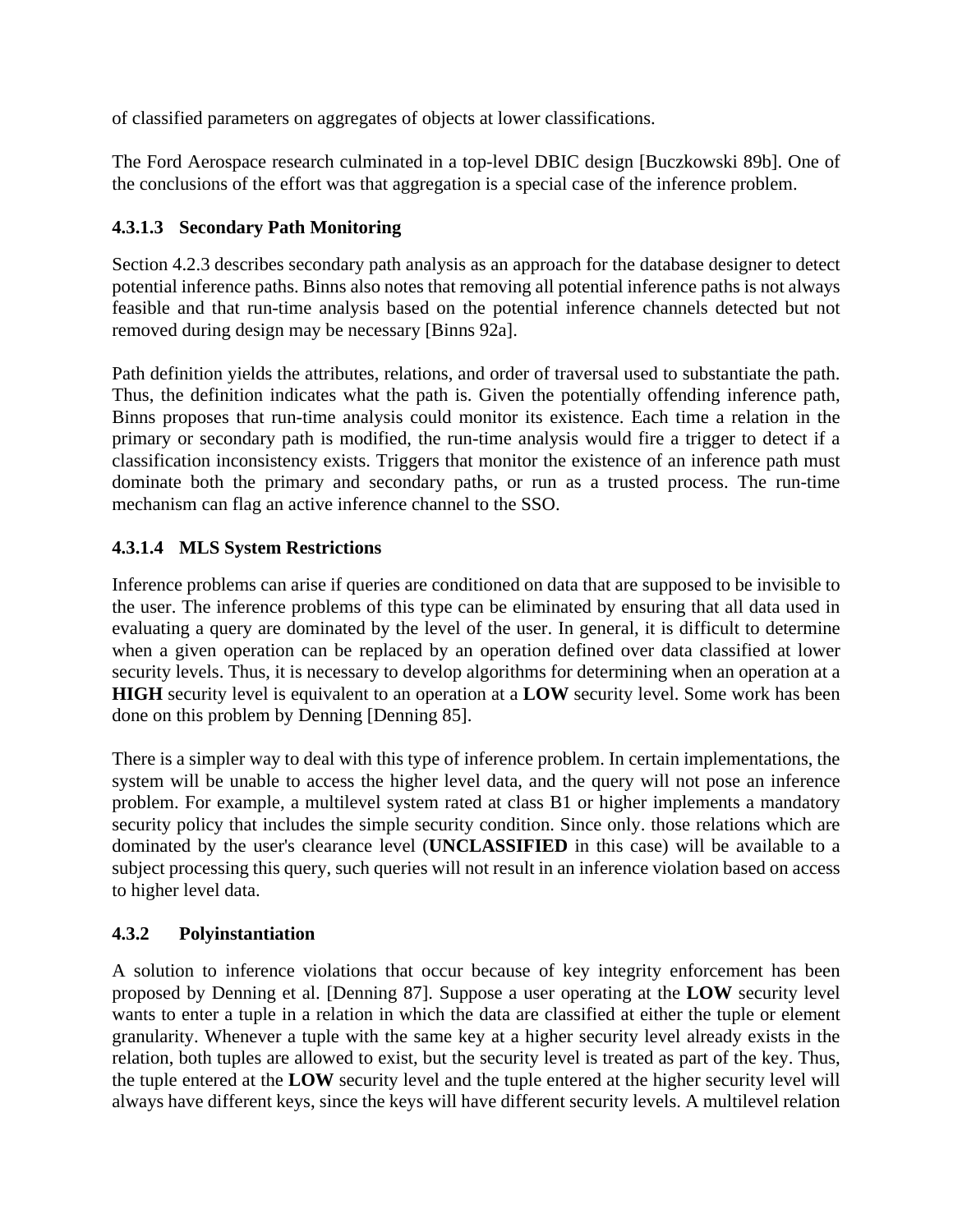of classified parameters on aggregates of objects at lower classifications.

The Ford Aerospace research culminated in a top-level DBIC design [Buczkowski 89b]. One of the conclusions of the effort was that aggregation is a special case of the inference problem.

#### 4.3.1.3 Secondary Path Monitoring

Section 4.2.3 describes secondary path analysis as an approach for the database designer to detect potential inference paths. Binns also notes that removing all potential inference paths is not always feasible and that run-time analysis based on the potential inference channels detected but not removed during design may be necessary [Binns 92a].

Path definition yields the attributes, relations, and order of traversal used to substantiate the path. Thus, the definition indicates what the path is. Given the potentially offending inference path, Binns proposes that run-time analysis could monitor its existence. Each time a relation in the primary or secondary path is modified, the run-time analysis would fire a trigger to detect if a classification inconsistency exists. Triggers that monitor the existence of an inference path must dominate both the primary and secondary paths, or run as a trusted process. The run-time mechanism can flag an active inference channel to the SSO.

#### 4.3.1.4 MLS System Restrictions

Inference problems can arise if queries are conditioned on data that are supposed to be invisible to the user. The inference problems of this type can be eliminated by ensuring that all data used in evaluating a query are dominated by the level of the user. In general, it is difficult to determine when a given operation can be replaced by an operation defined over data classified at lower security levels. Thus, it is necessary to develop algorithms for determining when an operation at a **HIGH** security level is equivalent to an operation at a **LOW** security level. Some work has been done on this problem by Denning [Denning 85].

There is a simpler way to deal with this type of inference problem. In certain implementations, the system will be unable to access the higher level data, and the query will not pose an inference problem. For example, a multilevel system rated at class B1 or higher implements a mandatory security policy that includes the simple security condition. Since only. those relations which are dominated by the user's clearance level (**UNCLASSIFIED** in this case) will be available to a subject processing this query, such queries will not result in an inference violation based on access to higher level data.

### 4.3.2 Polyinstantiation

A solution to inference violations that occur because of key integrity enforcement has been proposed by Denning et al. [Denning 87]. Suppose a user operating at the **LOW** security level wants to enter a tuple in a relation in which the data are classified at either the tuple or element granularity. Whenever a tuple with the same key at a higher security level already exists in the relation, both tuples are allowed to exist, but the security level is treated as part of the key. Thus, the tuple entered at the **LOW** security level and the tuple entered at the higher security level will always have different keys, since the keys will have different security levels. A multilevel relation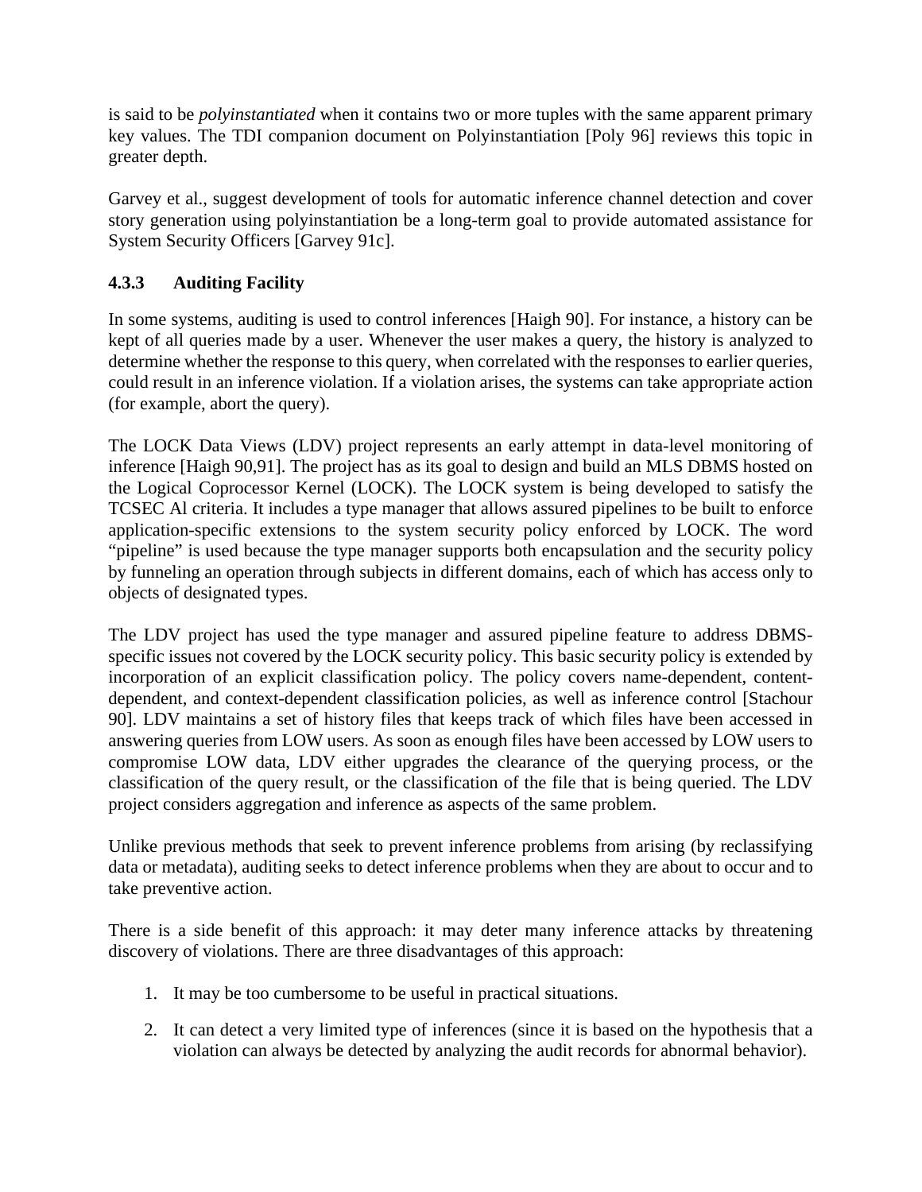is said to be *polyinstantiated* when it contains two or more tuples with the same apparent primary key values. The TDI companion document on Polyinstantiation [Poly 96] reviews this topic in greater depth.

Garvey et al., suggest development of tools for automatic inference channel detection and cover story generation using polyinstantiation be a long-term goal to provide automated assistance for System Security Officers [Garvey 91c].

### 4.3.3 Auditing Facility

In some systems, auditing is used to control inferences [Haigh 90]. For instance, a history can be kept of all queries made by a user. Whenever the user makes a query, the history is analyzed to determine whether the response to this query, when correlated with the responses to earlier queries, could result in an inference violation. If a violation arises, the systems can take appropriate action (for example, abort the query).

The LOCK Data Views (LDV) project represents an early attempt in data-level monitoring of inference [Haigh 90,91]. The project has as its goal to design and build an MLS DBMS hosted on the Logical Coprocessor Kernel (LOCK). The LOCK system is being developed to satisfy the TCSEC Al criteria. It includes a type manager that allows assured pipelines to be built to enforce application-specific extensions to the system security policy enforced by LOCK. The word "pipeline" is used because the type manager supports both encapsulation and the security policy by funneling an operation through subjects in different domains, each of which has access only to objects of designated types.

The LDV project has used the type manager and assured pipeline feature to address DBMS-specific issues not covered by the LOCK security policy. This basic security policy is extended by incorporation of an explicit classification policy. The policy covers name-dependent, content-dependent, and context-dependent classification policies, as well as inference control [Stachour 90]. LDV maintains a set of history files that keeps track of which files have been accessed in answering queries from LOW users. As soon as enough files have been accessed by LOW users to compromise LOW data, LDV either upgrades the clearance of the querying process, or the classification of the query result, or the classification of the file that is being queried. The LDV project considers aggregation and inference as aspects of the same problem.

Unlike previous methods that seek to prevent inference problems from arising (by reclassifying data or metadata), auditing seeks to detect inference problems when they are about to occur and to take preventive action.

There is a side benefit of this approach: it may deter many inference attacks by threatening discovery of violations. There are three disadvantages of this approach:

1. It may be too cumbersome to be useful in practical situations.

2. It can detect a very limited type of inferences (since it is based on the hypothesis that a violation can always be detected by analyzing the audit records for abnormal behavior).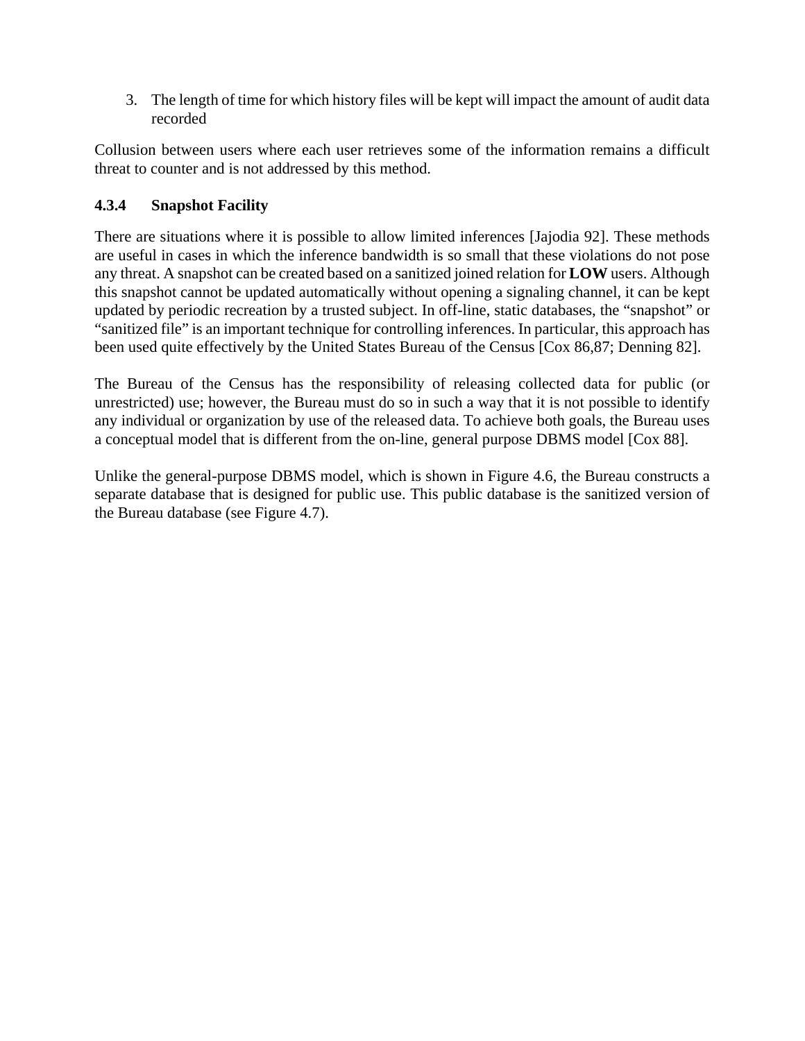3. The length of time for which history files will be kept will impact the amount of audit data recorded

Collusion between users where each user retrieves some of the information remains a difficult threat to counter and is not addressed by this method.

### 4.3.4 Snapshot Facility

There are situations where it is possible to allow limited inferences [Jajodia 92]. These methods are useful in cases in which the inference bandwidth is so small that these violations do not pose any threat. A snapshot can be created based on a sanitized joined relation for **LOW** users. Although this snapshot cannot be updated automatically without opening a signaling channel, it can be kept updated by periodic recreation by a trusted subject. In off-line, static databases, the "snapshot" or "sanitized file" is an important technique for controlling inferences. In particular, this approach has been used quite effectively by the United States Bureau of the Census [Cox 86,87; Denning 82].

The Bureau of the Census has the responsibility of releasing collected data for public (or unrestricted) use; however, the Bureau must do so in such a way that it is not possible to identify any individual or organization by use of the released data. To achieve both goals, the Bureau uses a conceptual model that is different from the on-line, general purpose DBMS model [Cox 88].

Unlike the general-purpose DBMS model, which is shown in Figure 4.6, the Bureau constructs a separate database that is designed for public use. This public database is the sanitized version of the Bureau database (see Figure 4.7).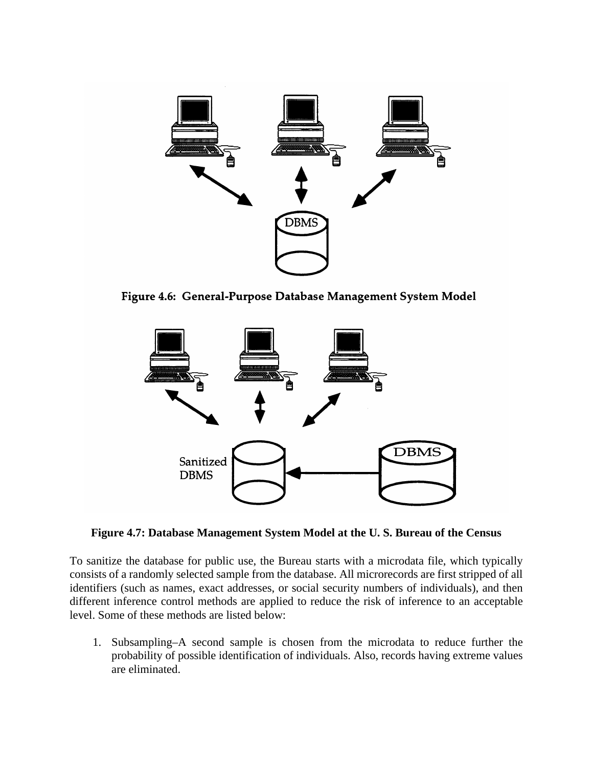Figure 4.6: General-Purpose Database Management System Model

Figure 4.7: Database Management System Model at the U. S. Bureau of the Census

To sanitize the database for public use, the Bureau starts with a microdata file, which typically consists of a randomly selected sample from the database. All microrecords are first stripped of all identifiers (such as names, exact addresses, or social security numbers of individuals), and then different inference control methods are applied to reduce the risk of inference to an acceptable level. Some of these methods are listed below:

1. Subsampling–A second sample is chosen from the microdata to reduce further the probability of possible identification of individuals. Also, records having extreme values are eliminated.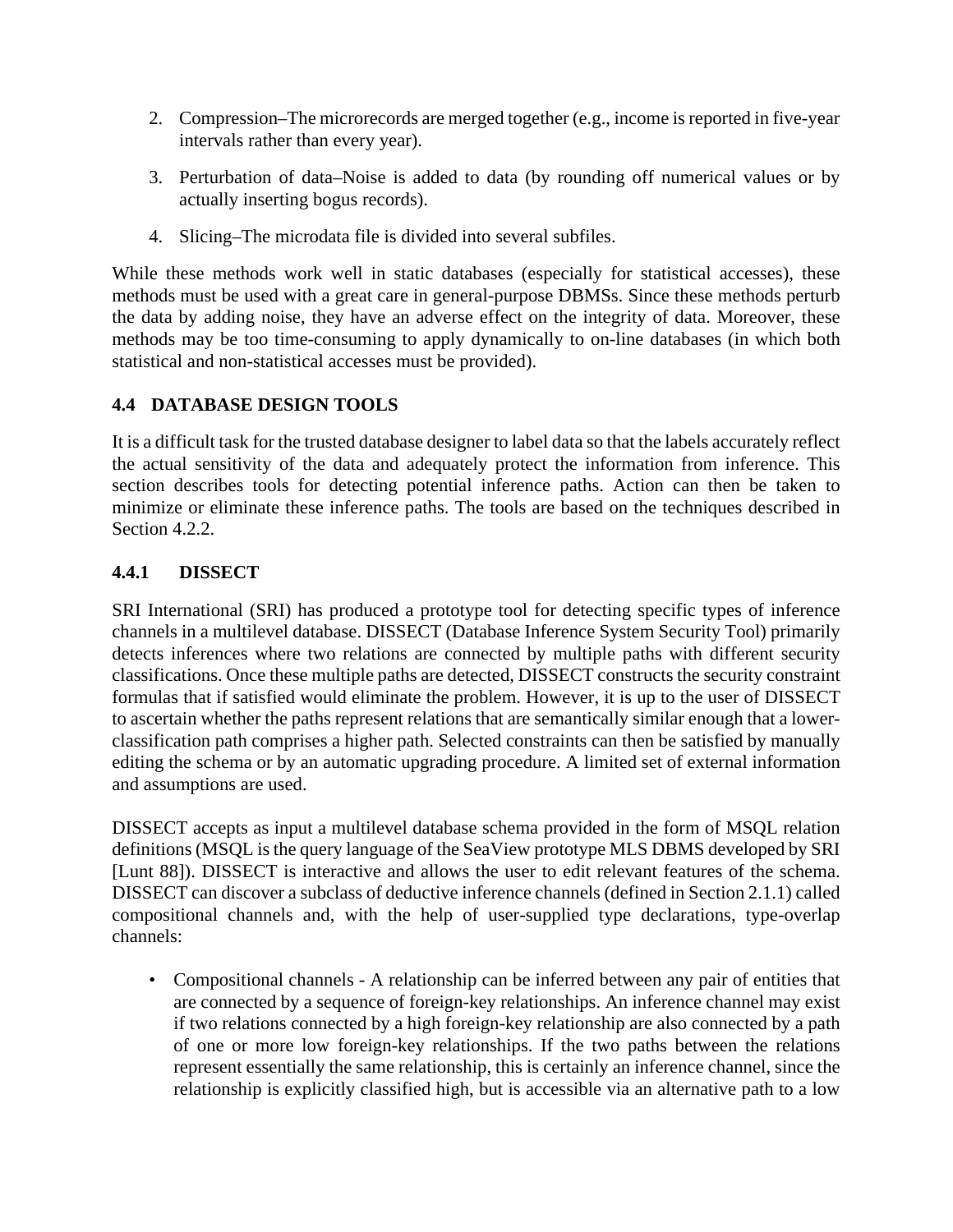2. Compression–The microrecords are merged together (e.g., income is reported in five-year intervals rather than every year).

3. Perturbation of data–Noise is added to data (by rounding off numerical values or by actually inserting bogus records).

4. Slicing–The microdata file is divided into several subfiles.

While these methods work well in static databases (especially for statistical accesses), these methods must be used with a great care in general-purpose DBMSs. Since these methods perturb the data by adding noise, they have an adverse effect on the integrity of data. Moreover, these methods may be too time-consuming to apply dynamically to on-line databases (in which both statistical and non-statistical accesses must be provided).

## 4.4 DATABASE DESIGN TOOLS

It is a difficult task for the trusted database designer to label data so that the labels accurately reflect the actual sensitivity of the data and adequately protect the information from inference. This section describes tools for detecting potential inference paths. Action can then be taken to minimize or eliminate these inference paths. The tools are based on the techniques described in Section 4.2.2.

### 4.4.1 DISSECT

SRI International (SRI) has produced a prototype tool for detecting specific types of inference channels in a multilevel database. DISSECT (Database Inference System Security Tool) primarily detects inferences where two relations are connected by multiple paths with different security classifications. Once these multiple paths are detected, DISSECT constructs the security constraint formulas that if satisfied would eliminate the problem. However, it is up to the user of DISSECT to ascertain whether the paths represent relations that are semantically similar enough that a lower-classification path comprises a higher path. Selected constraints can then be satisfied by manually editing the schema or by an automatic upgrading procedure. A limited set of external information and assumptions are used.

DISSECT accepts as input a multilevel database schema provided in the form of MSQL relation definitions (MSQL is the query language of the SeaView prototype MLS DBMS developed by SRI [Lunt 88]). DISSECT is interactive and allows the user to edit relevant features of the schema. DISSECT can discover a subclass of deductive inference channels (defined in Section 2.1.1) called compositional channels and, with the help of user-supplied type declarations, type-overlap channels:

- Compositional channels - A relationship can be inferred between any pair of entities that are connected by a sequence of foreign-key relationships. An inference channel may exist if two relations connected by a high foreign-key relationship are also connected by a path of one or more low foreign-key relationships. If the two paths between the relations represent essentially the same relationship, this is certainly an inference channel, since the relationship is explicitly classified high, but is accessible via an alternative path to a low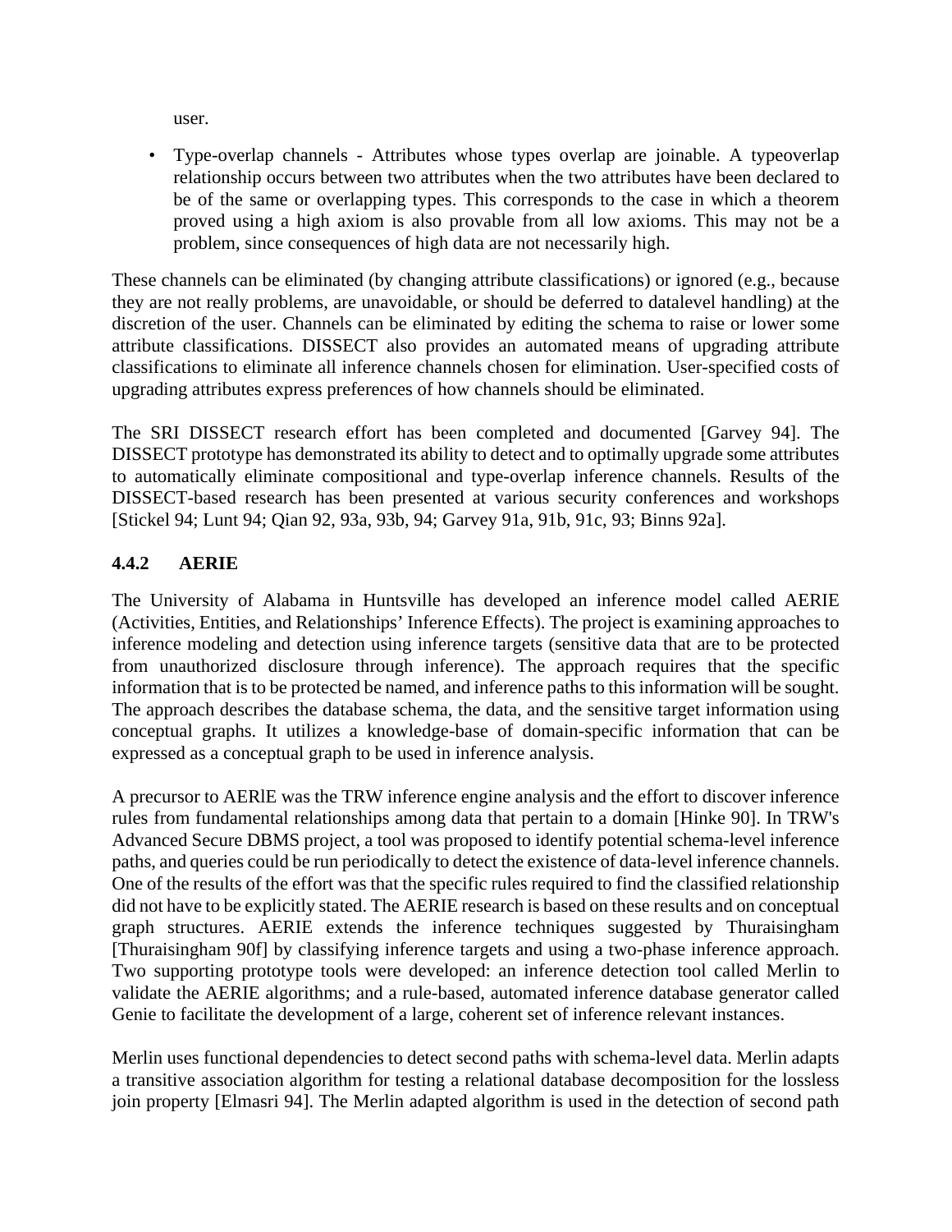user.

- Type-overlap channels - Attributes whose types overlap are joinable. A typeoverlap relationship occurs between two attributes when the two attributes have been declared to be of the same or overlapping types. This corresponds to the case in which a theorem proved using a high axiom is also provable from all low axioms. This may not be a problem, since consequences of high data are not necessarily high.

These channels can be eliminated (by changing attribute classifications) or ignored (e.g., because they are not really problems, are unavoidable, or should be deferred to datalevel handling) at the discretion of the user. Channels can be eliminated by editing the schema to raise or lower some attribute classifications. DISSECT also provides an automated means of upgrading attribute classifications to eliminate all inference channels chosen for elimination. User-specified costs of upgrading attributes express preferences of how channels should be eliminated.

The SRI DISSECT research effort has been completed and documented [Garvey 94]. The DISSECT prototype has demonstrated its ability to detect and to optimally upgrade some attributes to automatically eliminate compositional and type-overlap inference channels. Results of the DISSECT-based research has been presented at various security conferences and workshops [Stickel 94; Lunt 94; Qian 92, 93a, 93b, 94; Garvey 91a, 91b, 91c, 93; Binns 92a].

### 4.4.2 AERIE

The University of Alabama in Huntsville has developed an inference model called AERIE (Activities, Entities, and Relationships' Inference Effects). The project is examining approaches to inference modeling and detection using inference targets (sensitive data that are to be protected from unauthorized disclosure through inference). The approach requires that the specific information that is to be protected be named, and inference paths to this information will be sought. The approach describes the database schema, the data, and the sensitive target information using conceptual graphs. It utilizes a knowledge-base of domain-specific information that can be expressed as a conceptual graph to be used in inference analysis.

A precursor to AERlE was the TRW inference engine analysis and the effort to discover inference rules from fundamental relationships among data that pertain to a domain [Hinke 90]. In TRW's Advanced Secure DBMS project, a tool was proposed to identify potential schema-level inference paths, and queries could be run periodically to detect the existence of data-level inference channels. One of the results of the effort was that the specific rules required to find the classified relationship did not have to be explicitly stated. The AERIE research is based on these results and on conceptual graph structures. AERIE extends the inference techniques suggested by Thuraisingham [Thuraisingham 90f] by classifying inference targets and using a two-phase inference approach. Two supporting prototype tools were developed: an inference detection tool called Merlin to validate the AERIE algorithms; and a rule-based, automated inference database generator called Genie to facilitate the development of a large, coherent set of inference relevant instances.

Merlin uses functional dependencies to detect second paths with schema-level data. Merlin adapts a transitive association algorithm for testing a relational database decomposition for the lossless join property [Elmasri 94]. The Merlin adapted algorithm is used in the detection of second path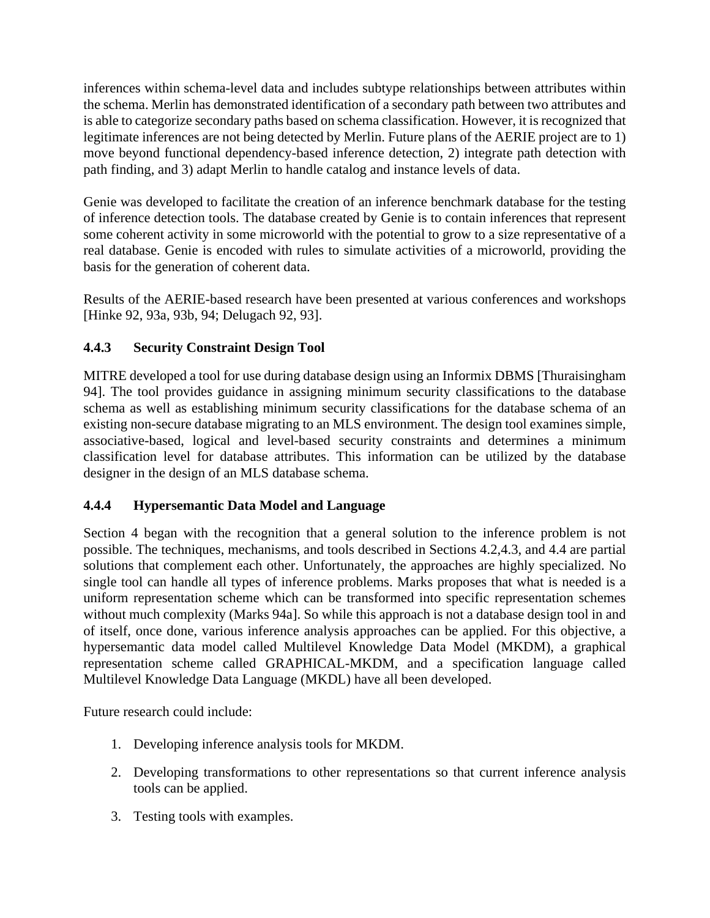inferences within schema-level data and includes subtype relationships between attributes within the schema. Merlin has demonstrated identification of a secondary path between two attributes and is able to categorize secondary paths based on schema classification. However, it is recognized that legitimate inferences are not being detected by Merlin. Future plans of the AERIE project are to 1) move beyond functional dependency-based inference detection, 2) integrate path detection with path finding, and 3) adapt Merlin to handle catalog and instance levels of data.

Genie was developed to facilitate the creation of an inference benchmark database for the testing of inference detection tools. The database created by Genie is to contain inferences that represent some coherent activity in some microworld with the potential to grow to a size representative of a real database. Genie is encoded with rules to simulate activities of a microworld, providing the basis for the generation of coherent data.

Results of the AERIE-based research have been presented at various conferences and workshops [Hinke 92, 93a, 93b, 94; Delugach 92, 93].

### 4.4.3 Security Constraint Design Tool

MITRE developed a tool for use during database design using an Informix DBMS [Thuraisingham 94]. The tool provides guidance in assigning minimum security classifications to the database schema as well as establishing minimum security classifications for the database schema of an existing non-secure database migrating to an MLS environment. The design tool examines simple, associative-based, logical and level-based security constraints and determines a minimum classification level for database attributes. This information can be utilized by the database designer in the design of an MLS database schema.

### 4.4.4 Hypersemantic Data Model and Language

Section 4 began with the recognition that a general solution to the inference problem is not possible. The techniques, mechanisms, and tools described in Sections 4.2,4.3, and 4.4 are partial solutions that complement each other. Unfortunately, the approaches are highly specialized. No single tool can handle all types of inference problems. Marks proposes that what is needed is a uniform representation scheme which can be transformed into specific representation schemes without much complexity (Marks 94a]. So while this approach is not a database design tool in and of itself, once done, various inference analysis approaches can be applied. For this objective, a hypersemantic data model called Multilevel Knowledge Data Model (MKDM), a graphical representation scheme called GRAPHICAL-MKDM, and a specification language called Multilevel Knowledge Data Language (MKDL) have all been developed.

Future research could include:

1. Developing inference analysis tools for MKDM.
2. Developing transformations to other representations so that current inference analysis tools can be applied.
3. Testing tools with examples.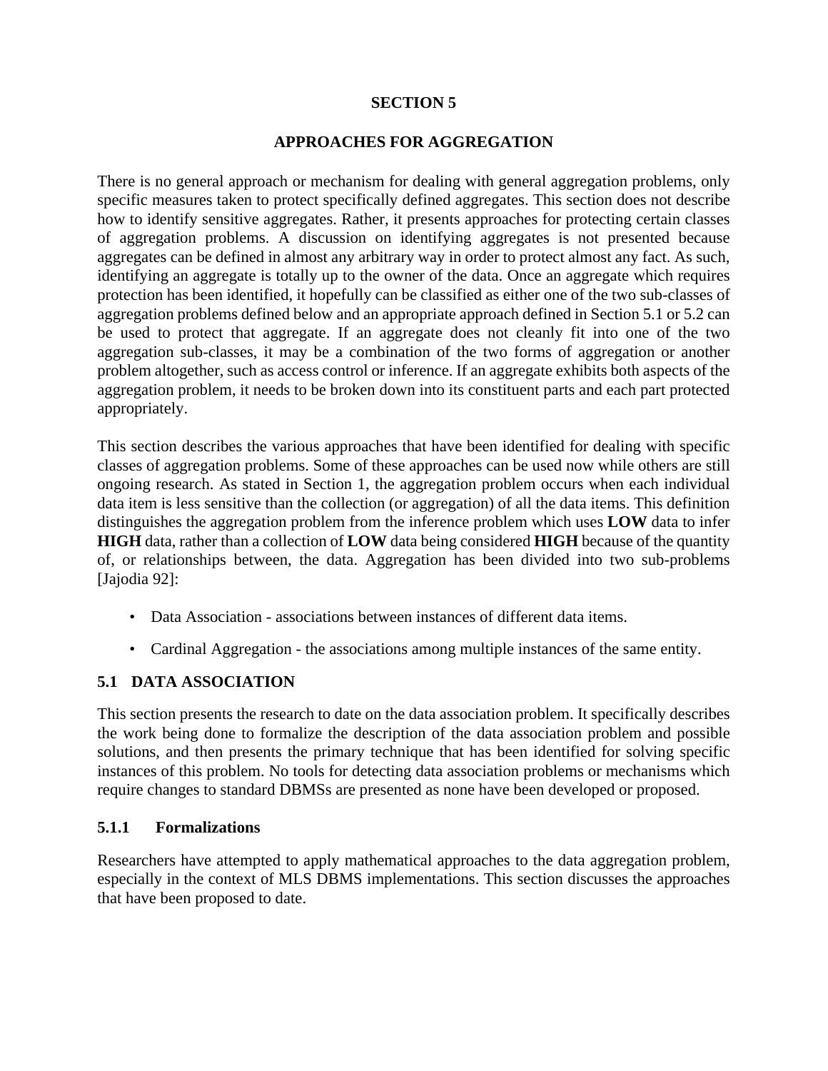# SECTION 5

# APPROACHES FOR AGGREGATION

There is no general approach or mechanism for dealing with general aggregation problems, only specific measures taken to protect specifically defined aggregates. This section does not describe how to identify sensitive aggregates. Rather, it presents approaches for protecting certain classes of aggregation problems. A discussion on identifying aggregates is not presented because aggregates can be defined in almost any arbitrary way in order to protect almost any fact. As such, identifying an aggregate is totally up to the owner of the data. Once an aggregate which requires protection has been identified, it hopefully can be classified as either one of the two sub-classes of aggregation problems defined below and an appropriate approach defined in Section 5.1 or 5.2 can be used to protect that aggregate. If an aggregate does not cleanly fit into one of the two aggregation sub-classes, it may be a combination of the two forms of aggregation or another problem altogether, such as access control or inference. If an aggregate exhibits both aspects of the aggregation problem, it needs to be broken down into its constituent parts and each part protected appropriately.

This section describes the various approaches that have been identified for dealing with specific classes of aggregation problems. Some of these approaches can be used now while others are still ongoing research. As stated in Section 1, the aggregation problem occurs when each individual data item is less sensitive than the collection (or aggregation) of all the data items. This definition distinguishes the aggregation problem from the inference problem which uses **LOW** data to infer **HIGH** data, rather than a collection of **LOW** data being considered **HIGH** because of the quantity of, or relationships between, the data. Aggregation has been divided into two sub-problems [Jajodia 92]:

- Data Association - associations between instances of different data items.
- Cardinal Aggregation - the associations among multiple instances of the same entity.

## 5.1 DATA ASSOCIATION

This section presents the research to date on the data association problem. It specifically describes the work being done to formalize the description of the data association problem and possible solutions, and then presents the primary technique that has been identified for solving specific instances of this problem. No tools for detecting data association problems or mechanisms which require changes to standard DBMSs are presented as none have been developed or proposed.

### 5.1.1 Formalizations

Researchers have attempted to apply mathematical approaches to the data aggregation problem, especially in the context of MLS DBMS implementations. This section discusses the approaches that have been proposed to date.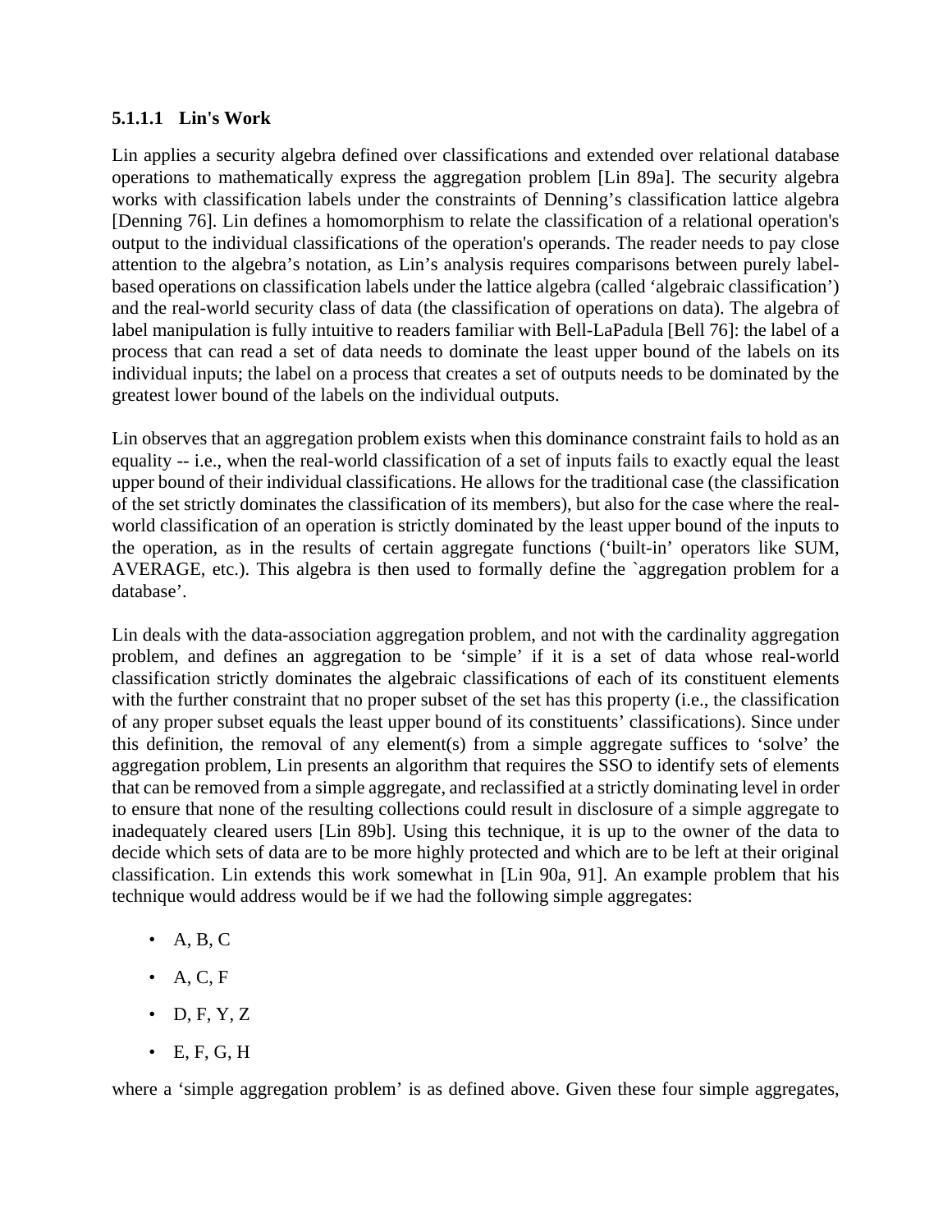#### 5.1.1.1 Lin's Work

Lin applies a security algebra defined over classifications and extended over relational database operations to mathematically express the aggregation problem [Lin 89a]. The security algebra works with classification labels under the constraints of Denning's classification lattice algebra [Denning 76]. Lin defines a homomorphism to relate the classification of a relational operation's output to the individual classifications of the operation's operands. The reader needs to pay close attention to the algebra's notation, as Lin's analysis requires comparisons between purely label-based operations on classification labels under the lattice algebra (called 'algebraic classification') and the real-world security class of data (the classification of operations on data). The algebra of label manipulation is fully intuitive to readers familiar with Bell-LaPadula [Bell 76]: the label of a process that can read a set of data needs to dominate the least upper bound of the labels on its individual inputs; the label on a process that creates a set of outputs needs to be dominated by the greatest lower bound of the labels on the individual outputs.

Lin observes that an aggregation problem exists when this dominance constraint fails to hold as an equality -- i.e., when the real-world classification of a set of inputs fails to exactly equal the least upper bound of their individual classifications. He allows for the traditional case (the classification of the set strictly dominates the classification of its members), but also for the case where the real-world classification of an operation is strictly dominated by the least upper bound of the inputs to the operation, as in the results of certain aggregate functions ('built-in' operators like SUM, AVERAGE, etc.). This algebra is then used to formally define the `aggregation problem for a database'.

Lin deals with the data-association aggregation problem, and not with the cardinality aggregation problem, and defines an aggregation to be 'simple' if it is a set of data whose real-world classification strictly dominates the algebraic classifications of each of its constituent elements with the further constraint that no proper subset of the set has this property (i.e., the classification of any proper subset equals the least upper bound of its constituents' classifications). Since under this definition, the removal of any element(s) from a simple aggregate suffices to 'solve' the aggregation problem, Lin presents an algorithm that requires the SSO to identify sets of elements that can be removed from a simple aggregate, and reclassified at a strictly dominating level in order to ensure that none of the resulting collections could result in disclosure of a simple aggregate to inadequately cleared users [Lin 89b]. Using this technique, it is up to the owner of the data to decide which sets of data are to be more highly protected and which are to be left at their original classification. Lin extends this work somewhat in [Lin 90a, 91]. An example problem that his technique would address would be if we had the following simple aggregates:

- A, B, C
- A, C, F
- D, F, Y, Z
- E, F, G, H

where a 'simple aggregation problem' is as defined above. Given these four simple aggregates,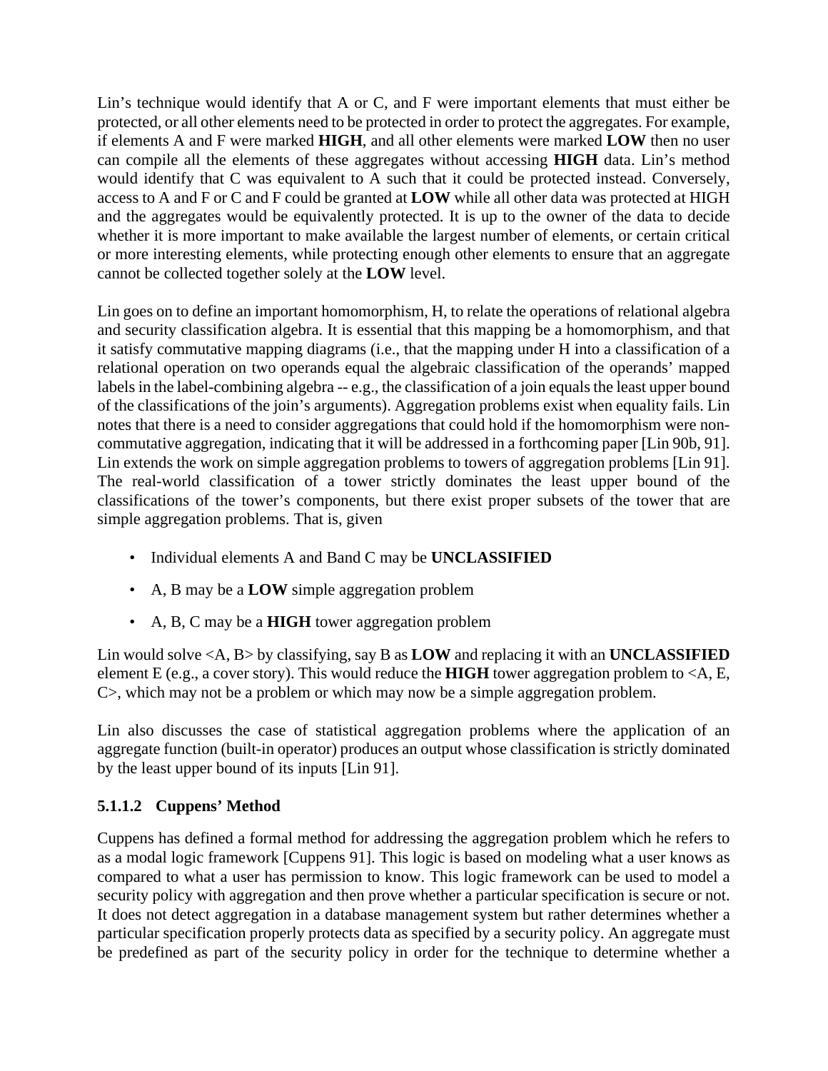Lin's technique would identify that A or C, and F were important elements that must either be protected, or all other elements need to be protected in order to protect the aggregates. For example, if elements A and F were marked **HIGH**, and all other elements were marked **LOW** then no user can compile all the elements of these aggregates without accessing **HIGH** data. Lin's method would identify that C was equivalent to A such that it could be protected instead. Conversely, access to A and F or C and F could be granted at **LOW** while all other data was protected at HIGH and the aggregates would be equivalently protected. It is up to the owner of the data to decide whether it is more important to make available the largest number of elements, or certain critical or more interesting elements, while protecting enough other elements to ensure that an aggregate cannot be collected together solely at the **LOW** level.

Lin goes on to define an important homomorphism, H, to relate the operations of relational algebra and security classification algebra. It is essential that this mapping be a homomorphism, and that it satisfy commutative mapping diagrams (i.e., that the mapping under H into a classification of a relational operation on two operands equal the algebraic classification of the operands' mapped labels in the label-combining algebra -- e.g., the classification of a join equals the least upper bound of the classifications of the join's arguments). Aggregation problems exist when equality fails. Lin notes that there is a need to consider aggregations that could hold if the homomorphism were non-commutative aggregation, indicating that it will be addressed in a forthcoming paper [Lin 90b, 91]. Lin extends the work on simple aggregation problems to towers of aggregation problems [Lin 91]. The real-world classification of a tower strictly dominates the least upper bound of the classifications of the tower's components, but there exist proper subsets of the tower that are simple aggregation problems. That is, given

- Individual elements A and Band C may be **UNCLASSIFIED**
- A, B may be a **LOW** simple aggregation problem
- A, B, C may be a **HIGH** tower aggregation problem

Lin would solve <A, B> by classifying, say B as **LOW** and replacing it with an **UNCLASSIFIED** element E (e.g., a cover story). This would reduce the **HIGH** tower aggregation problem to <A, E, C>, which may not be a problem or which may now be a simple aggregation problem.

Lin also discusses the case of statistical aggregation problems where the application of an aggregate function (built-in operator) produces an output whose classification is strictly dominated by the least upper bound of its inputs [Lin 91].

#### 5.1.1.2 Cuppens' Method

Cuppens has defined a formal method for addressing the aggregation problem which he refers to as a modal logic framework [Cuppens 91]. This logic is based on modeling what a user knows as compared to what a user has permission to know. This logic framework can be used to model a security policy with aggregation and then prove whether a particular specification is secure or not. It does not detect aggregation in a database management system but rather determines whether a particular specification properly protects data as specified by a security policy. An aggregate must be predefined as part of the security policy in order for the technique to determine whether a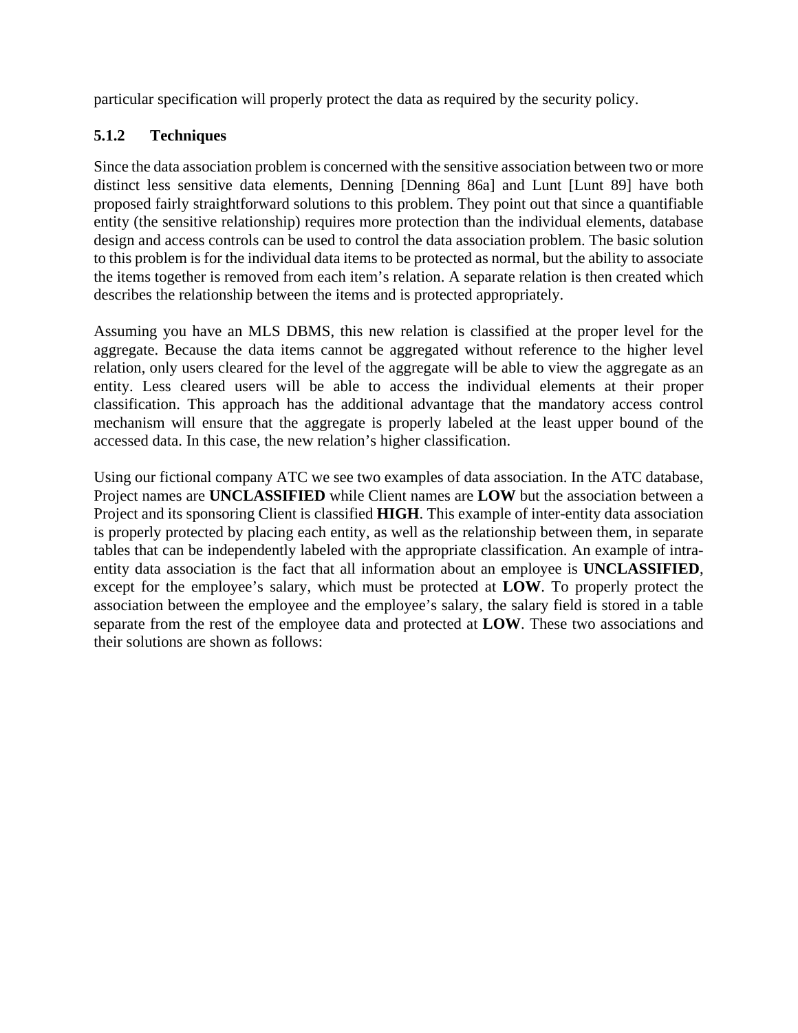particular specification will properly protect the data as required by the security policy.

### 5.1.2 Techniques

Since the data association problem is concerned with the sensitive association between two or more distinct less sensitive data elements, Denning [Denning 86a] and Lunt [Lunt 89] have both proposed fairly straightforward solutions to this problem. They point out that since a quantifiable entity (the sensitive relationship) requires more protection than the individual elements, database design and access controls can be used to control the data association problem. The basic solution to this problem is for the individual data items to be protected as normal, but the ability to associate the items together is removed from each item's relation. A separate relation is then created which describes the relationship between the items and is protected appropriately.

Assuming you have an MLS DBMS, this new relation is classified at the proper level for the aggregate. Because the data items cannot be aggregated without reference to the higher level relation, only users cleared for the level of the aggregate will be able to view the aggregate as an entity. Less cleared users will be able to access the individual elements at their proper classification. This approach has the additional advantage that the mandatory access control mechanism will ensure that the aggregate is properly labeled at the least upper bound of the accessed data. In this case, the new relation's higher classification.

Using our fictional company ATC we see two examples of data association. In the ATC database, Project names are **UNCLASSIFIED** while Client names are **LOW** but the association between a Project and its sponsoring Client is classified **HIGH**. This example of inter-entity data association is properly protected by placing each entity, as well as the relationship between them, in separate tables that can be independently labeled with the appropriate classification. An example of intra-entity data association is the fact that all information about an employee is **UNCLASSIFIED**, except for the employee's salary, which must be protected at **LOW**. To properly protect the association between the employee and the employee's salary, the salary field is stored in a table separate from the rest of the employee data and protected at **LOW**. These two associations and their solutions are shown as follows: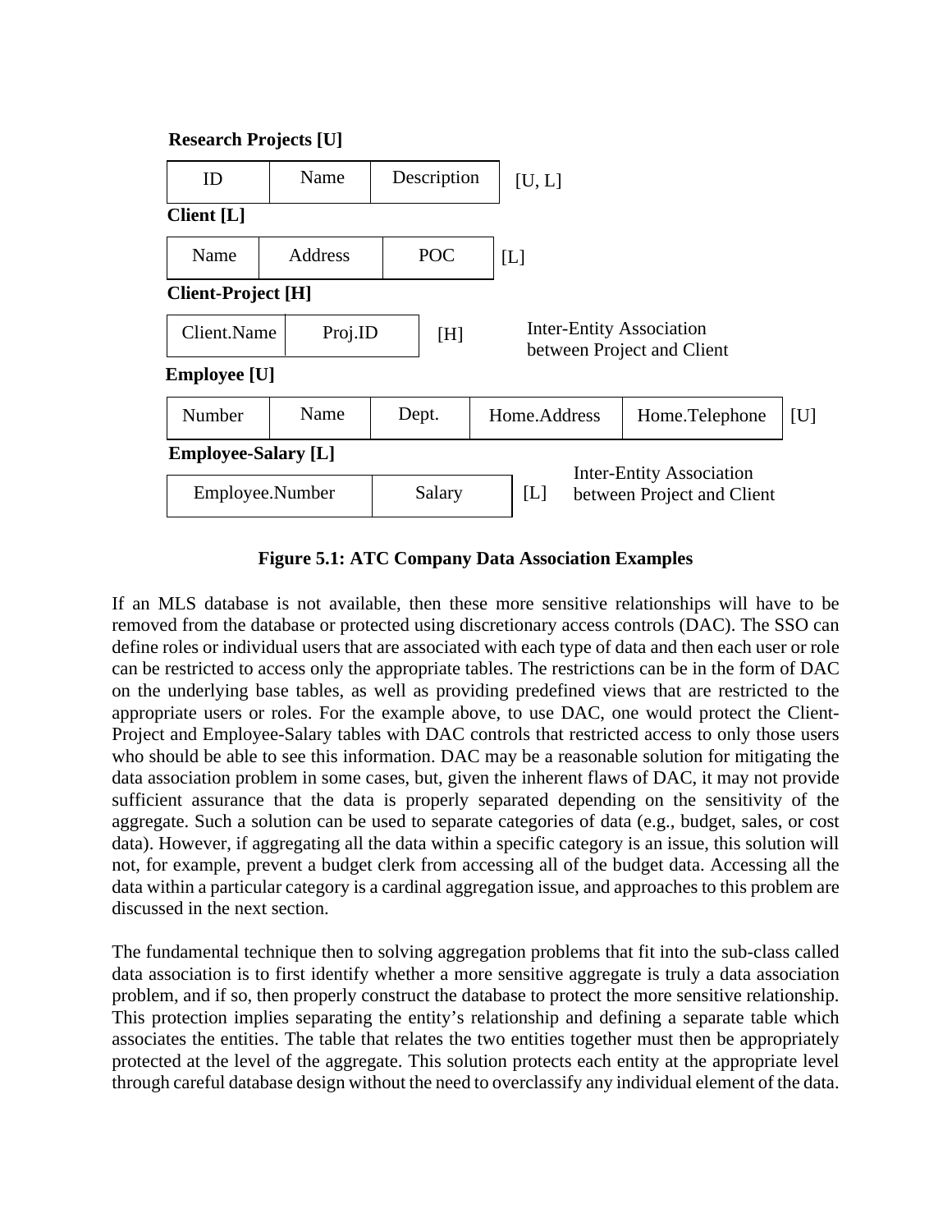**Research Projects [U]**

| ID | Name | Description | [U, L] |
|---|---|---|---|

**Client [L]**

| Name | Address | POC | [L] |
|---|---|---|---|

**Client-Project [H]**

| Client.Name | Proj.ID | [H] | Inter-Entity Association between Project and Client |
|---|---|---|---|

**Employee [U]**

| Number | Name | Dept. | Home.Address | Home.Telephone | [U] |
|---|---|---|---|---|---|

**Employee-Salary [L]**

| Employee.Number | Salary | [L] | Inter-Entity Association between Project and Client |
|---|---|---|---|

**Figure 5.1: ATC Company Data Association Examples**

If an MLS database is not available, then these more sensitive relationships will have to be removed from the database or protected using discretionary access controls (DAC). The SSO can define roles or individual users that are associated with each type of data and then each user or role can be restricted to access only the appropriate tables. The restrictions can be in the form of DAC on the underlying base tables, as well as providing predefined views that are restricted to the appropriate users or roles. For the example above, to use DAC, one would protect the Client-Project and Employee-Salary tables with DAC controls that restricted access to only those users who should be able to see this information. DAC may be a reasonable solution for mitigating the data association problem in some cases, but, given the inherent flaws of DAC, it may not provide sufficient assurance that the data is properly separated depending on the sensitivity of the aggregate. Such a solution can be used to separate categories of data (e.g., budget, sales, or cost data). However, if aggregating all the data within a specific category is an issue, this solution will not, for example, prevent a budget clerk from accessing all of the budget data. Accessing all the data within a particular category is a cardinal aggregation issue, and approaches to this problem are discussed in the next section.

The fundamental technique then to solving aggregation problems that fit into the sub-class called data association is to first identify whether a more sensitive aggregate is truly a data association problem, and if so, then properly construct the database to protect the more sensitive relationship. This protection implies separating the entity's relationship and defining a separate table which associates the entities. The table that relates the two entities together must then be appropriately protected at the level of the aggregate. This solution protects each entity at the appropriate level through careful database design without the need to overclassify any individual element of the data.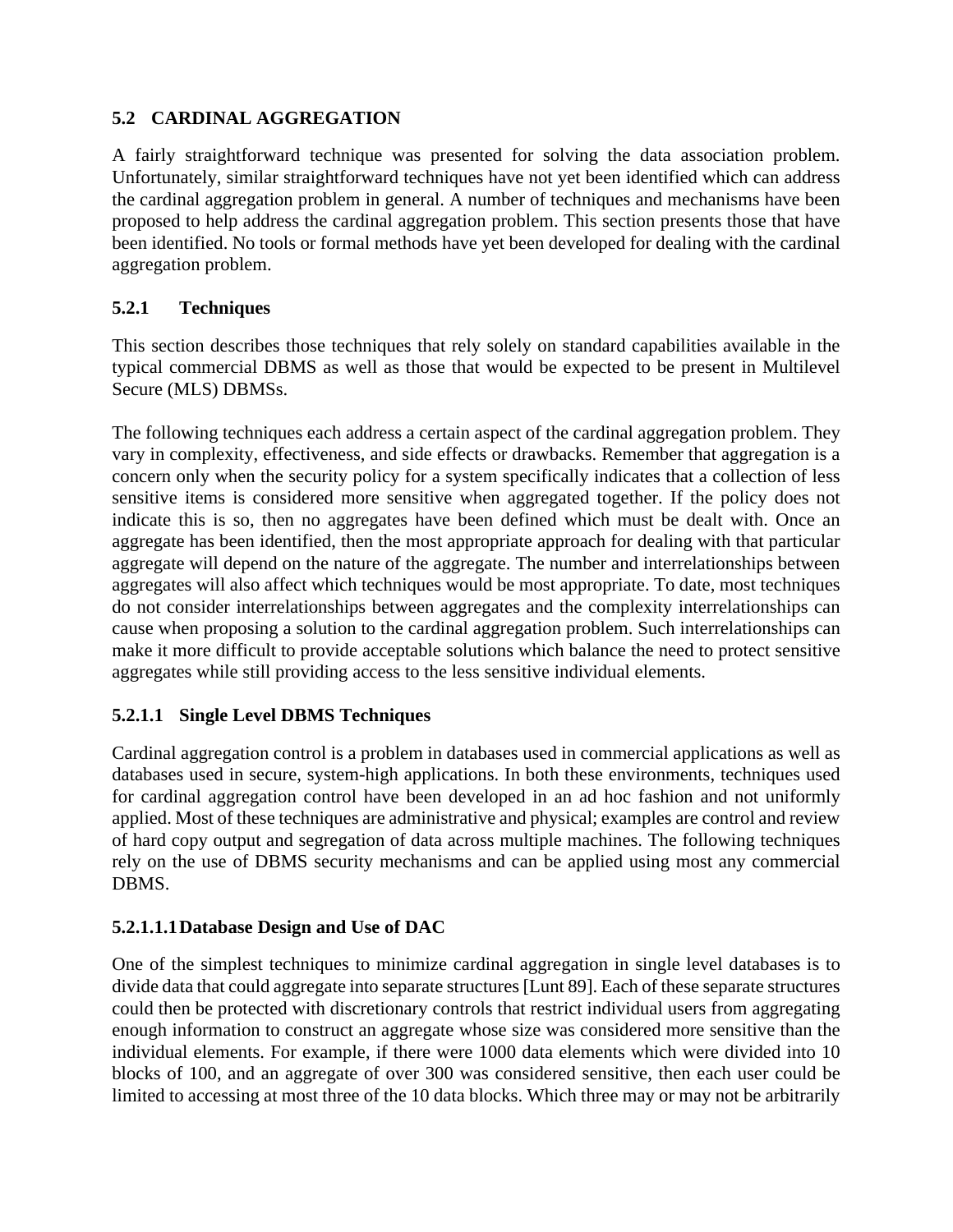## 5.2 CARDINAL AGGREGATION

A fairly straightforward technique was presented for solving the data association problem. Unfortunately, similar straightforward techniques have not yet been identified which can address the cardinal aggregation problem in general. A number of techniques and mechanisms have been proposed to help address the cardinal aggregation problem. This section presents those that have been identified. No tools or formal methods have yet been developed for dealing with the cardinal aggregation problem.

### 5.2.1 Techniques

This section describes those techniques that rely solely on standard capabilities available in the typical commercial DBMS as well as those that would be expected to be present in Multilevel Secure (MLS) DBMSs.

The following techniques each address a certain aspect of the cardinal aggregation problem. They vary in complexity, effectiveness, and side effects or drawbacks. Remember that aggregation is a concern only when the security policy for a system specifically indicates that a collection of less sensitive items is considered more sensitive when aggregated together. If the policy does not indicate this is so, then no aggregates have been defined which must be dealt with. Once an aggregate has been identified, then the most appropriate approach for dealing with that particular aggregate will depend on the nature of the aggregate. The number and interrelationships between aggregates will also affect which techniques would be most appropriate. To date, most techniques do not consider interrelationships between aggregates and the complexity interrelationships can cause when proposing a solution to the cardinal aggregation problem. Such interrelationships can make it more difficult to provide acceptable solutions which balance the need to protect sensitive aggregates while still providing access to the less sensitive individual elements.

#### 5.2.1.1 Single Level DBMS Techniques

Cardinal aggregation control is a problem in databases used in commercial applications as well as databases used in secure, system-high applications. In both these environments, techniques used for cardinal aggregation control have been developed in an ad hoc fashion and not uniformly applied. Most of these techniques are administrative and physical; examples are control and review of hard copy output and segregation of data across multiple machines. The following techniques rely on the use of DBMS security mechanisms and can be applied using most any commercial DBMS.

##### 5.2.1.1.1 Database Design and Use of DAC

One of the simplest techniques to minimize cardinal aggregation in single level databases is to divide data that could aggregate into separate structures [Lunt 89]. Each of these separate structures could then be protected with discretionary controls that restrict individual users from aggregating enough information to construct an aggregate whose size was considered more sensitive than the individual elements. For example, if there were 1000 data elements which were divided into 10 blocks of 100, and an aggregate of over 300 was considered sensitive, then each user could be limited to accessing at most three of the 10 data blocks. Which three may or may not be arbitrarily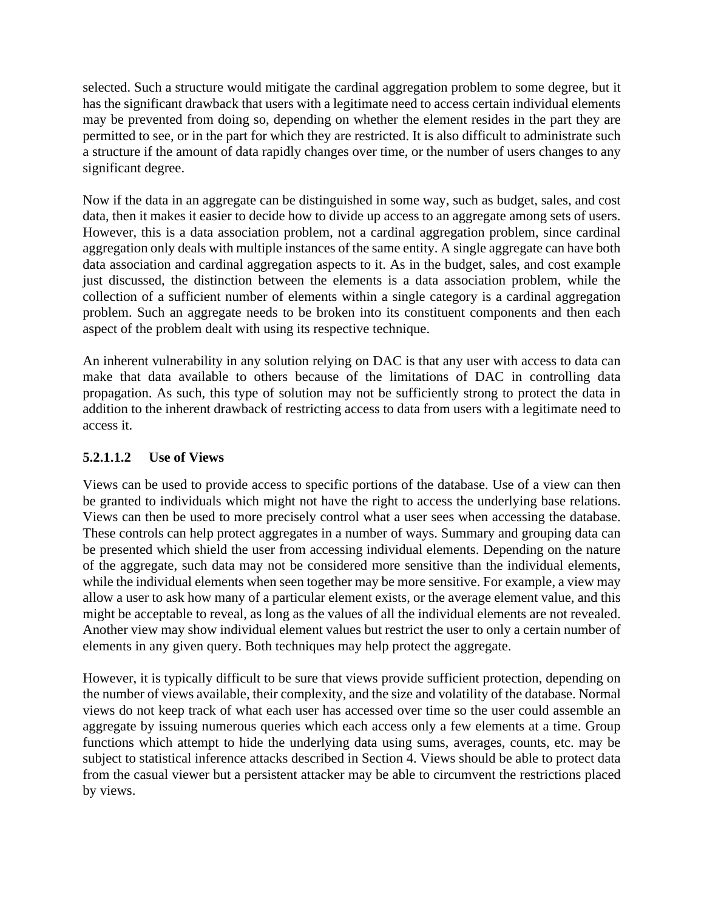selected. Such a structure would mitigate the cardinal aggregation problem to some degree, but it has the significant drawback that users with a legitimate need to access certain individual elements may be prevented from doing so, depending on whether the element resides in the part they are permitted to see, or in the part for which they are restricted. It is also difficult to administrate such a structure if the amount of data rapidly changes over time, or the number of users changes to any significant degree.

Now if the data in an aggregate can be distinguished in some way, such as budget, sales, and cost data, then it makes it easier to decide how to divide up access to an aggregate among sets of users. However, this is a data association problem, not a cardinal aggregation problem, since cardinal aggregation only deals with multiple instances of the same entity. A single aggregate can have both data association and cardinal aggregation aspects to it. As in the budget, sales, and cost example just discussed, the distinction between the elements is a data association problem, while the collection of a sufficient number of elements within a single category is a cardinal aggregation problem. Such an aggregate needs to be broken into its constituent components and then each aspect of the problem dealt with using its respective technique.

An inherent vulnerability in any solution relying on DAC is that any user with access to data can make that data available to others because of the limitations of DAC in controlling data propagation. As such, this type of solution may not be sufficiently strong to protect the data in addition to the inherent drawback of restricting access to data from users with a legitimate need to access it.

#### 5.2.1.1.2 Use of Views

Views can be used to provide access to specific portions of the database. Use of a view can then be granted to individuals which might not have the right to access the underlying base relations. Views can then be used to more precisely control what a user sees when accessing the database. These controls can help protect aggregates in a number of ways. Summary and grouping data can be presented which shield the user from accessing individual elements. Depending on the nature of the aggregate, such data may not be considered more sensitive than the individual elements, while the individual elements when seen together may be more sensitive. For example, a view may allow a user to ask how many of a particular element exists, or the average element value, and this might be acceptable to reveal, as long as the values of all the individual elements are not revealed. Another view may show individual element values but restrict the user to only a certain number of elements in any given query. Both techniques may help protect the aggregate.

However, it is typically difficult to be sure that views provide sufficient protection, depending on the number of views available, their complexity, and the size and volatility of the database. Normal views do not keep track of what each user has accessed over time so the user could assemble an aggregate by issuing numerous queries which each access only a few elements at a time. Group functions which attempt to hide the underlying data using sums, averages, counts, etc. may be subject to statistical inference attacks described in Section 4. Views should be able to protect data from the casual viewer but a persistent attacker may be able to circumvent the restrictions placed by views.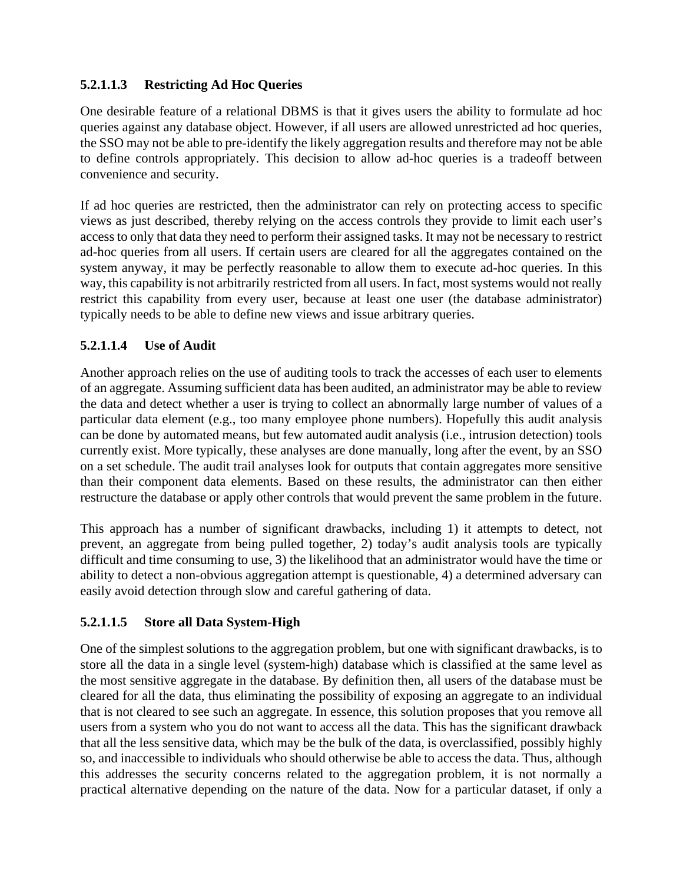#### 5.2.1.1.3 Restricting Ad Hoc Queries

One desirable feature of a relational DBMS is that it gives users the ability to formulate ad hoc queries against any database object. However, if all users are allowed unrestricted ad hoc queries, the SSO may not be able to pre-identify the likely aggregation results and therefore may not be able to define controls appropriately. This decision to allow ad-hoc queries is a tradeoff between convenience and security.

If ad hoc queries are restricted, then the administrator can rely on protecting access to specific views as just described, thereby relying on the access controls they provide to limit each user's access to only that data they need to perform their assigned tasks. It may not be necessary to restrict ad-hoc queries from all users. If certain users are cleared for all the aggregates contained on the system anyway, it may be perfectly reasonable to allow them to execute ad-hoc queries. In this way, this capability is not arbitrarily restricted from all users. In fact, most systems would not really restrict this capability from every user, because at least one user (the database administrator) typically needs to be able to define new views and issue arbitrary queries.

#### 5.2.1.1.4 Use of Audit

Another approach relies on the use of auditing tools to track the accesses of each user to elements of an aggregate. Assuming sufficient data has been audited, an administrator may be able to review the data and detect whether a user is trying to collect an abnormally large number of values of a particular data element (e.g., too many employee phone numbers). Hopefully this audit analysis can be done by automated means, but few automated audit analysis (i.e., intrusion detection) tools currently exist. More typically, these analyses are done manually, long after the event, by an SSO on a set schedule. The audit trail analyses look for outputs that contain aggregates more sensitive than their component data elements. Based on these results, the administrator can then either restructure the database or apply other controls that would prevent the same problem in the future.

This approach has a number of significant drawbacks, including 1) it attempts to detect, not prevent, an aggregate from being pulled together, 2) today's audit analysis tools are typically difficult and time consuming to use, 3) the likelihood that an administrator would have the time or ability to detect a non-obvious aggregation attempt is questionable, 4) a determined adversary can easily avoid detection through slow and careful gathering of data.

#### 5.2.1.1.5 Store all Data System-High

One of the simplest solutions to the aggregation problem, but one with significant drawbacks, is to store all the data in a single level (system-high) database which is classified at the same level as the most sensitive aggregate in the database. By definition then, all users of the database must be cleared for all the data, thus eliminating the possibility of exposing an aggregate to an individual that is not cleared to see such an aggregate. In essence, this solution proposes that you remove all users from a system who you do not want to access all the data. This has the significant drawback that all the less sensitive data, which may be the bulk of the data, is overclassified, possibly highly so, and inaccessible to individuals who should otherwise be able to access the data. Thus, although this addresses the security concerns related to the aggregation problem, it is not normally a practical alternative depending on the nature of the data. Now for a particular dataset, if only a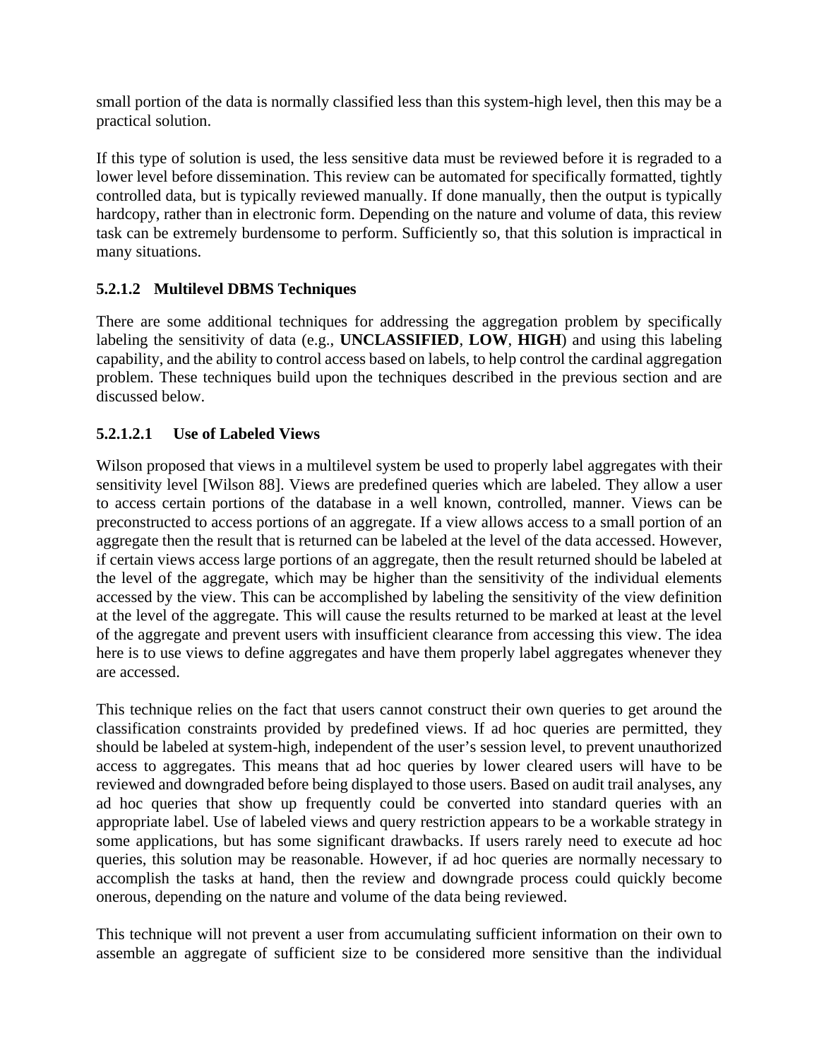small portion of the data is normally classified less than this system-high level, then this may be a practical solution.

If this type of solution is used, the less sensitive data must be reviewed before it is regraded to a lower level before dissemination. This review can be automated for specifically formatted, tightly controlled data, but is typically reviewed manually. If done manually, then the output is typically hardcopy, rather than in electronic form. Depending on the nature and volume of data, this review task can be extremely burdensome to perform. Sufficiently so, that this solution is impractical in many situations.

#### 5.2.1.2 Multilevel DBMS Techniques

There are some additional techniques for addressing the aggregation problem by specifically labeling the sensitivity of data (e.g., **UNCLASSIFIED**, **LOW**, **HIGH**) and using this labeling capability, and the ability to control access based on labels, to help control the cardinal aggregation problem. These techniques build upon the techniques described in the previous section and are discussed below.

##### 5.2.1.2.1 Use of Labeled Views

Wilson proposed that views in a multilevel system be used to properly label aggregates with their sensitivity level [Wilson 88]. Views are predefined queries which are labeled. They allow a user to access certain portions of the database in a well known, controlled, manner. Views can be preconstructed to access portions of an aggregate. If a view allows access to a small portion of an aggregate then the result that is returned can be labeled at the level of the data accessed. However, if certain views access large portions of an aggregate, then the result returned should be labeled at the level of the aggregate, which may be higher than the sensitivity of the individual elements accessed by the view. This can be accomplished by labeling the sensitivity of the view definition at the level of the aggregate. This will cause the results returned to be marked at least at the level of the aggregate and prevent users with insufficient clearance from accessing this view. The idea here is to use views to define aggregates and have them properly label aggregates whenever they are accessed.

This technique relies on the fact that users cannot construct their own queries to get around the classification constraints provided by predefined views. If ad hoc queries are permitted, they should be labeled at system-high, independent of the user's session level, to prevent unauthorized access to aggregates. This means that ad hoc queries by lower cleared users will have to be reviewed and downgraded before being displayed to those users. Based on audit trail analyses, any ad hoc queries that show up frequently could be converted into standard queries with an appropriate label. Use of labeled views and query restriction appears to be a workable strategy in some applications, but has some significant drawbacks. If users rarely need to execute ad hoc queries, this solution may be reasonable. However, if ad hoc queries are normally necessary to accomplish the tasks at hand, then the review and downgrade process could quickly become onerous, depending on the nature and volume of the data being reviewed.

This technique will not prevent a user from accumulating sufficient information on their own to assemble an aggregate of sufficient size to be considered more sensitive than the individual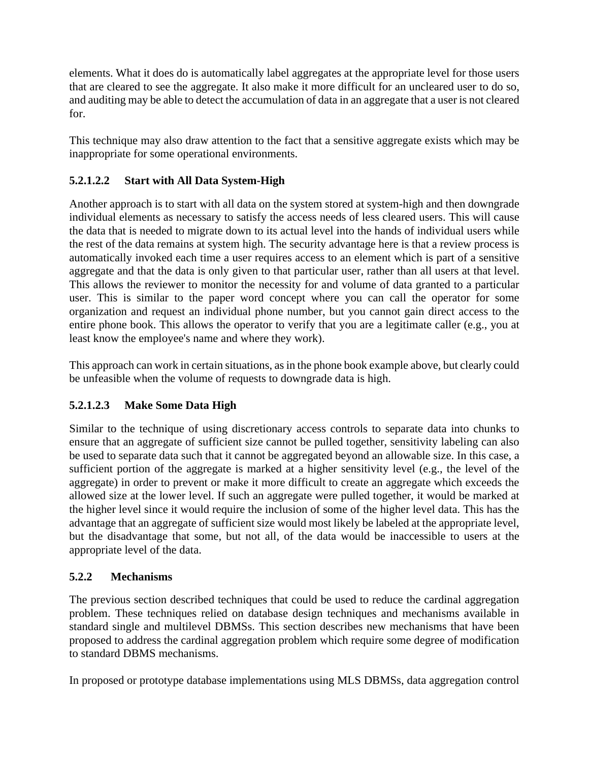elements. What it does do is automatically label aggregates at the appropriate level for those users that are cleared to see the aggregate. It also make it more difficult for an uncleared user to do so, and auditing may be able to detect the accumulation of data in an aggregate that a user is not cleared for.

This technique may also draw attention to the fact that a sensitive aggregate exists which may be inappropriate for some operational environments.

#### 5.2.1.2.2 Start with All Data System-High

Another approach is to start with all data on the system stored at system-high and then downgrade individual elements as necessary to satisfy the access needs of less cleared users. This will cause the data that is needed to migrate down to its actual level into the hands of individual users while the rest of the data remains at system high. The security advantage here is that a review process is automatically invoked each time a user requires access to an element which is part of a sensitive aggregate and that the data is only given to that particular user, rather than all users at that level. This allows the reviewer to monitor the necessity for and volume of data granted to a particular user. This is similar to the paper word concept where you can call the operator for some organization and request an individual phone number, but you cannot gain direct access to the entire phone book. This allows the operator to verify that you are a legitimate caller (e.g., you at least know the employee's name and where they work).

This approach can work in certain situations, as in the phone book example above, but clearly could be unfeasible when the volume of requests to downgrade data is high.

#### 5.2.1.2.3 Make Some Data High

Similar to the technique of using discretionary access controls to separate data into chunks to ensure that an aggregate of sufficient size cannot be pulled together, sensitivity labeling can also be used to separate data such that it cannot be aggregated beyond an allowable size. In this case, a sufficient portion of the aggregate is marked at a higher sensitivity level (e.g., the level of the aggregate) in order to prevent or make it more difficult to create an aggregate which exceeds the allowed size at the lower level. If such an aggregate were pulled together, it would be marked at the higher level since it would require the inclusion of some of the higher level data. This has the advantage that an aggregate of sufficient size would most likely be labeled at the appropriate level, but the disadvantage that some, but not all, of the data would be inaccessible to users at the appropriate level of the data.

### 5.2.2 Mechanisms

The previous section described techniques that could be used to reduce the cardinal aggregation problem. These techniques relied on database design techniques and mechanisms available in standard single and multilevel DBMSs. This section describes new mechanisms that have been proposed to address the cardinal aggregation problem which require some degree of modification to standard DBMS mechanisms.

In proposed or prototype database implementations using MLS DBMSs, data aggregation control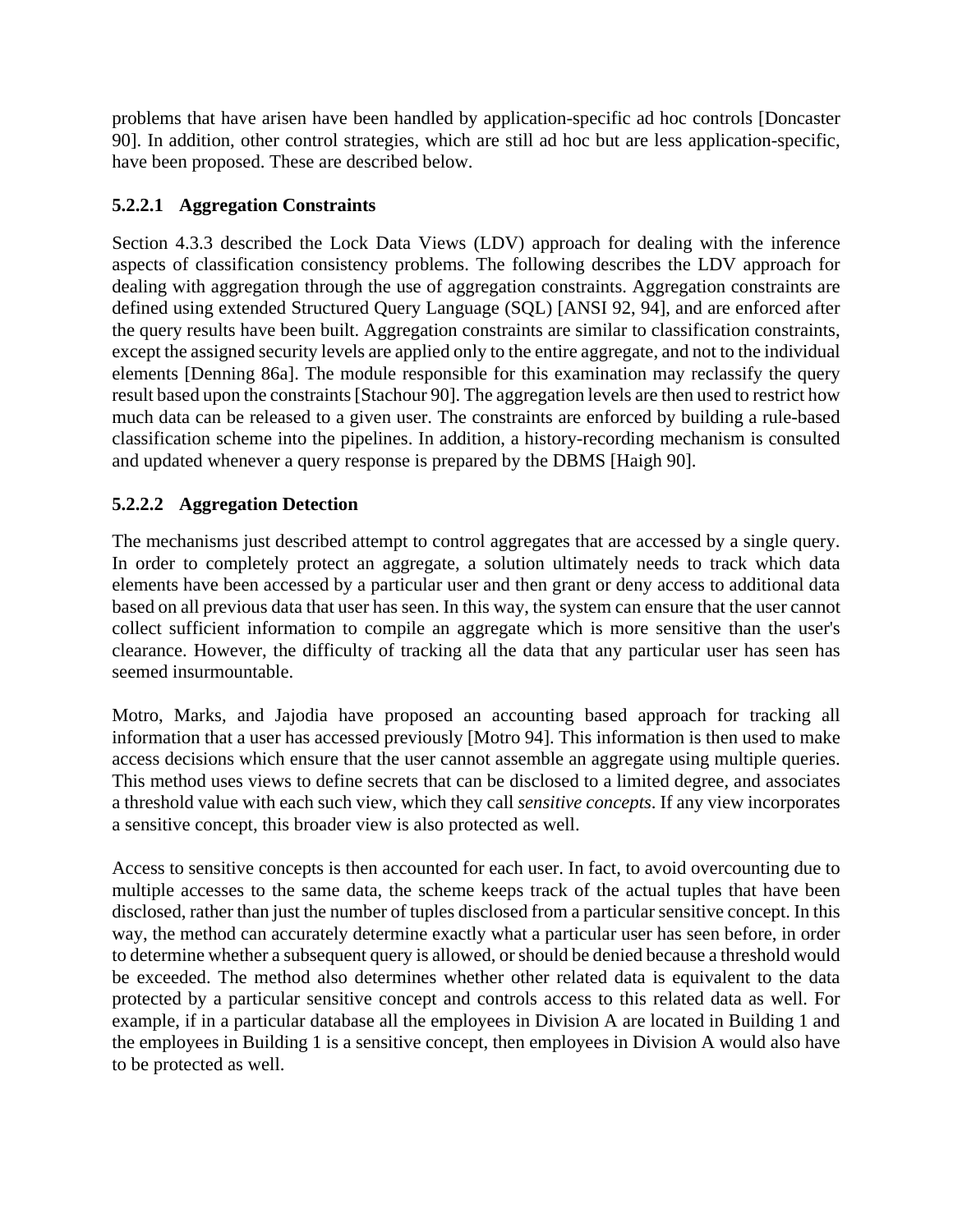problems that have arisen have been handled by application-specific ad hoc controls [Doncaster 90]. In addition, other control strategies, which are still ad hoc but are less application-specific, have been proposed. These are described below.

#### 5.2.2.1 Aggregation Constraints

Section 4.3.3 described the Lock Data Views (LDV) approach for dealing with the inference aspects of classification consistency problems. The following describes the LDV approach for dealing with aggregation through the use of aggregation constraints. Aggregation constraints are defined using extended Structured Query Language (SQL) [ANSI 92, 94], and are enforced after the query results have been built. Aggregation constraints are similar to classification constraints, except the assigned security levels are applied only to the entire aggregate, and not to the individual elements [Denning 86a]. The module responsible for this examination may reclassify the query result based upon the constraints [Stachour 90]. The aggregation levels are then used to restrict how much data can be released to a given user. The constraints are enforced by building a rule-based classification scheme into the pipelines. In addition, a history-recording mechanism is consulted and updated whenever a query response is prepared by the DBMS [Haigh 90].

#### 5.2.2.2 Aggregation Detection

The mechanisms just described attempt to control aggregates that are accessed by a single query. In order to completely protect an aggregate, a solution ultimately needs to track which data elements have been accessed by a particular user and then grant or deny access to additional data based on all previous data that user has seen. In this way, the system can ensure that the user cannot collect sufficient information to compile an aggregate which is more sensitive than the user's clearance. However, the difficulty of tracking all the data that any particular user has seen has seemed insurmountable.

Motro, Marks, and Jajodia have proposed an accounting based approach for tracking all information that a user has accessed previously [Motro 94]. This information is then used to make access decisions which ensure that the user cannot assemble an aggregate using multiple queries. This method uses views to define secrets that can be disclosed to a limited degree, and associates a threshold value with each such view, which they call *sensitive concepts*. If any view incorporates a sensitive concept, this broader view is also protected as well.

Access to sensitive concepts is then accounted for each user. In fact, to avoid overcounting due to multiple accesses to the same data, the scheme keeps track of the actual tuples that have been disclosed, rather than just the number of tuples disclosed from a particular sensitive concept. In this way, the method can accurately determine exactly what a particular user has seen before, in order to determine whether a subsequent query is allowed, or should be denied because a threshold would be exceeded. The method also determines whether other related data is equivalent to the data protected by a particular sensitive concept and controls access to this related data as well. For example, if in a particular database all the employees in Division A are located in Building 1 and the employees in Building 1 is a sensitive concept, then employees in Division A would also have to be protected as well.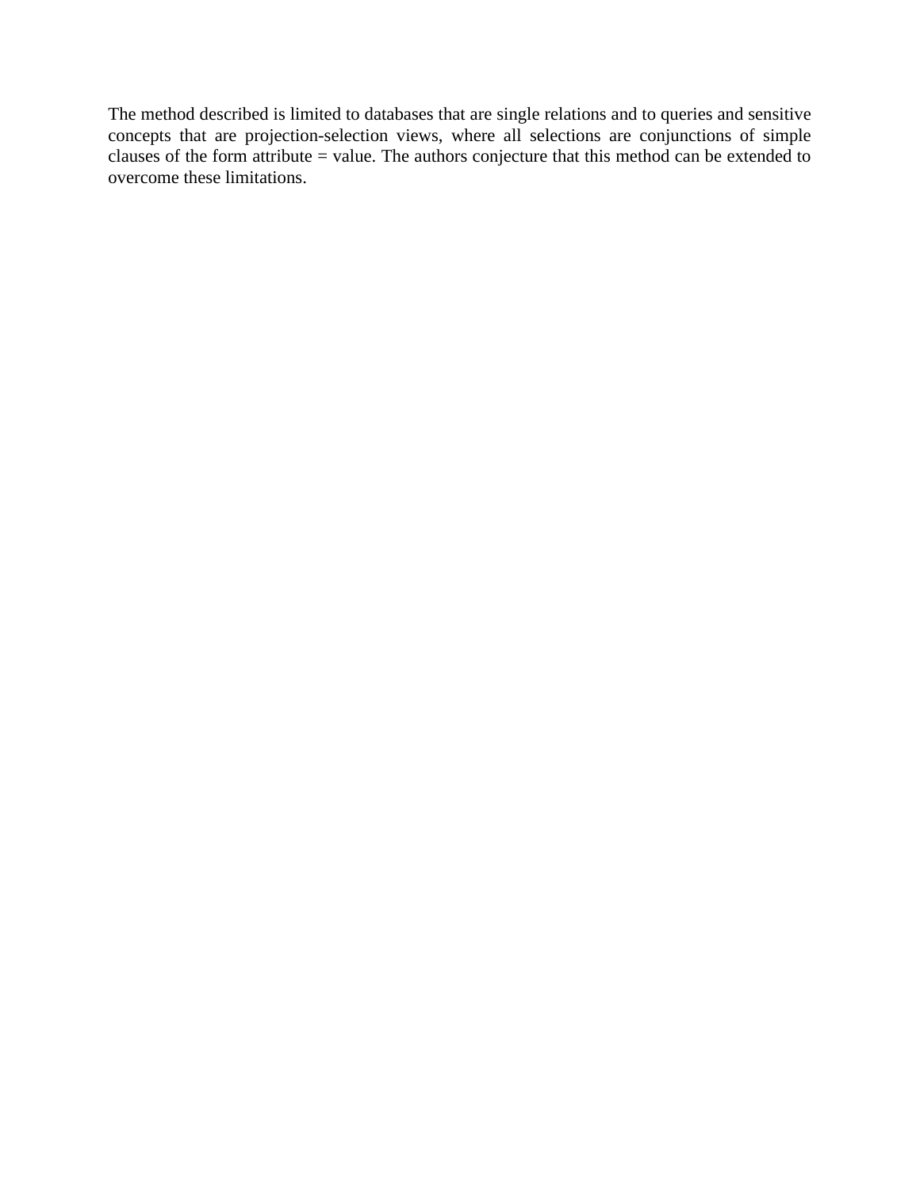The method described is limited to databases that are single relations and to queries and sensitive concepts that are projection-selection views, where all selections are conjunctions of simple clauses of the form attribute = value. The authors conjecture that this method can be extended to overcome these limitations.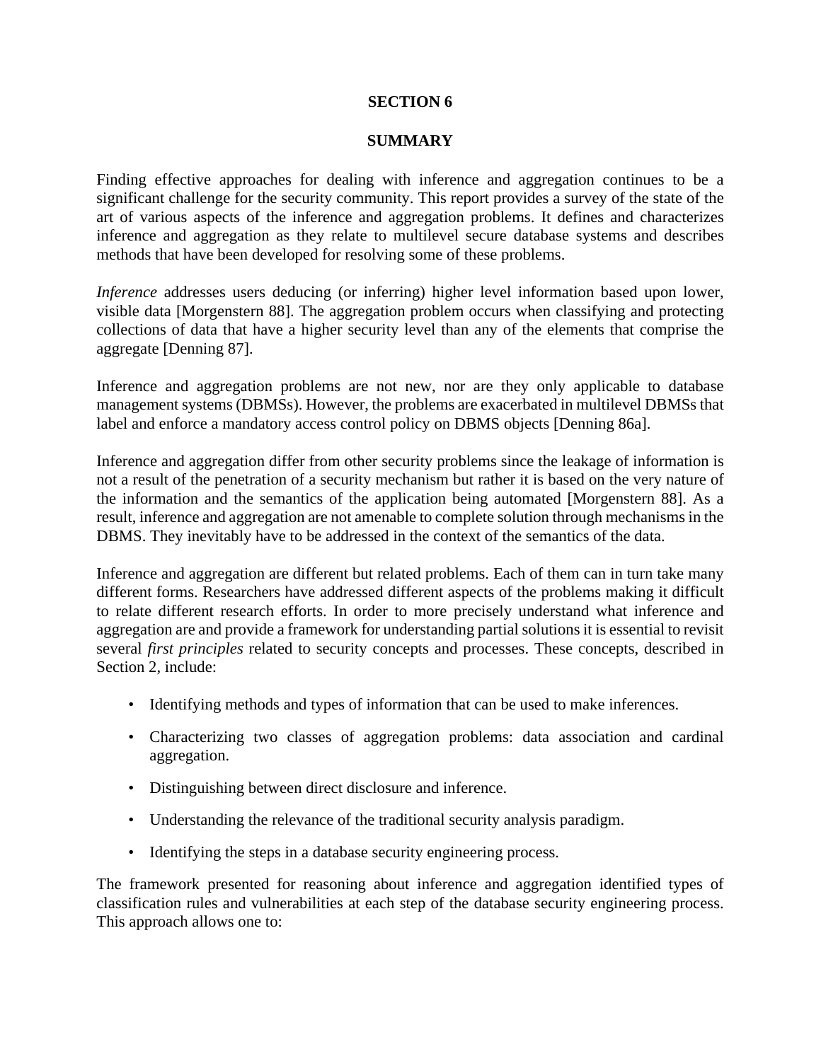# SECTION 6

# SUMMARY

Finding effective approaches for dealing with inference and aggregation continues to be a significant challenge for the security community. This report provides a survey of the state of the art of various aspects of the inference and aggregation problems. It defines and characterizes inference and aggregation as they relate to multilevel secure database systems and describes methods that have been developed for resolving some of these problems.

*Inference* addresses users deducing (or inferring) higher level information based upon lower, visible data [Morgenstern 88]. The aggregation problem occurs when classifying and protecting collections of data that have a higher security level than any of the elements that comprise the aggregate [Denning 87].

Inference and aggregation problems are not new, nor are they only applicable to database management systems (DBMSs). However, the problems are exacerbated in multilevel DBMSs that label and enforce a mandatory access control policy on DBMS objects [Denning 86a].

Inference and aggregation differ from other security problems since the leakage of information is not a result of the penetration of a security mechanism but rather it is based on the very nature of the information and the semantics of the application being automated [Morgenstern 88]. As a result, inference and aggregation are not amenable to complete solution through mechanisms in the DBMS. They inevitably have to be addressed in the context of the semantics of the data.

Inference and aggregation are different but related problems. Each of them can in turn take many different forms. Researchers have addressed different aspects of the problems making it difficult to relate different research efforts. In order to more precisely understand what inference and aggregation are and provide a framework for understanding partial solutions it is essential to revisit several *first principles* related to security concepts and processes. These concepts, described in Section 2, include:

- Identifying methods and types of information that can be used to make inferences.
- Characterizing two classes of aggregation problems: data association and cardinal aggregation.
- Distinguishing between direct disclosure and inference.
- Understanding the relevance of the traditional security analysis paradigm.
- Identifying the steps in a database security engineering process.

The framework presented for reasoning about inference and aggregation identified types of classification rules and vulnerabilities at each step of the database security engineering process. This approach allows one to: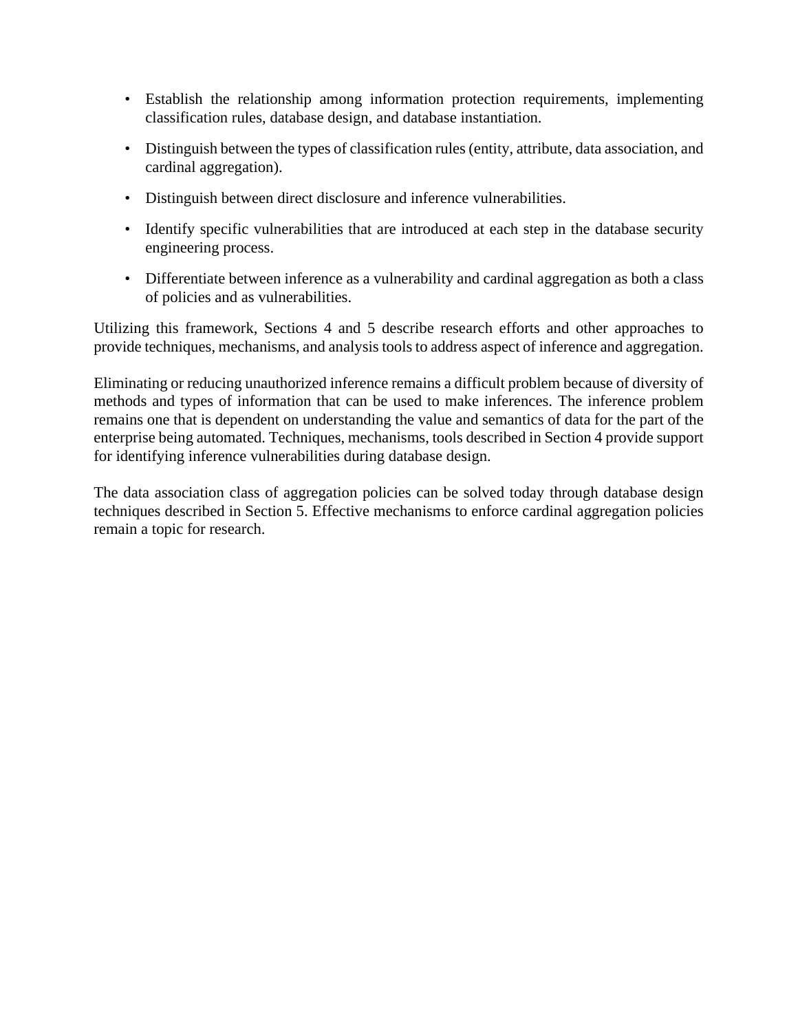- Establish the relationship among information protection requirements, implementing classification rules, database design, and database instantiation.
- Distinguish between the types of classification rules (entity, attribute, data association, and cardinal aggregation).
- Distinguish between direct disclosure and inference vulnerabilities.
- Identify specific vulnerabilities that are introduced at each step in the database security engineering process.
- Differentiate between inference as a vulnerability and cardinal aggregation as both a class of policies and as vulnerabilities.

Utilizing this framework, Sections 4 and 5 describe research efforts and other approaches to provide techniques, mechanisms, and analysis tools to address aspect of inference and aggregation.

Eliminating or reducing unauthorized inference remains a difficult problem because of diversity of methods and types of information that can be used to make inferences. The inference problem remains one that is dependent on understanding the value and semantics of data for the part of the enterprise being automated. Techniques, mechanisms, tools described in Section 4 provide support for identifying inference vulnerabilities during database design.

The data association class of aggregation policies can be solved today through database design techniques described in Section 5. Effective mechanisms to enforce cardinal aggregation policies remain a topic for research.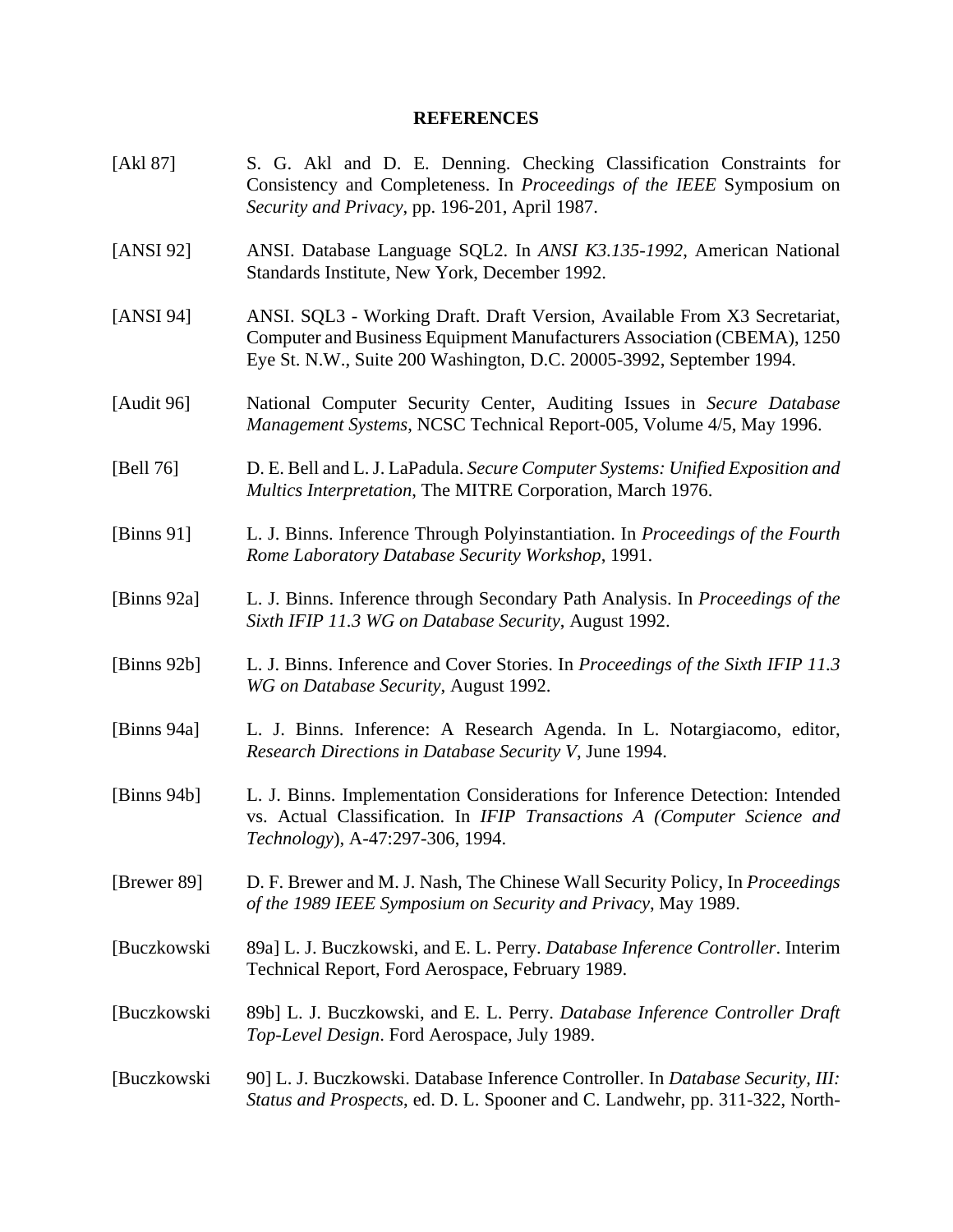## REFERENCES

[Akl 87] S. G. Akl and D. E. Denning. Checking Classification Constraints for Consistency and Completeness. In *Proceedings of the IEEE* Symposium on *Security and Privacy*, pp. 196-201, April 1987.

[ANSI 92] ANSI. Database Language SQL2. In *ANSI K3.135-1992*, American National Standards Institute, New York, December 1992.

[ANSI 94] ANSI. SQL3 - Working Draft. Draft Version, Available From X3 Secretariat, Computer and Business Equipment Manufacturers Association (CBEMA), 1250 Eye St. N.W., Suite 200 Washington, D.C. 20005-3992, September 1994.

[Audit 96] National Computer Security Center, Auditing Issues in *Secure Database Management Systems*, NCSC Technical Report-005, Volume 4/5, May 1996.

[Bell 76] D. E. Bell and L. J. LaPadula. *Secure Computer Systems: Unified Exposition and Multics Interpretation*, The MITRE Corporation, March 1976.

[Binns 91] L. J. Binns. Inference Through Polyinstantiation. In *Proceedings of the Fourth Rome Laboratory Database Security Workshop*, 1991.

[Binns 92a] L. J. Binns. Inference through Secondary Path Analysis. In *Proceedings of the Sixth IFIP 11.3 WG on Database Security*, August 1992.

[Binns 92b] L. J. Binns. Inference and Cover Stories. In *Proceedings of the Sixth IFIP 11.3 WG on Database Security*, August 1992.

[Binns 94a] L. J. Binns. Inference: A Research Agenda. In L. Notargiacomo, editor, *Research Directions in Database Security V*, June 1994.

[Binns 94b] L. J. Binns. Implementation Considerations for Inference Detection: Intended vs. Actual Classification. In *IFIP Transactions A (Computer Science and Technology*), A-47:297-306, 1994.

[Brewer 89] D. F. Brewer and M. J. Nash, The Chinese Wall Security Policy, In *Proceedings of the 1989 IEEE Symposium on Security and Privacy*, May 1989.

[Buczkowski 89a] L. J. Buczkowski, and E. L. Perry. *Database Inference Controller*. Interim Technical Report, Ford Aerospace, February 1989.

[Buczkowski 89b] L. J. Buczkowski, and E. L. Perry. *Database Inference Controller Draft Top-Level Design*. Ford Aerospace, July 1989.

[Buczkowski 90] L. J. Buczkowski. Database Inference Controller. In *Database Security, III: Status and Prospects*, ed. D. L. Spooner and C. Landwehr, pp. 311-322, North-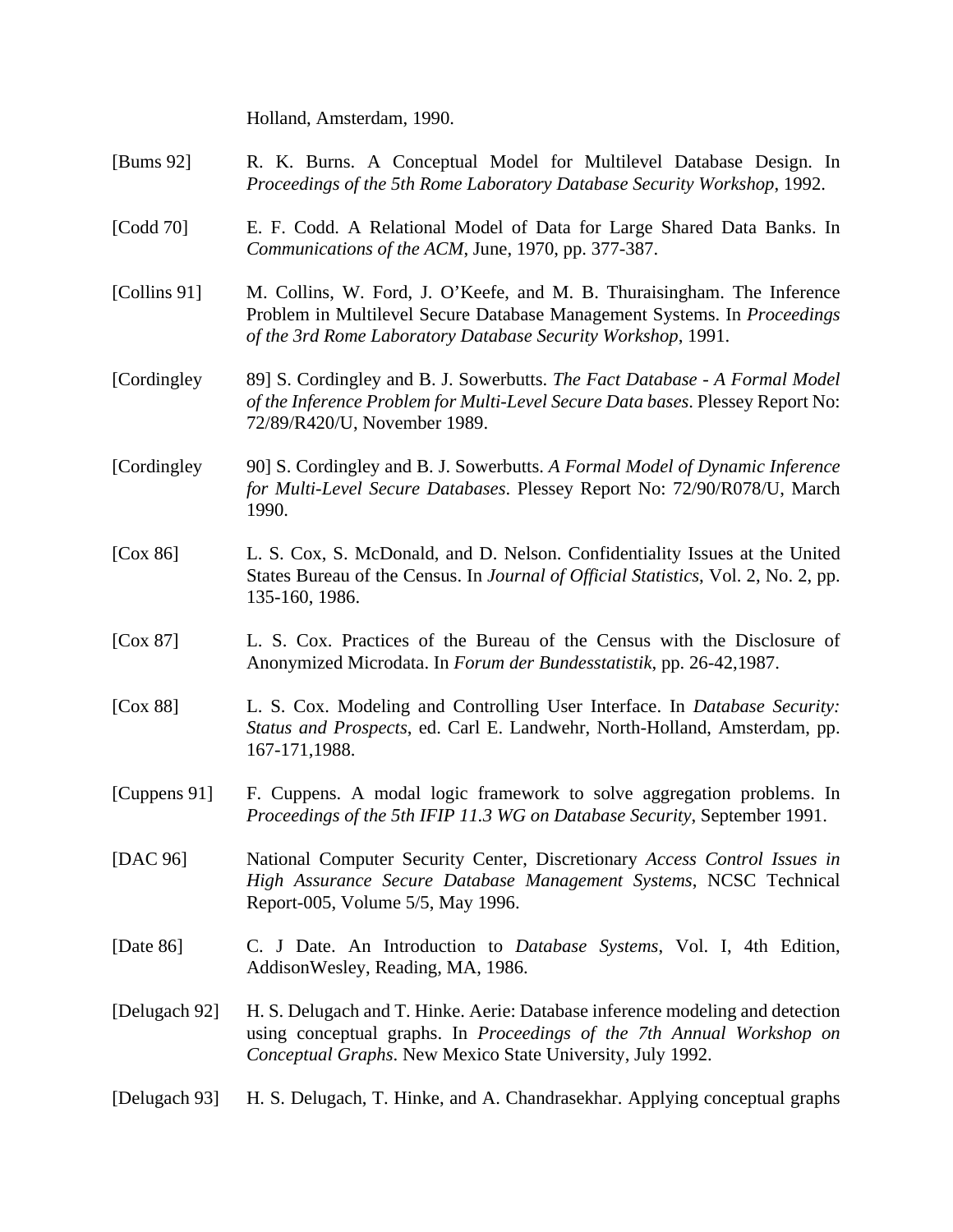Holland, Amsterdam, 1990.

[Bums 92] R. K. Burns. A Conceptual Model for Multilevel Database Design. In *Proceedings of the 5th Rome Laboratory Database Security Workshop*, 1992.

[Codd 70] E. F. Codd. A Relational Model of Data for Large Shared Data Banks. In *Communications of the ACM*, June, 1970, pp. 377-387.

[Collins 91] M. Collins, W. Ford, J. O'Keefe, and M. B. Thuraisingham. The Inference Problem in Multilevel Secure Database Management Systems. In *Proceedings of the 3rd Rome Laboratory Database Security Workshop*, 1991.

[Cordingley 89] S. Cordingley and B. J. Sowerbutts. *The Fact Database - A Formal Model of the Inference Problem for Multi-Level Secure Data bases*. Plessey Report No: 72/89/R420/U, November 1989.

[Cordingley 90] S. Cordingley and B. J. Sowerbutts. *A Formal Model of Dynamic Inference for Multi-Level Secure Databases*. Plessey Report No: 72/90/R078/U, March 1990.

[Cox 86] L. S. Cox, S. McDonald, and D. Nelson. Confidentiality Issues at the United States Bureau of the Census. In *Journal of Official Statistics*, Vol. 2, No. 2, pp. 135-160, 1986.

[Cox 87] L. S. Cox. Practices of the Bureau of the Census with the Disclosure of Anonymized Microdata. In *Forum der Bundesstatistik*, pp. 26-42,1987.

[Cox 88] L. S. Cox. Modeling and Controlling User Interface. In *Database Security: Status and Prospects*, ed. Carl E. Landwehr, North-Holland, Amsterdam, pp. 167-171,1988.

[Cuppens 91] F. Cuppens. A modal logic framework to solve aggregation problems. In *Proceedings of the 5th IFIP 11.3 WG on Database Security*, September 1991.

[DAC 96] National Computer Security Center, Discretionary *Access Control Issues in High Assurance Secure Database Management Systems*, NCSC Technical Report-005, Volume 5/5, May 1996.

[Date 86] C. J Date. An Introduction to *Database Systems*, Vol. I, 4th Edition, AddisonWesley, Reading, MA, 1986.

[Delugach 92] H. S. Delugach and T. Hinke. Aerie: Database inference modeling and detection using conceptual graphs. In *Proceedings of the 7th Annual Workshop on Conceptual Graphs*. New Mexico State University, July 1992.

[Delugach 93] H. S. Delugach, T. Hinke, and A. Chandrasekhar. Applying conceptual graphs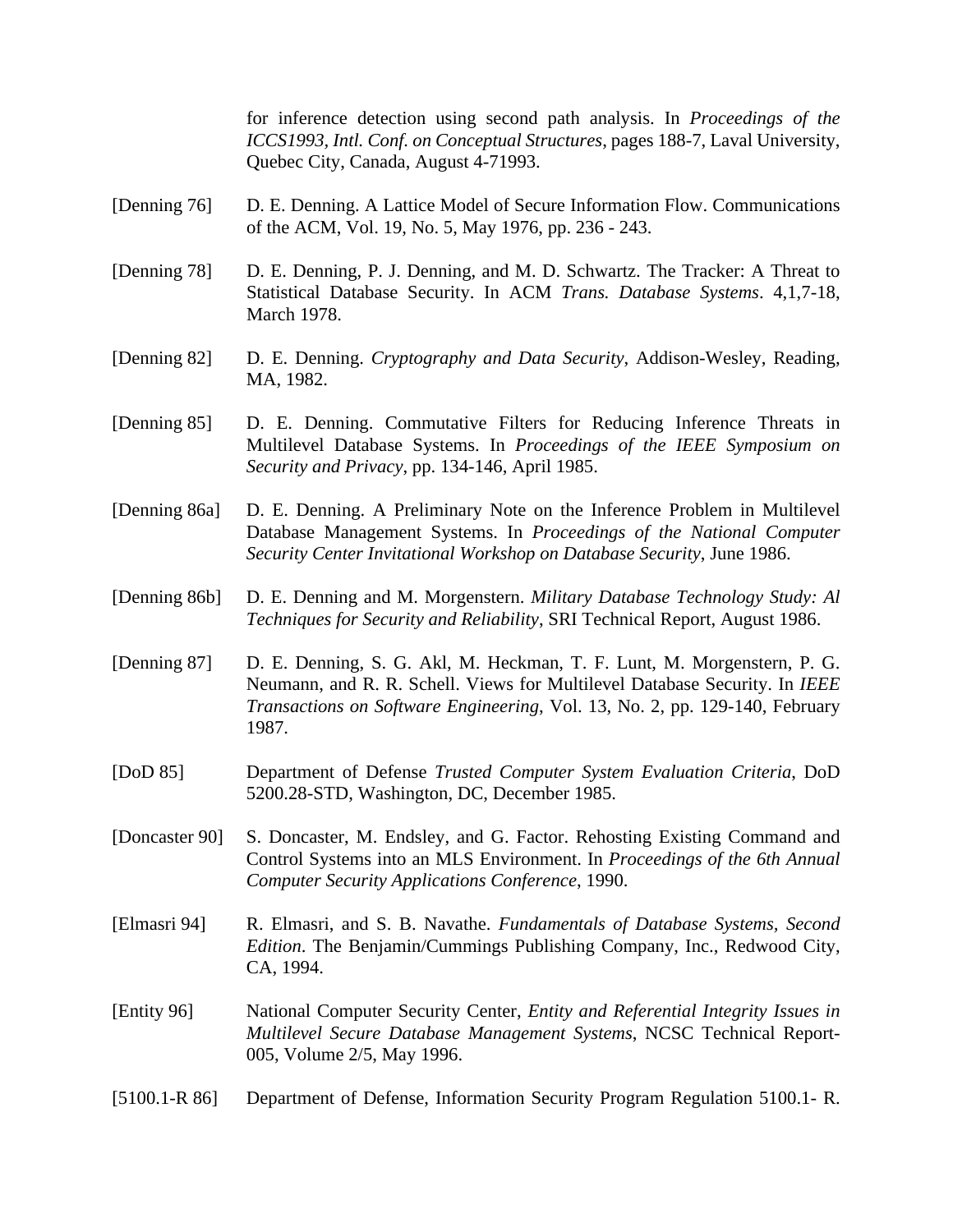for inference detection using second path analysis. In *Proceedings of the ICCS1993, Intl. Conf. on Conceptual Structures*, pages 188-7, Laval University, Quebec City, Canada, August 4-71993.

[Denning 76] D. E. Denning. A Lattice Model of Secure Information Flow. Communications of the ACM, Vol. 19, No. 5, May 1976, pp. 236 - 243.

[Denning 78] D. E. Denning, P. J. Denning, and M. D. Schwartz. The Tracker: A Threat to Statistical Database Security. In ACM *Trans. Database Systems*. 4,1,7-18, March 1978.

[Denning 82] D. E. Denning. *Cryptography and Data Security*, Addison-Wesley, Reading, MA, 1982.

[Denning 85] D. E. Denning. Commutative Filters for Reducing Inference Threats in Multilevel Database Systems. In *Proceedings of the IEEE Symposium on Security and Privacy*, pp. 134-146, April 1985.

[Denning 86a] D. E. Denning. A Preliminary Note on the Inference Problem in Multilevel Database Management Systems. In *Proceedings of the National Computer Security Center Invitational Workshop on Database Security*, June 1986.

[Denning 86b] D. E. Denning and M. Morgenstern. *Military Database Technology Study: Al Techniques for Security and Reliability*, SRI Technical Report, August 1986.

[Denning 87] D. E. Denning, S. G. Akl, M. Heckman, T. F. Lunt, M. Morgenstern, P. G. Neumann, and R. R. Schell. Views for Multilevel Database Security. In *IEEE Transactions on Software Engineering*, Vol. 13, No. 2, pp. 129-140, February 1987.

[DoD 85] Department of Defense *Trusted Computer System Evaluation Criteria*, DoD 5200.28-STD, Washington, DC, December 1985.

[Doncaster 90] S. Doncaster, M. Endsley, and G. Factor. Rehosting Existing Command and Control Systems into an MLS Environment. In *Proceedings of the 6th Annual Computer Security Applications Conference*, 1990.

[Elmasri 94] R. Elmasri, and S. B. Navathe. *Fundamentals of Database Systems, Second Edition*. The Benjamin/Cummings Publishing Company, Inc., Redwood City, CA, 1994.

[Entity 96] National Computer Security Center, *Entity and Referential Integrity Issues in Multilevel Secure Database Management Systems*, NCSC Technical Report-005, Volume 2/5, May 1996.

[5100.1-R 86] Department of Defense, Information Security Program Regulation 5100.1- R.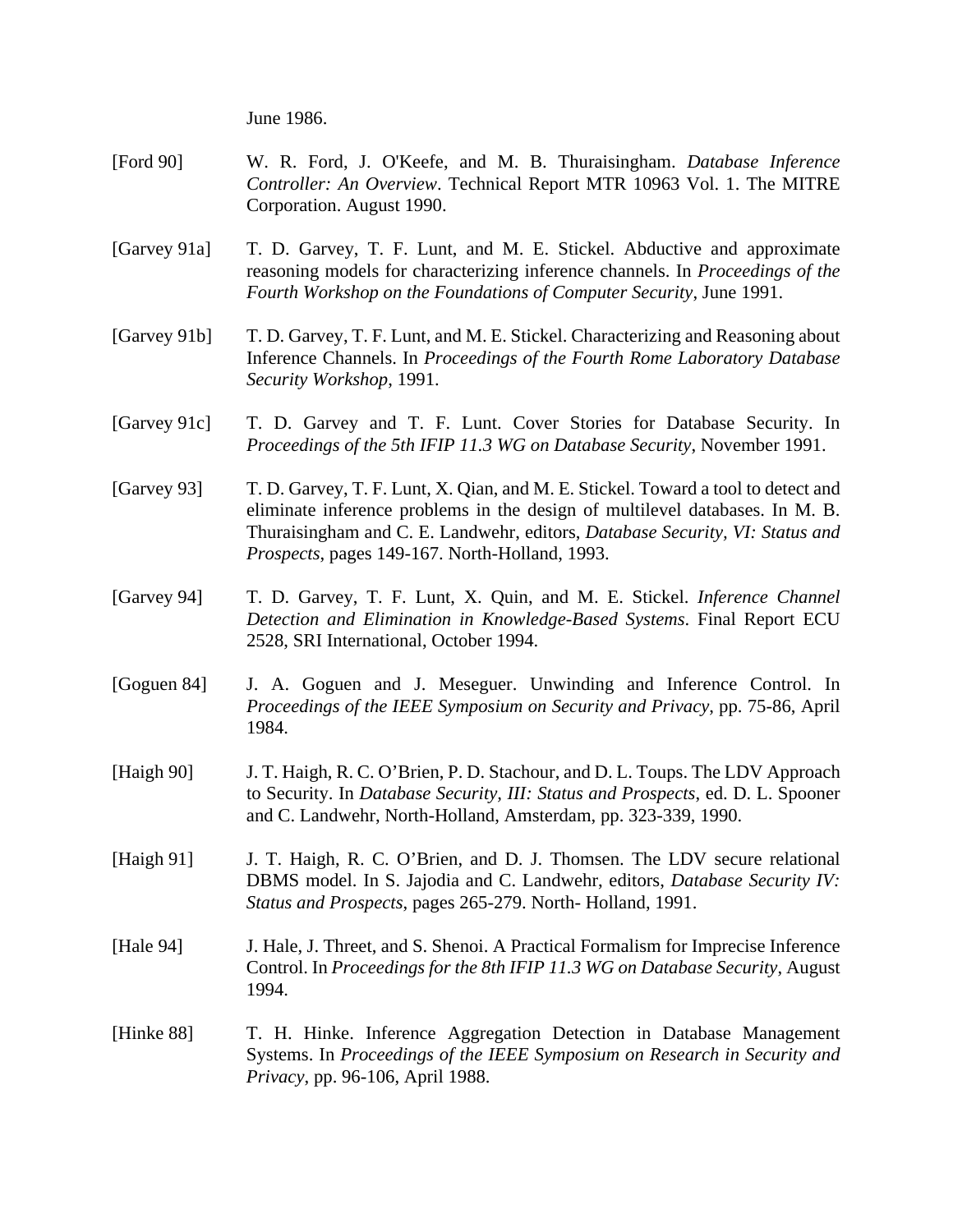June 1986.

[Ford 90] W. R. Ford, J. O'Keefe, and M. B. Thuraisingham. *Database Inference Controller: An Overview*. Technical Report MTR 10963 Vol. 1. The MITRE Corporation. August 1990.

[Garvey 91a] T. D. Garvey, T. F. Lunt, and M. E. Stickel. Abductive and approximate reasoning models for characterizing inference channels. In *Proceedings of the Fourth Workshop on the Foundations of Computer Security*, June 1991.

[Garvey 91b] T. D. Garvey, T. F. Lunt, and M. E. Stickel. Characterizing and Reasoning about Inference Channels. In *Proceedings of the Fourth Rome Laboratory Database Security Workshop*, 1991.

[Garvey 91c] T. D. Garvey and T. F. Lunt. Cover Stories for Database Security. In *Proceedings of the 5th IFIP 11.3 WG on Database Security*, November 1991.

[Garvey 93] T. D. Garvey, T. F. Lunt, X. Qian, and M. E. Stickel. Toward a tool to detect and eliminate inference problems in the design of multilevel databases. In M. B. Thuraisingham and C. E. Landwehr, editors, *Database Security, VI: Status and Prospects*, pages 149-167. North-Holland, 1993.

[Garvey 94] T. D. Garvey, T. F. Lunt, X. Quin, and M. E. Stickel. *Inference Channel Detection and Elimination in Knowledge-Based Systems*. Final Report ECU 2528, SRI International, October 1994.

[Goguen 84] J. A. Goguen and J. Meseguer. Unwinding and Inference Control. In *Proceedings of the IEEE Symposium on Security and Privacy*, pp. 75-86, April 1984.

[Haigh 90] J. T. Haigh, R. C. O'Brien, P. D. Stachour, and D. L. Toups. The LDV Approach to Security. In *Database Security, III: Status and Prospects*, ed. D. L. Spooner and C. Landwehr, North-Holland, Amsterdam, pp. 323-339, 1990.

[Haigh 91] J. T. Haigh, R. C. O'Brien, and D. J. Thomsen. The LDV secure relational DBMS model. In S. Jajodia and C. Landwehr, editors, *Database Security IV: Status and Prospects*, pages 265-279. North- Holland, 1991.

[Hale 94] J. Hale, J. Threet, and S. Shenoi. A Practical Formalism for Imprecise Inference Control. In *Proceedings for the 8th IFIP 11.3 WG on Database Security*, August 1994.

[Hinke 88] T. H. Hinke. Inference Aggregation Detection in Database Management Systems. In *Proceedings of the IEEE Symposium on Research in Security and Privacy*, pp. 96-106, April 1988.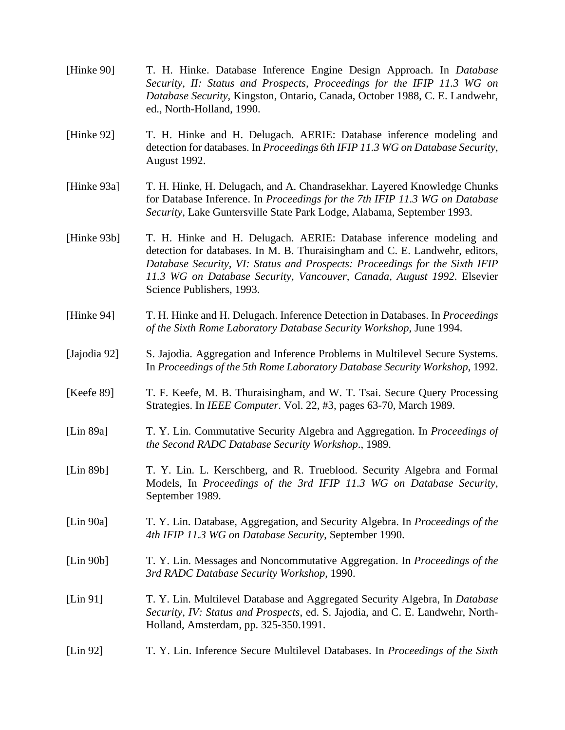[Hinke 90] T. H. Hinke. Database Inference Engine Design Approach. In *Database Security, II: Status and Prospects, Proceedings for the IFIP 11.3 WG on Database Security*, Kingston, Ontario, Canada, October 1988, C. E. Landwehr, ed., North-Holland, 1990.

[Hinke 92] T. H. Hinke and H. Delugach. AERIE: Database inference modeling and detection for databases. In *Proceedings 6th IFIP 11.3 WG on Database Security*, August 1992.

[Hinke 93a] T. H. Hinke, H. Delugach, and A. Chandrasekhar. Layered Knowledge Chunks for Database Inference. In *Proceedings for the 7th IFIP 11.3 WG on Database Security*, Lake Guntersville State Park Lodge, Alabama, September 1993.

[Hinke 93b] T. H. Hinke and H. Delugach. AERIE: Database inference modeling and detection for databases. In M. B. Thuraisingham and C. E. Landwehr, editors, *Database Security, VI: Status and Prospects: Proceedings for the Sixth IFIP 11.3 WG on Database Security, Vancouver, Canada, August 1992*. Elsevier Science Publishers, 1993.

[Hinke 94] T. H. Hinke and H. Delugach. Inference Detection in Databases. In *Proceedings of the Sixth Rome Laboratory Database Security Workshop*, June 1994.

[Jajodia 92] S. Jajodia. Aggregation and Inference Problems in Multilevel Secure Systems. In *Proceedings of the 5th Rome Laboratory Database Security Workshop*, 1992.

[Keefe 89] T. F. Keefe, M. B. Thuraisingham, and W. T. Tsai. Secure Query Processing Strategies. In *IEEE Computer*. Vol. 22, #3, pages 63-70, March 1989.

[Lin 89a] T. Y. Lin. Commutative Security Algebra and Aggregation. In *Proceedings of the Second RADC Database Security Workshop*., 1989.

[Lin 89b] T. Y. Lin. L. Kerschberg, and R. Trueblood. Security Algebra and Formal Models, In *Proceedings of the 3rd IFIP 11.3 WG on Database Security*, September 1989.

[Lin 90a] T. Y. Lin. Database, Aggregation, and Security Algebra. In *Proceedings of the 4th IFIP 11.3 WG on Database Security*, September 1990.

[Lin 90b] T. Y. Lin. Messages and Noncommutative Aggregation. In *Proceedings of the 3rd RADC Database Security Workshop*, 1990.

[Lin 91] T. Y. Lin. Multilevel Database and Aggregated Security Algebra, In *Database Security, IV: Status and Prospects*, ed. S. Jajodia, and C. E. Landwehr, North-Holland, Amsterdam, pp. 325-350.1991.

[Lin 92] T. Y. Lin. Inference Secure Multilevel Databases. In *Proceedings of the Sixth*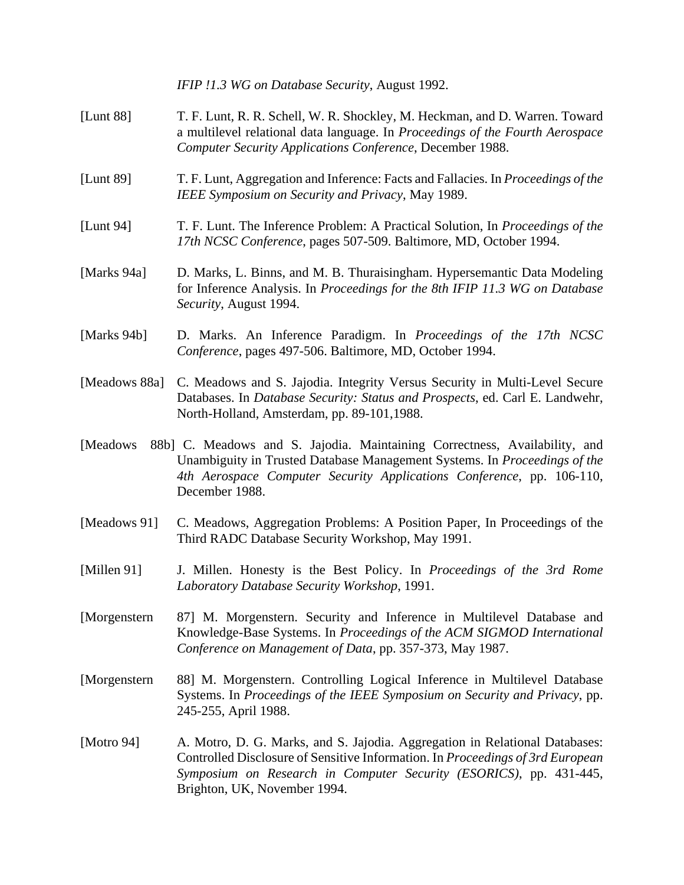*IFIP !1.3 WG on Database Security*, August 1992.

[Lunt 88] T. F. Lunt, R. R. Schell, W. R. Shockley, M. Heckman, and D. Warren. Toward a multilevel relational data language. In *Proceedings of the Fourth Aerospace Computer Security Applications Conference*, December 1988.

[Lunt 89] T. F. Lunt, Aggregation and Inference: Facts and Fallacies. In *Proceedings of the IEEE Symposium on Security and Privacy*, May 1989.

[Lunt 94] T. F. Lunt. The Inference Problem: A Practical Solution, In *Proceedings of the 17th NCSC Conference*, pages 507-509. Baltimore, MD, October 1994.

[Marks 94a] D. Marks, L. Binns, and M. B. Thuraisingham. Hypersemantic Data Modeling for Inference Analysis. In *Proceedings for the 8th IFIP 11.3 WG on Database Security*, August 1994.

[Marks 94b] D. Marks. An Inference Paradigm. In *Proceedings of the 17th NCSC Conference*, pages 497-506. Baltimore, MD, October 1994.

[Meadows 88a] C. Meadows and S. Jajodia. Integrity Versus Security in Multi-Level Secure Databases. In *Database Security: Status and Prospects*, ed. Carl E. Landwehr, North-Holland, Amsterdam, pp. 89-101,1988.

[Meadows 88b] C. Meadows and S. Jajodia. Maintaining Correctness, Availability, and Unambiguity in Trusted Database Management Systems. In *Proceedings of the 4th Aerospace Computer Security Applications Conference*, pp. 106-110, December 1988.

[Meadows 91] C. Meadows, Aggregation Problems: A Position Paper, In Proceedings of the Third RADC Database Security Workshop, May 1991.

[Millen 91] J. Millen. Honesty is the Best Policy. In *Proceedings of the 3rd Rome Laboratory Database Security Workshop*, 1991.

[Morgenstern 87] M. Morgenstern. Security and Inference in Multilevel Database and Knowledge-Base Systems. In *Proceedings of the ACM SIGMOD International Conference on Management of Data*, pp. 357-373, May 1987.

[Morgenstern 88] M. Morgenstern. Controlling Logical Inference in Multilevel Database Systems. In *Proceedings of the IEEE Symposium on Security and Privacy*, pp. 245-255, April 1988.

[Motro 94] A. Motro, D. G. Marks, and S. Jajodia. Aggregation in Relational Databases: Controlled Disclosure of Sensitive Information. In *Proceedings of 3rd European Symposium on Research in Computer Security (ESORICS)*, pp. 431-445, Brighton, UK, November 1994.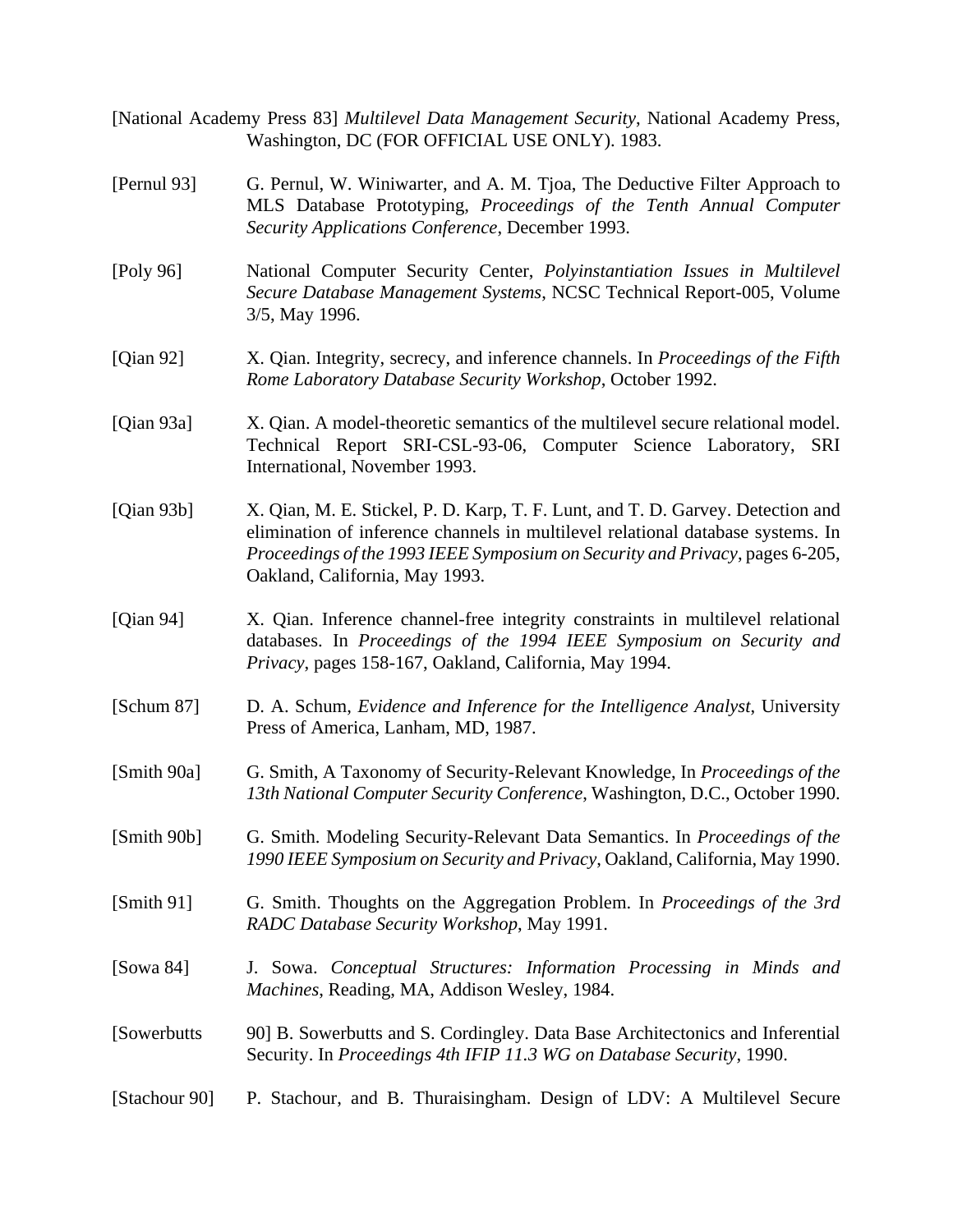[National Academy Press 83] *Multilevel Data Management Security*, National Academy Press, Washington, DC (FOR OFFICIAL USE ONLY). 1983.

[Pernul 93] G. Pernul, W. Winiwarter, and A. M. Tjoa, The Deductive Filter Approach to MLS Database Prototyping, *Proceedings of the Tenth Annual Computer Security Applications Conference*, December 1993.

[Poly 96] National Computer Security Center, *Polyinstantiation Issues in Multilevel Secure Database Management Systems*, NCSC Technical Report-005, Volume 3/5, May 1996.

[Qian 92] X. Qian. Integrity, secrecy, and inference channels. In *Proceedings of the Fifth Rome Laboratory Database Security Workshop*, October 1992.

[Qian 93a] X. Qian. A model-theoretic semantics of the multilevel secure relational model. Technical Report SRI-CSL-93-06, Computer Science Laboratory, SRI International, November 1993.

[Qian 93b] X. Qian, M. E. Stickel, P. D. Karp, T. F. Lunt, and T. D. Garvey. Detection and elimination of inference channels in multilevel relational database systems. In *Proceedings of the 1993 IEEE Symposium on Security and Privacy*, pages 6-205, Oakland, California, May 1993.

[Qian 94] X. Qian. Inference channel-free integrity constraints in multilevel relational databases. In *Proceedings of the 1994 IEEE Symposium on Security and Privacy*, pages 158-167, Oakland, California, May 1994.

[Schum 87] D. A. Schum, *Evidence and Inference for the Intelligence Analyst*, University Press of America, Lanham, MD, 1987.

[Smith 90a] G. Smith, A Taxonomy of Security-Relevant Knowledge, In *Proceedings of the 13th National Computer Security Conference*, Washington, D.C., October 1990.

[Smith 90b] G. Smith. Modeling Security-Relevant Data Semantics. In *Proceedings of the 1990 IEEE Symposium on Security and Privacy*, Oakland, California, May 1990.

[Smith 91] G. Smith. Thoughts on the Aggregation Problem. In *Proceedings of the 3rd RADC Database Security Workshop*, May 1991.

[Sowa 84] J. Sowa. *Conceptual Structures: Information Processing in Minds and Machines*, Reading, MA, Addison Wesley, 1984.

[Sowerbutts 90] B. Sowerbutts and S. Cordingley. Data Base Architectonics and Inferential Security. In *Proceedings 4th IFIP 11.3 WG on Database Security*, 1990.

[Stachour 90] P. Stachour, and B. Thuraisingham. Design of LDV: A Multilevel Secure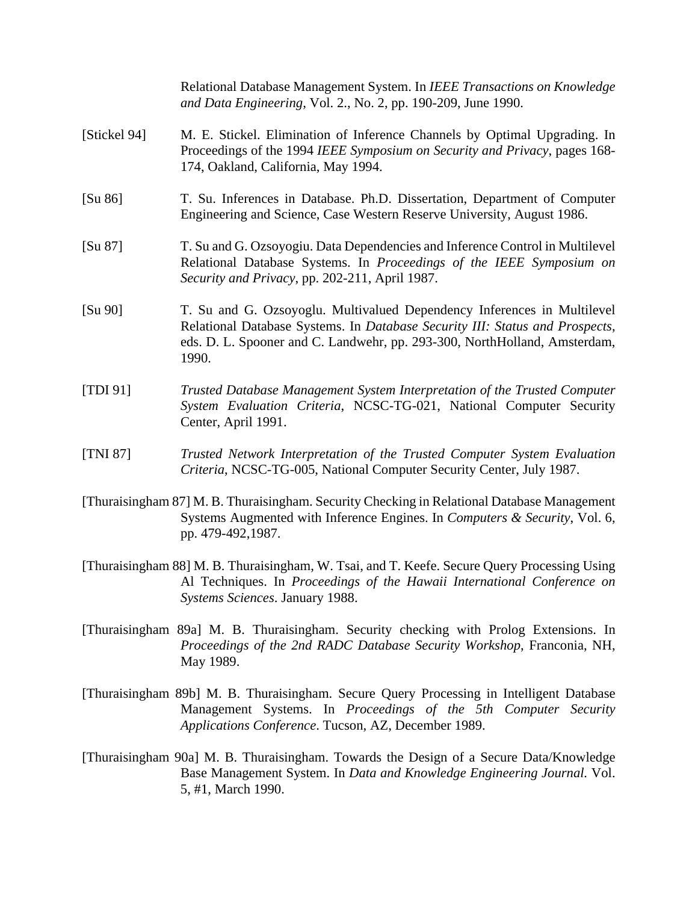Relational Database Management System. In *IEEE Transactions on Knowledge and Data Engineering*, Vol. 2., No. 2, pp. 190-209, June 1990.

[Stickel 94] M. E. Stickel. Elimination of Inference Channels by Optimal Upgrading. In Proceedings of the 1994 *IEEE Symposium on Security and Privacy*, pages 168-174, Oakland, California, May 1994.

[Su 86] T. Su. Inferences in Database. Ph.D. Dissertation, Department of Computer Engineering and Science, Case Western Reserve University, August 1986.

[Su 87] T. Su and G. Ozsoyogiu. Data Dependencies and Inference Control in Multilevel Relational Database Systems. In *Proceedings of the IEEE Symposium on Security and Privacy*, pp. 202-211, April 1987.

[Su 90] T. Su and G. Ozsoyoglu. Multivalued Dependency Inferences in Multilevel Relational Database Systems. In *Database Security III: Status and Prospects*, eds. D. L. Spooner and C. Landwehr, pp. 293-300, NorthHolland, Amsterdam, 1990.

[TDI 91] *Trusted Database Management System Interpretation of the Trusted Computer System Evaluation Criteria*, NCSC-TG-021, National Computer Security Center, April 1991.

[TNI 87] *Trusted Network Interpretation of the Trusted Computer System Evaluation Criteria*, NCSC-TG-005, National Computer Security Center, July 1987.

[Thuraisingham 87] M. B. Thuraisingham. Security Checking in Relational Database Management Systems Augmented with Inference Engines. In *Computers & Security*, Vol. 6, pp. 479-492,1987.

[Thuraisingham 88] M. B. Thuraisingham, W. Tsai, and T. Keefe. Secure Query Processing Using Al Techniques. In *Proceedings of the Hawaii International Conference on Systems Sciences*. January 1988.

[Thuraisingham 89a] M. B. Thuraisingham. Security checking with Prolog Extensions. In *Proceedings of the 2nd RADC Database Security Workshop*, Franconia, NH, May 1989.

[Thuraisingham 89b] M. B. Thuraisingham. Secure Query Processing in Intelligent Database Management Systems. In *Proceedings of the 5th Computer Security Applications Conference*. Tucson, AZ, December 1989.

[Thuraisingham 90a] M. B. Thuraisingham. Towards the Design of a Secure Data/Knowledge Base Management System. In *Data and Knowledge Engineering Journal.* Vol. 5, #1, March 1990.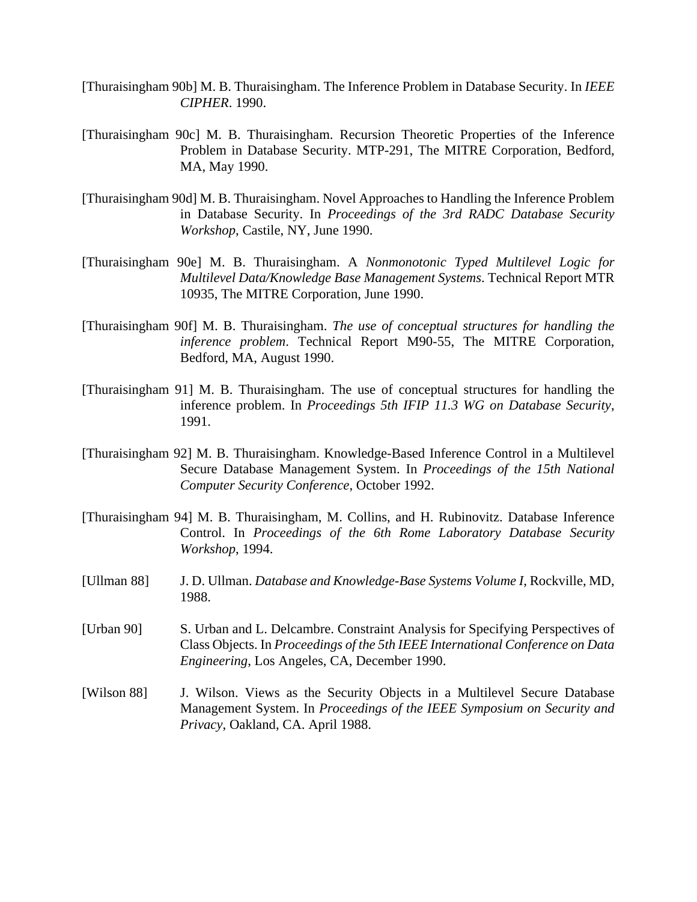[Thuraisingham 90b] M. B. Thuraisingham. The Inference Problem in Database Security. In *IEEE CIPHER*. 1990.

[Thuraisingham 90c] M. B. Thuraisingham. Recursion Theoretic Properties of the Inference Problem in Database Security. MTP-291, The MITRE Corporation, Bedford, MA, May 1990.

[Thuraisingham 90d] M. B. Thuraisingham. Novel Approaches to Handling the Inference Problem in Database Security. In *Proceedings of the 3rd RADC Database Security Workshop*, Castile, NY, June 1990.

[Thuraisingham 90e] M. B. Thuraisingham. A *Nonmonotonic Typed Multilevel Logic for Multilevel Data/Knowledge Base Management Systems*. Technical Report MTR 10935, The MITRE Corporation, June 1990.

[Thuraisingham 90f] M. B. Thuraisingham. *The use of conceptual structures for handling the inference problem*. Technical Report M90-55, The MITRE Corporation, Bedford, MA, August 1990.

[Thuraisingham 91] M. B. Thuraisingham. The use of conceptual structures for handling the inference problem. In *Proceedings 5th IFIP 11.3 WG on Database Security*, 1991.

[Thuraisingham 92] M. B. Thuraisingham. Knowledge-Based Inference Control in a Multilevel Secure Database Management System. In *Proceedings of the 15th National Computer Security Conference*, October 1992.

[Thuraisingham 94] M. B. Thuraisingham, M. Collins, and H. Rubinovitz. Database Inference Control. In *Proceedings of the 6th Rome Laboratory Database Security Workshop*, 1994.

[Ullman 88] J. D. Ullman. *Database and Knowledge-Base Systems Volume I*, Rockville, MD, 1988.

[Urban 90] S. Urban and L. Delcambre. Constraint Analysis for Specifying Perspectives of Class Objects. In *Proceedings of the 5th IEEE International Conference on Data Engineering*, Los Angeles, CA, December 1990.

[Wilson 88] J. Wilson. Views as the Security Objects in a Multilevel Secure Database Management System. In *Proceedings of the IEEE Symposium on Security and Privacy*, Oakland, CA. April 1988.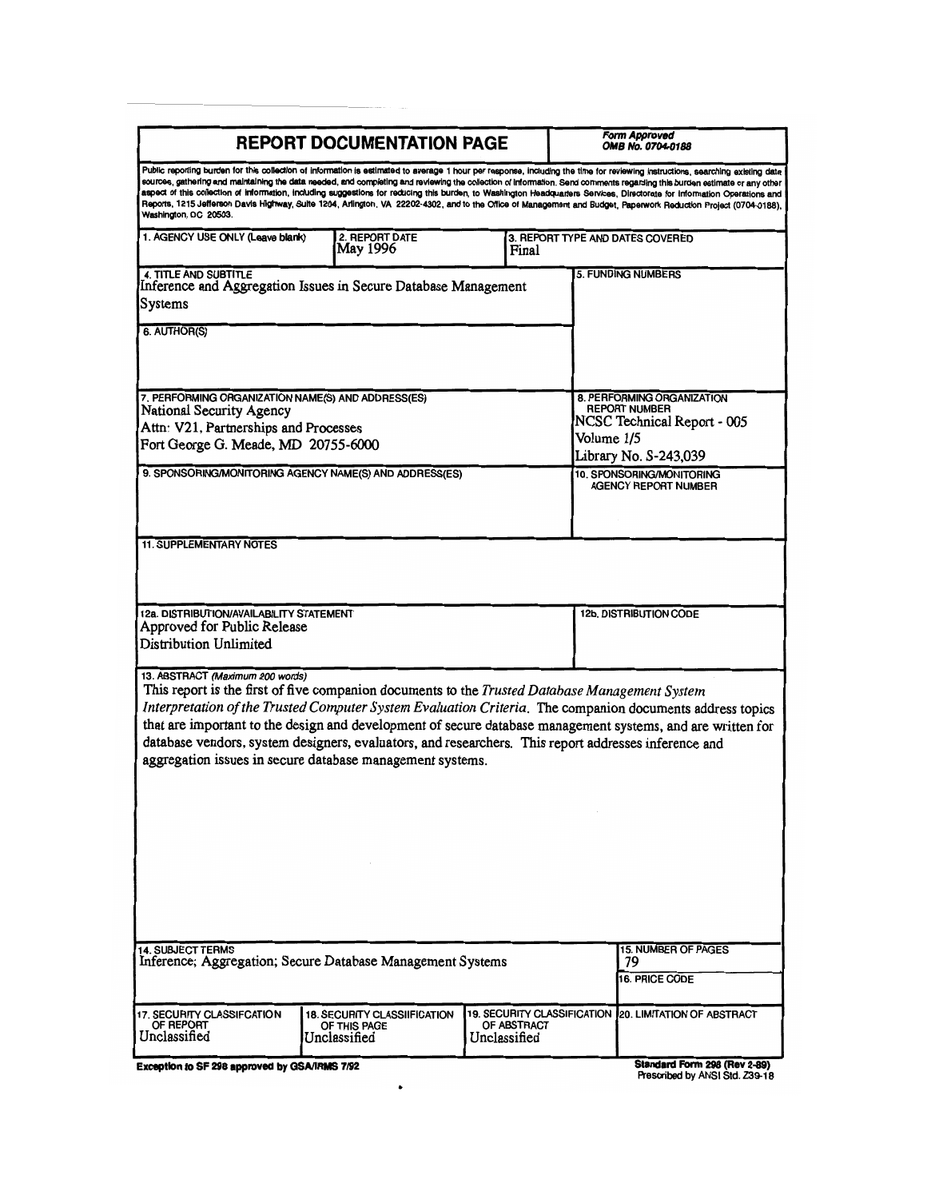# REPORT DOCUMENTATION PAGE

*Form Approved OMB No. 0704-0188*

Public reporting burden for this collection of information is estimated to average 1 hour per response, including the time for reviewing instructions, searching existing data sources, gathering and maintaining the data needed, and completing and reviewing the collection of information. Send comments regarding this burden estimate or any other aspect of this collection of information, including suggestions for reducing this burden, to Washington Headquarters Services, Directorate for Information Operations and Reports, 1215 Jefferson Davis Highway, Suite 1204, Arlington, VA 22202-4302, and to the Office of Management and Budget, Paperwork Reduction Project (0704-0188), Washington, DC 20503.

| 1. AGENCY USE ONLY (Leave blank) | 2. REPORT DATE | 3. REPORT TYPE AND DATES COVERED |
|---|---|---|
| | May 1996 | Final |

**4. TITLE AND SUBTITLE**
Inference and Aggregation Issues in Secure Database Management Systems

**5. FUNDING NUMBERS**

**6. AUTHOR(S)**

**7. PERFORMING ORGANIZATION NAME(S) AND ADDRESS(ES)**
National Security Agency
Attn: V21, Partnerships and Processes
Fort George G. Meade, MD 20755-6000

**8. PERFORMING ORGANIZATION REPORT NUMBER**
NCSC Technical Report - 005
Volume 1/5
Library No. S-243,039

**9. SPONSORING/MONITORING AGENCY NAME(S) AND ADDRESS(ES)**

**10. SPONSORING/MONITORING AGENCY REPORT NUMBER**

**11. SUPPLEMENTARY NOTES**

**12a. DISTRIBUTION/AVAILABILITY STATEMENT**
Approved for Public Release
Distribution Unlimited

**12b. DISTRIBUTION CODE**

**13. ABSTRACT** *(Maximum 200 words)*
This report is the first of five companion documents to the *Trusted Database Management System Interpretation of the Trusted Computer System Evaluation Criteria*. The companion documents address topics that are important to the design and development of secure database management systems, and are written for database vendors, system designers, evaluators, and researchers. This report addresses inference and aggregation issues in secure database management systems.

**14. SUBJECT TERMS**
Inference; Aggregation; Secure Database Management Systems

**15. NUMBER OF PAGES**
79

**16. PRICE CODE**

| 17. SECURITY CLASSIFCATION OF REPORT | 18. SECURITY CLASSIIFICATION OF THIS PAGE | 19. SECURITY CLASSIFICATION OF ABSTRACT | 20. LIMITATION OF ABSTRACT |
|---|---|---|---|
| Unclassified | Unclassified | Unclassified | |

**Exception to SF 298 approved by GSA/IRMS 7/92**

**Standard Form 298 (Rev 2-89)**
Prescribed by ANSI Std. Z39-18